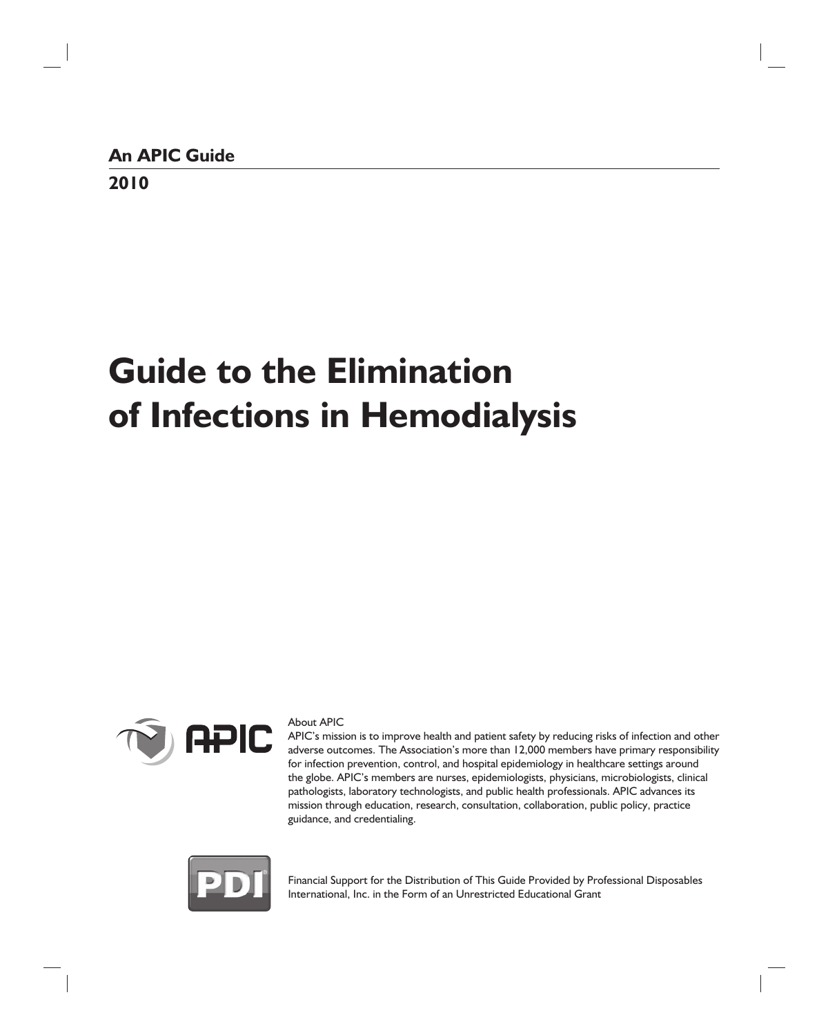**An APIC Guide**

**2010**

# Guide to the Elimination of Infections in Hemodialysis

About APIC

APIC's mission is to improve health and patient safety by reducing risks of infection and other adverse outcomes. The Association's more than 12,000 members have primary responsibility for infection prevention, control, and hospital epidemiology in healthcare settings around the globe. APIC's members are nurses, epidemiologists, physicians, microbiologists, clinical pathologists, laboratory technologists, and public health professionals. APIC advances its mission through education, research, consultation, collaboration, public policy, practice guidance, and credentialing.

Financial Support for the Distribution of This Guide Provided by Professional Disposables International, Inc. in the Form of an Unrestricted Educational Grant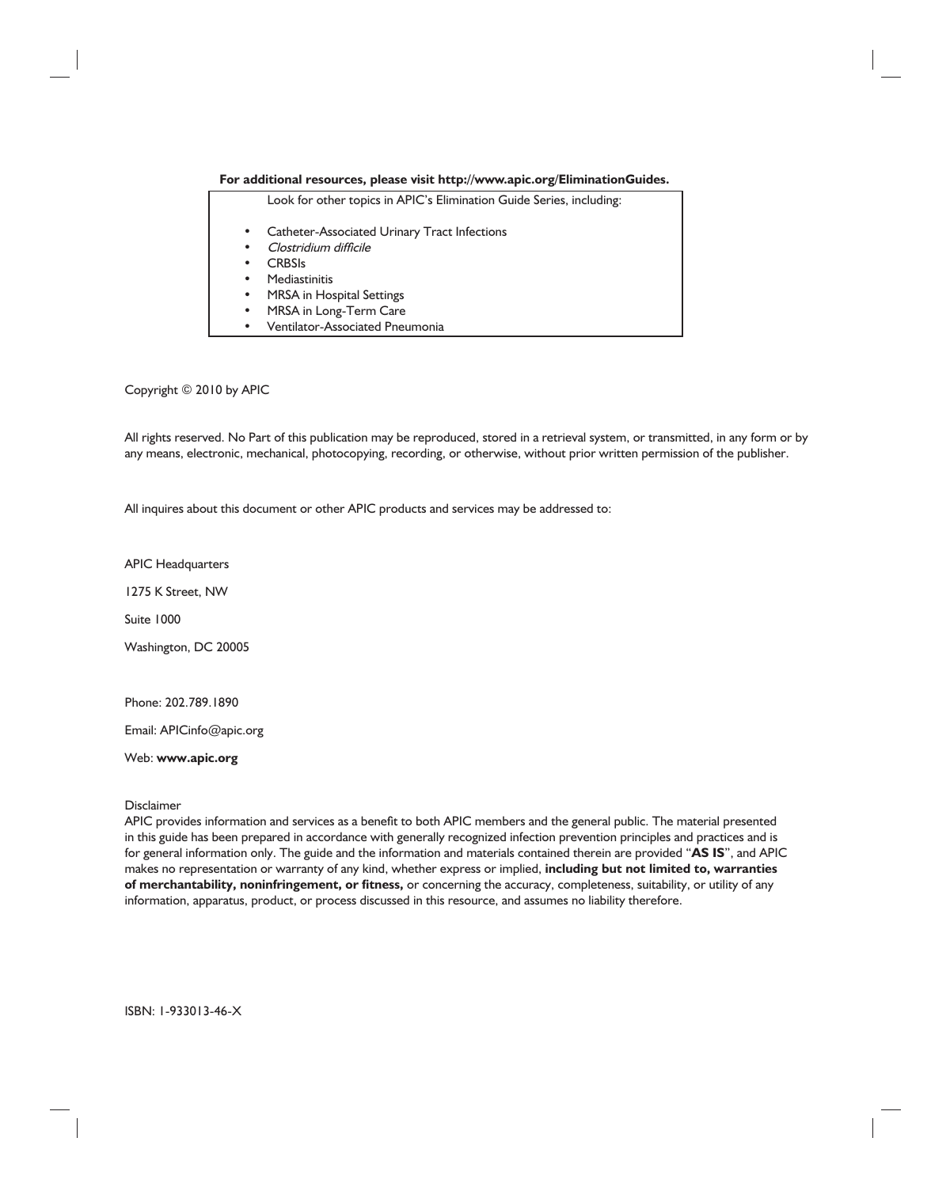**For additional resources, please visit http://www.apic.org/EliminationGuides.**

Look for other topics in APIC's Elimination Guide Series, including:

- Catheter-Associated Urinary Tract Infections
- *Clostridium difficile*
- CRBSIs
- Mediastinitis
- MRSA in Hospital Settings
- MRSA in Long-Term Care
- Ventilator-Associated Pneumonia

Copyright © 2010 by APIC

All rights reserved. No Part of this publication may be reproduced, stored in a retrieval system, or transmitted, in any form or by any means, electronic, mechanical, photocopying, recording, or otherwise, without prior written permission of the publisher.

All inquires about this document or other APIC products and services may be addressed to:

APIC Headquarters

1275 K Street, NW

Suite 1000

Washington, DC 20005

Phone: 202.789.1890

Email: APICinfo@apic.org

Web: **www.apic.org**

Disclaimer

APIC provides information and services as a benefit to both APIC members and the general public. The material presented in this guide has been prepared in accordance with generally recognized infection prevention principles and practices and is for general information only. The guide and the information and materials contained therein are provided "**AS IS**", and APIC makes no representation or warranty of any kind, whether express or implied, **including but not limited to, warranties of merchantability, noninfringement, or fitness,** or concerning the accuracy, completeness, suitability, or utility of any information, apparatus, product, or process discussed in this resource, and assumes no liability therefore.

ISBN: 1-933013-46-X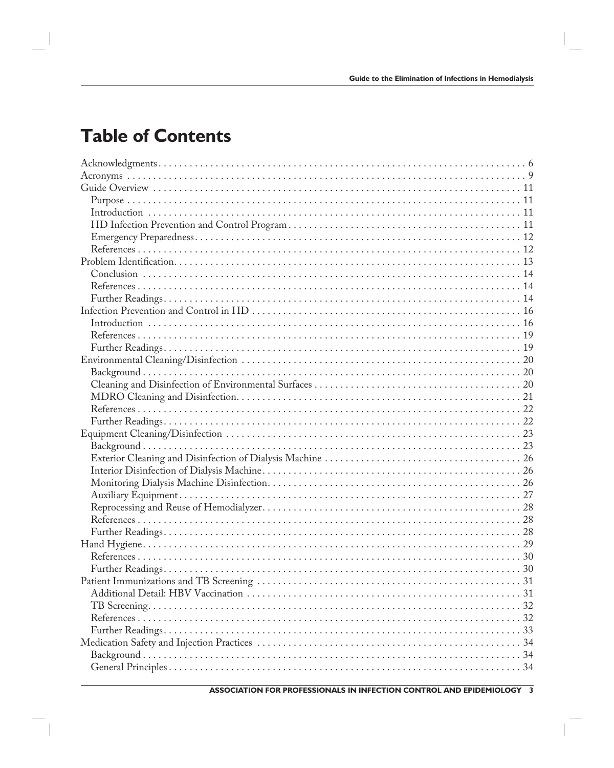# Table of Contents

Acknowledgments . . . . . . . . . . . . . . . . . . . . . . . . . . . . . . . . . . . . . . . . . . . . . . . . . . . . . . . . . . . . . . . . . . . . 6
Acronyms . . . . . . . . . . . . . . . . . . . . . . . . . . . . . . . . . . . . . . . . . . . . . . . . . . . . . . . . . . . . . . . . . . . . . . . . 9
Guide Overview . . . . . . . . . . . . . . . . . . . . . . . . . . . . . . . . . . . . . . . . . . . . . . . . . . . . . . . . . . . . . . . . . . 11
- Purpose . . . . . . . . . . . . . . . . . . . . . . . . . . . . . . . . . . . . . . . . . . . . . . . . . . . . . . . . . . . . . . . . . . . . . 11
- Introduction . . . . . . . . . . . . . . . . . . . . . . . . . . . . . . . . . . . . . . . . . . . . . . . . . . . . . . . . . . . . . . . . . . 11
- HD Infection Prevention and Control Program . . . . . . . . . . . . . . . . . . . . . . . . . . . . . . . . . . . . . . . . . . . . 11
- Emergency Preparedness . . . . . . . . . . . . . . . . . . . . . . . . . . . . . . . . . . . . . . . . . . . . . . . . . . . . . . . . . . 12
- References . . . . . . . . . . . . . . . . . . . . . . . . . . . . . . . . . . . . . . . . . . . . . . . . . . . . . . . . . . . . . . . . . . . 12

Problem Identification . . . . . . . . . . . . . . . . . . . . . . . . . . . . . . . . . . . . . . . . . . . . . . . . . . . . . . . . . . . . . 13
- Conclusion . . . . . . . . . . . . . . . . . . . . . . . . . . . . . . . . . . . . . . . . . . . . . . . . . . . . . . . . . . . . . . . . . . . 14
- References . . . . . . . . . . . . . . . . . . . . . . . . . . . . . . . . . . . . . . . . . . . . . . . . . . . . . . . . . . . . . . . . . . . 14
- Further Readings . . . . . . . . . . . . . . . . . . . . . . . . . . . . . . . . . . . . . . . . . . . . . . . . . . . . . . . . . . . . . . . 14

Infection Prevention and Control in HD . . . . . . . . . . . . . . . . . . . . . . . . . . . . . . . . . . . . . . . . . . . . . . . . . 16
- Introduction . . . . . . . . . . . . . . . . . . . . . . . . . . . . . . . . . . . . . . . . . . . . . . . . . . . . . . . . . . . . . . . . . . 16
- References . . . . . . . . . . . . . . . . . . . . . . . . . . . . . . . . . . . . . . . . . . . . . . . . . . . . . . . . . . . . . . . . . . . 19
- Further Readings . . . . . . . . . . . . . . . . . . . . . . . . . . . . . . . . . . . . . . . . . . . . . . . . . . . . . . . . . . . . . . . 19

Environmental Cleaning/Disinfection . . . . . . . . . . . . . . . . . . . . . . . . . . . . . . . . . . . . . . . . . . . . . . . . . . . 20
- Background . . . . . . . . . . . . . . . . . . . . . . . . . . . . . . . . . . . . . . . . . . . . . . . . . . . . . . . . . . . . . . . . . . . 20
- Cleaning and Disinfection of Environmental Surfaces . . . . . . . . . . . . . . . . . . . . . . . . . . . . . . . . . . . . . . . 20
- MDRO Cleaning and Disinfection . . . . . . . . . . . . . . . . . . . . . . . . . . . . . . . . . . . . . . . . . . . . . . . . . . . . . 21
- References . . . . . . . . . . . . . . . . . . . . . . . . . . . . . . . . . . . . . . . . . . . . . . . . . . . . . . . . . . . . . . . . . . . 22
- Further Readings . . . . . . . . . . . . . . . . . . . . . . . . . . . . . . . . . . . . . . . . . . . . . . . . . . . . . . . . . . . . . . . 22

Equipment Cleaning/Disinfection . . . . . . . . . . . . . . . . . . . . . . . . . . . . . . . . . . . . . . . . . . . . . . . . . . . . . . 23
- Background . . . . . . . . . . . . . . . . . . . . . . . . . . . . . . . . . . . . . . . . . . . . . . . . . . . . . . . . . . . . . . . . . . . 23
- Exterior Cleaning and Disinfection of Dialysis Machine . . . . . . . . . . . . . . . . . . . . . . . . . . . . . . . . . . . . . 26
- Interior Disinfection of Dialysis Machine . . . . . . . . . . . . . . . . . . . . . . . . . . . . . . . . . . . . . . . . . . . . . . . 26
- Monitoring Dialysis Machine Disinfection . . . . . . . . . . . . . . . . . . . . . . . . . . . . . . . . . . . . . . . . . . . . . . . 26
- Auxiliary Equipment . . . . . . . . . . . . . . . . . . . . . . . . . . . . . . . . . . . . . . . . . . . . . . . . . . . . . . . . . . . . . 27
- Reprocessing and Reuse of Hemodialyzer . . . . . . . . . . . . . . . . . . . . . . . . . . . . . . . . . . . . . . . . . . . . . . . 28
- References . . . . . . . . . . . . . . . . . . . . . . . . . . . . . . . . . . . . . . . . . . . . . . . . . . . . . . . . . . . . . . . . . . . 28
- Further Readings . . . . . . . . . . . . . . . . . . . . . . . . . . . . . . . . . . . . . . . . . . . . . . . . . . . . . . . . . . . . . . . 28

Hand Hygiene . . . . . . . . . . . . . . . . . . . . . . . . . . . . . . . . . . . . . . . . . . . . . . . . . . . . . . . . . . . . . . . . . . . 29
- References . . . . . . . . . . . . . . . . . . . . . . . . . . . . . . . . . . . . . . . . . . . . . . . . . . . . . . . . . . . . . . . . . . . 30
- Further Readings . . . . . . . . . . . . . . . . . . . . . . . . . . . . . . . . . . . . . . . . . . . . . . . . . . . . . . . . . . . . . . . 30

Patient Immunizations and TB Screening . . . . . . . . . . . . . . . . . . . . . . . . . . . . . . . . . . . . . . . . . . . . . . . . 31
- Additional Detail: HBV Vaccination . . . . . . . . . . . . . . . . . . . . . . . . . . . . . . . . . . . . . . . . . . . . . . . . . . . 31
- TB Screening . . . . . . . . . . . . . . . . . . . . . . . . . . . . . . . . . . . . . . . . . . . . . . . . . . . . . . . . . . . . . . . . . . 32
- References . . . . . . . . . . . . . . . . . . . . . . . . . . . . . . . . . . . . . . . . . . . . . . . . . . . . . . . . . . . . . . . . . . . 32
- Further Readings . . . . . . . . . . . . . . . . . . . . . . . . . . . . . . . . . . . . . . . . . . . . . . . . . . . . . . . . . . . . . . . 33

Medication Safety and Injection Practices . . . . . . . . . . . . . . . . . . . . . . . . . . . . . . . . . . . . . . . . . . . . . . . . 34
- Background . . . . . . . . . . . . . . . . . . . . . . . . . . . . . . . . . . . . . . . . . . . . . . . . . . . . . . . . . . . . . . . . . . . 34
- General Principles . . . . . . . . . . . . . . . . . . . . . . . . . . . . . . . . . . . . . . . . . . . . . . . . . . . . . . . . . . . . . . 34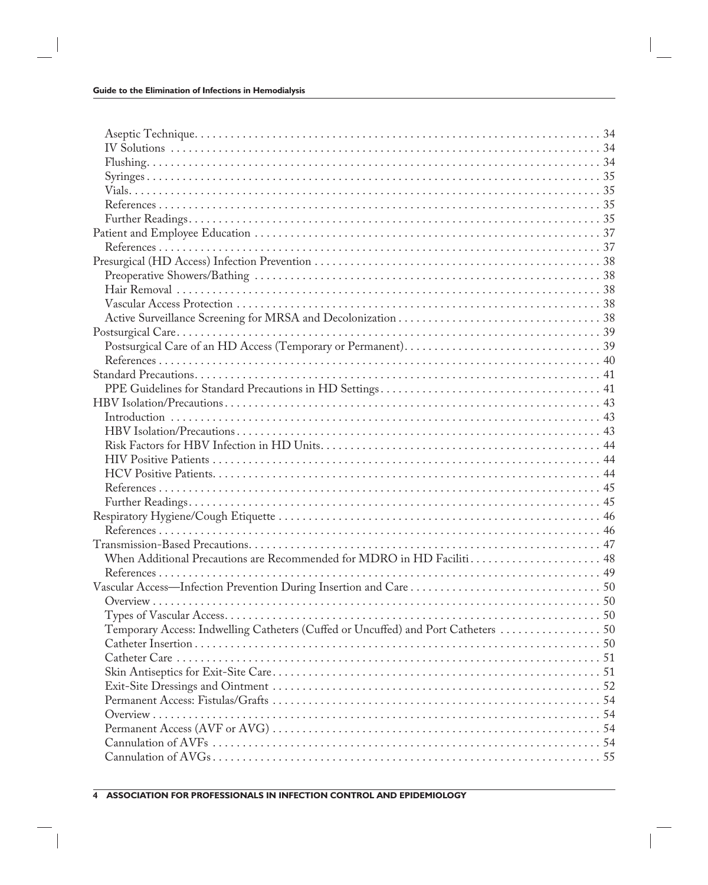Aseptic Technique . . . . . . . . . . 34
IV Solutions . . . . . . . . . . 34
Flushing . . . . . . . . . . 34
Syringes . . . . . . . . . . 35
Vials . . . . . . . . . . 35
References . . . . . . . . . . 35
Further Readings . . . . . . . . . . 35

Patient and Employee Education . . . . . . . . . . 37
References . . . . . . . . . . 37

Presurgical (HD Access) Infection Prevention . . . . . . . . . . 38
Preoperative Showers/Bathing . . . . . . . . . . 38
Hair Removal . . . . . . . . . . 38
Vascular Access Protection . . . . . . . . . . 38
Active Surveillance Screening for MRSA and Decolonization . . . . . . . . . . 38

Postsurgical Care . . . . . . . . . . 39
Postsurgical Care of an HD Access (Temporary or Permanent) . . . . . . . . . . 39
References . . . . . . . . . . 40

Standard Precautions . . . . . . . . . . 41
PPE Guidelines for Standard Precautions in HD Settings . . . . . . . . . . 41

HBV Isolation/Precautions . . . . . . . . . . 43
Introduction . . . . . . . . . . 43
HBV Isolation/Precautions . . . . . . . . . . 43
Risk Factors for HBV Infection in HD Units . . . . . . . . . . 44
HIV Positive Patients . . . . . . . . . . 44
HCV Positive Patients . . . . . . . . . . 44
References . . . . . . . . . . 45
Further Readings . . . . . . . . . . 45

Respiratory Hygiene/Cough Etiquette . . . . . . . . . . 46
References . . . . . . . . . . 46

Transmission-Based Precautions . . . . . . . . . . 47
When Additional Precautions are Recommended for MDRO in HD Faciliti . . . . . . . . . . 48
References . . . . . . . . . . 49

Vascular Access—Infection Prevention During Insertion and Care . . . . . . . . . . 50
Overview . . . . . . . . . . 50
Types of Vascular Access . . . . . . . . . . 50
Temporary Access: Indwelling Catheters (Cuffed or Uncuffed) and Port Catheters . . . . . . . . . . 50
Catheter Insertion . . . . . . . . . . 50
Catheter Care . . . . . . . . . . 51
Skin Antiseptics for Exit-Site Care . . . . . . . . . . 51
Exit-Site Dressings and Ointment . . . . . . . . . . 52
Permanent Access: Fistulas/Grafts . . . . . . . . . . 54
Overview . . . . . . . . . . 54
Permanent Access (AVF or AVG) . . . . . . . . . . 54
Cannulation of AVFs . . . . . . . . . . 54
Cannulation of AVGs . . . . . . . . . . 55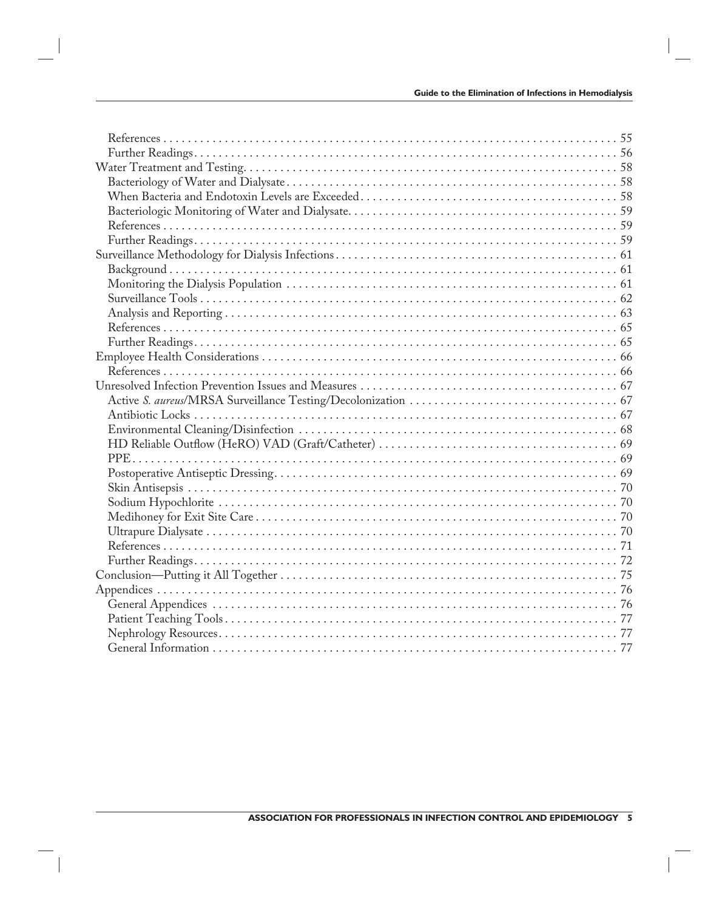- References . . . . . . . . . . . . . . . . . . . . . . . . . . . . . . . . . . . . . . . . . . . . . . . . . . . . . . . . . . . . . . . . . . . . . . . . 55
- Further Readings. . . . . . . . . . . . . . . . . . . . . . . . . . . . . . . . . . . . . . . . . . . . . . . . . . . . . . . . . . . . . . . . . . . . . 56

Water Treatment and Testing. . . . . . . . . . . . . . . . . . . . . . . . . . . . . . . . . . . . . . . . . . . . . . . . . . . . . . . . . . . . . . 58
- Bacteriology of Water and Dialysate . . . . . . . . . . . . . . . . . . . . . . . . . . . . . . . . . . . . . . . . . . . . . . . . . . . . 58
- When Bacteria and Endotoxin Levels are Exceeded. . . . . . . . . . . . . . . . . . . . . . . . . . . . . . . . . . . . . . . . . 58
- Bacteriologic Monitoring of Water and Dialysate. . . . . . . . . . . . . . . . . . . . . . . . . . . . . . . . . . . . . . . . . . . . 59
- References . . . . . . . . . . . . . . . . . . . . . . . . . . . . . . . . . . . . . . . . . . . . . . . . . . . . . . . . . . . . . . . . . . . . . . . . 59
- Further Readings. . . . . . . . . . . . . . . . . . . . . . . . . . . . . . . . . . . . . . . . . . . . . . . . . . . . . . . . . . . . . . . . . . . . . 59

Surveillance Methodology for Dialysis Infections. . . . . . . . . . . . . . . . . . . . . . . . . . . . . . . . . . . . . . . . . . . . . . . . 61
- Background . . . . . . . . . . . . . . . . . . . . . . . . . . . . . . . . . . . . . . . . . . . . . . . . . . . . . . . . . . . . . . . . . . . . . . . . 61
- Monitoring the Dialysis Population . . . . . . . . . . . . . . . . . . . . . . . . . . . . . . . . . . . . . . . . . . . . . . . . . . . . . . . 61
- Surveillance Tools . . . . . . . . . . . . . . . . . . . . . . . . . . . . . . . . . . . . . . . . . . . . . . . . . . . . . . . . . . . . . . . . . . . . 62
- Analysis and Reporting . . . . . . . . . . . . . . . . . . . . . . . . . . . . . . . . . . . . . . . . . . . . . . . . . . . . . . . . . . . . . . . . 63
- References . . . . . . . . . . . . . . . . . . . . . . . . . . . . . . . . . . . . . . . . . . . . . . . . . . . . . . . . . . . . . . . . . . . . . . . . 65
- Further Readings. . . . . . . . . . . . . . . . . . . . . . . . . . . . . . . . . . . . . . . . . . . . . . . . . . . . . . . . . . . . . . . . . . . . . 65

Employee Health Considerations . . . . . . . . . . . . . . . . . . . . . . . . . . . . . . . . . . . . . . . . . . . . . . . . . . . . . . . . . . . . 66
- References . . . . . . . . . . . . . . . . . . . . . . . . . . . . . . . . . . . . . . . . . . . . . . . . . . . . . . . . . . . . . . . . . . . . . . . . 66

Unresolved Infection Prevention Issues and Measures . . . . . . . . . . . . . . . . . . . . . . . . . . . . . . . . . . . . . . . . . . . . 67
- Active *S. aureus*/MRSA Surveillance Testing/Decolonization . . . . . . . . . . . . . . . . . . . . . . . . . . . . . . . . . . 67
- Antibiotic Locks . . . . . . . . . . . . . . . . . . . . . . . . . . . . . . . . . . . . . . . . . . . . . . . . . . . . . . . . . . . . . . . . . . . . . 67
- Environmental Cleaning/Disinfection . . . . . . . . . . . . . . . . . . . . . . . . . . . . . . . . . . . . . . . . . . . . . . . . . . . . . 68
- HD Reliable Outflow (HeRO) VAD (Graft/Catheter) . . . . . . . . . . . . . . . . . . . . . . . . . . . . . . . . . . . . . . . . 69
- PPE. . . . . . . . . . . . . . . . . . . . . . . . . . . . . . . . . . . . . . . . . . . . . . . . . . . . . . . . . . . . . . . . . . . . . . . . . . . . . . . 69
- Postoperative Antiseptic Dressing. . . . . . . . . . . . . . . . . . . . . . . . . . . . . . . . . . . . . . . . . . . . . . . . . . . . . . . . 69
- Skin Antisepsis . . . . . . . . . . . . . . . . . . . . . . . . . . . . . . . . . . . . . . . . . . . . . . . . . . . . . . . . . . . . . . . . . . . . . . 70
- Sodium Hypochlorite . . . . . . . . . . . . . . . . . . . . . . . . . . . . . . . . . . . . . . . . . . . . . . . . . . . . . . . . . . . . . . . . . . 70
- Medihoney for Exit Site Care . . . . . . . . . . . . . . . . . . . . . . . . . . . . . . . . . . . . . . . . . . . . . . . . . . . . . . . . . . . 70
- Ultrapure Dialysate . . . . . . . . . . . . . . . . . . . . . . . . . . . . . . . . . . . . . . . . . . . . . . . . . . . . . . . . . . . . . . . . . . . 70
- References . . . . . . . . . . . . . . . . . . . . . . . . . . . . . . . . . . . . . . . . . . . . . . . . . . . . . . . . . . . . . . . . . . . . . . . . 71
- Further Readings. . . . . . . . . . . . . . . . . . . . . . . . . . . . . . . . . . . . . . . . . . . . . . . . . . . . . . . . . . . . . . . . . . . . . 72

Conclusion—Putting it All Together . . . . . . . . . . . . . . . . . . . . . . . . . . . . . . . . . . . . . . . . . . . . . . . . . . . . . . . . . . 75

Appendices . . . . . . . . . . . . . . . . . . . . . . . . . . . . . . . . . . . . . . . . . . . . . . . . . . . . . . . . . . . . . . . . . . . . . . . . . . . . . 76
- General Appendices . . . . . . . . . . . . . . . . . . . . . . . . . . . . . . . . . . . . . . . . . . . . . . . . . . . . . . . . . . . . . . . . . . 76
- Patient Teaching Tools . . . . . . . . . . . . . . . . . . . . . . . . . . . . . . . . . . . . . . . . . . . . . . . . . . . . . . . . . . . . . . . . 77
- Nephrology Resources . . . . . . . . . . . . . . . . . . . . . . . . . . . . . . . . . . . . . . . . . . . . . . . . . . . . . . . . . . . . . . . . 77
- General Information . . . . . . . . . . . . . . . . . . . . . . . . . . . . . . . . . . . . . . . . . . . . . . . . . . . . . . . . . . . . . . . . . . 77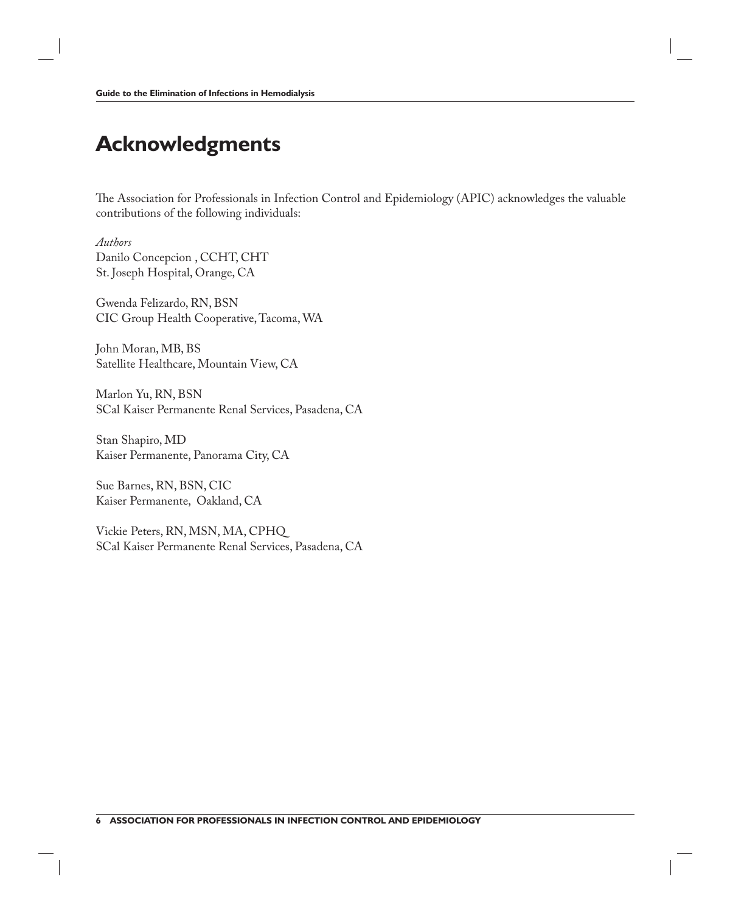# Acknowledgments

The Association for Professionals in Infection Control and Epidemiology (APIC) acknowledges the valuable contributions of the following individuals:

*Authors*
Danilo Concepcion , CCHT, CHT
St. Joseph Hospital, Orange, CA

Gwenda Felizardo, RN, BSN
CIC Group Health Cooperative, Tacoma, WA

John Moran, MB, BS
Satellite Healthcare, Mountain View, CA

Marlon Yu, RN, BSN
SCal Kaiser Permanente Renal Services, Pasadena, CA

Stan Shapiro, MD
Kaiser Permanente, Panorama City, CA

Sue Barnes, RN, BSN, CIC
Kaiser Permanente, Oakland, CA

Vickie Peters, RN, MSN, MA, CPHQ
SCal Kaiser Permanente Renal Services, Pasadena, CA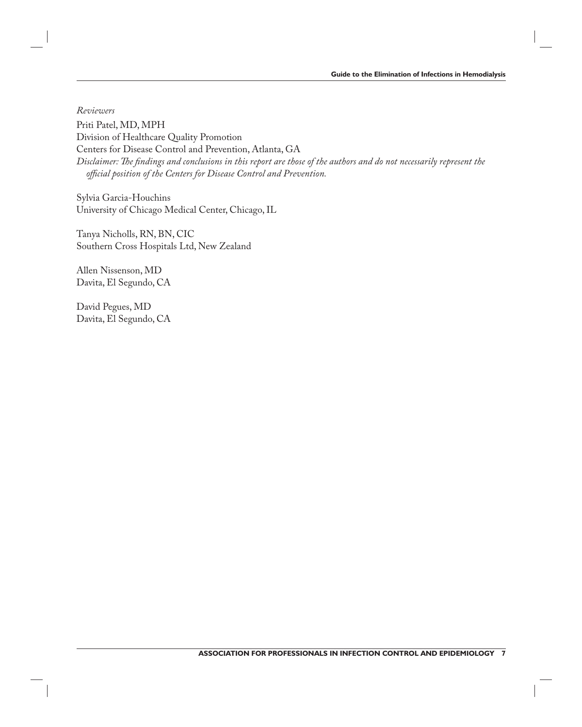*Reviewers*

Priti Patel, MD, MPH
Division of Healthcare Quality Promotion
Centers for Disease Control and Prevention, Atlanta, GA
*Disclaimer: The findings and conclusions in this report are those of the authors and do not necessarily represent the official position of the Centers for Disease Control and Prevention.*

Sylvia Garcia-Houchins
University of Chicago Medical Center, Chicago, IL

Tanya Nicholls, RN, BN, CIC
Southern Cross Hospitals Ltd, New Zealand

Allen Nissenson, MD
Davita, El Segundo, CA

David Pegues, MD
Davita, El Segundo, CA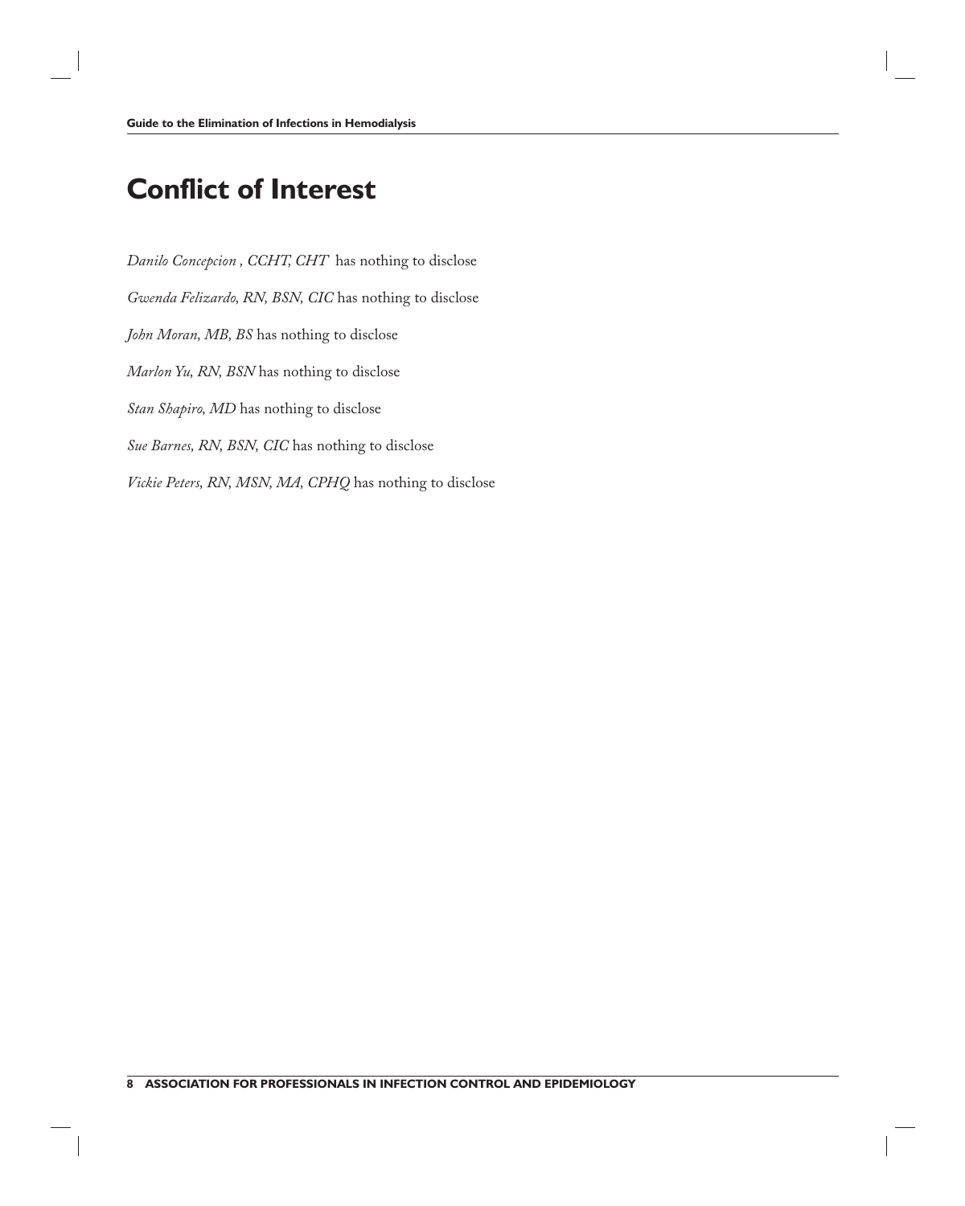# Conflict of Interest

*Danilo Concepcion , CCHT, CHT* has nothing to disclose

*Gwenda Felizardo, RN, BSN, CIC* has nothing to disclose

*John Moran, MB, BS* has nothing to disclose

*Marlon Yu, RN, BSN* has nothing to disclose

*Stan Shapiro, MD* has nothing to disclose

*Sue Barnes, RN, BSN, CIC* has nothing to disclose

*Vickie Peters, RN, MSN, MA, CPHQ* has nothing to disclose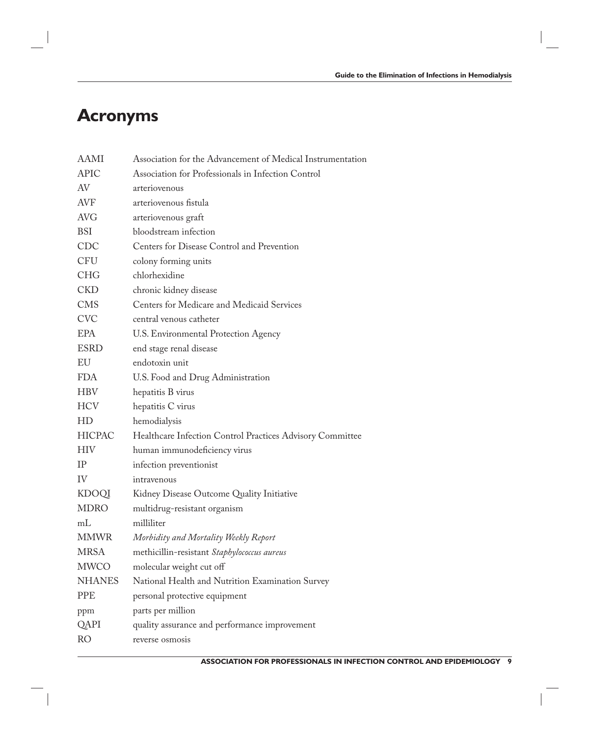# Acronyms

| | |
|---|---|
| AAMI | Association for the Advancement of Medical Instrumentation |
| APIC | Association for Professionals in Infection Control |
| AV | arteriovenous |
| AVF | arteriovenous fistula |
| AVG | arteriovenous graft |
| BSI | bloodstream infection |
| CDC | Centers for Disease Control and Prevention |
| CFU | colony forming units |
| CHG | chlorhexidine |
| CKD | chronic kidney disease |
| CMS | Centers for Medicare and Medicaid Services |
| CVC | central venous catheter |
| EPA | U.S. Environmental Protection Agency |
| ESRD | end stage renal disease |
| EU | endotoxin unit |
| FDA | U.S. Food and Drug Administration |
| HBV | hepatitis B virus |
| HCV | hepatitis C virus |
| HD | hemodialysis |
| HICPAC | Healthcare Infection Control Practices Advisory Committee |
| HIV | human immunodeficiency virus |
| IP | infection preventionist |
| IV | intravenous |
| KDOQI | Kidney Disease Outcome Quality Initiative |
| MDRO | multidrug-resistant organism |
| mL | milliliter |
| MMWR | *Morbidity and Mortality Weekly Report* |
| MRSA | methicillin-resistant *Staphylococcus aureus* |
| MWCO | molecular weight cut off |
| NHANES | National Health and Nutrition Examination Survey |
| PPE | personal protective equipment |
| ppm | parts per million |
| QAPI | quality assurance and performance improvement |
| RO | reverse osmosis |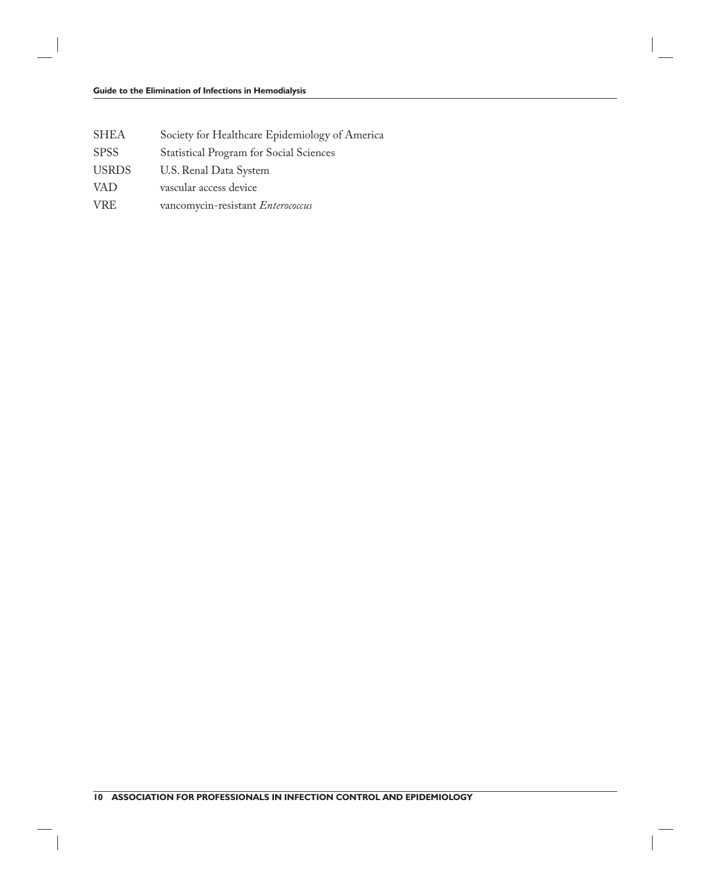| | |
|---|---|
| SHEA | Society for Healthcare Epidemiology of America |
| SPSS | Statistical Program for Social Sciences |
| USRDS | U.S. Renal Data System |
| VAD | vascular access device |
| VRE | vancomycin-resistant *Enterococcus* |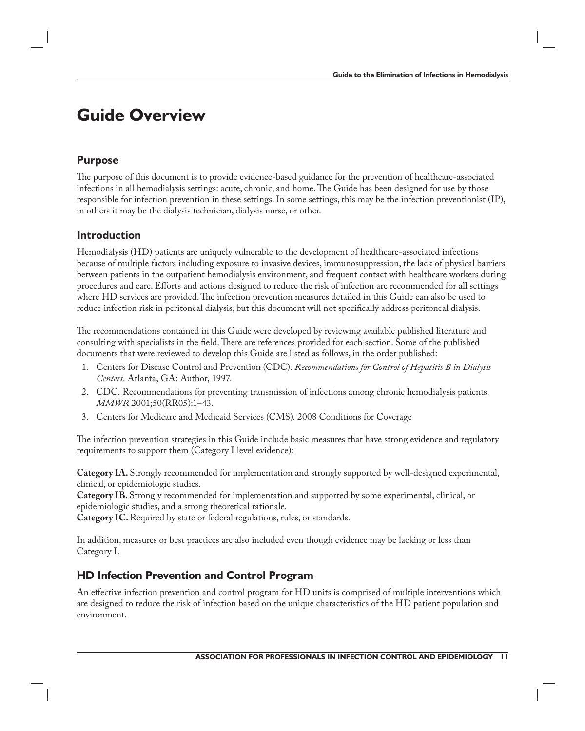# Guide Overview

## Purpose

The purpose of this document is to provide evidence-based guidance for the prevention of healthcare-associated infections in all hemodialysis settings: acute, chronic, and home. The Guide has been designed for use by those responsible for infection prevention in these settings. In some settings, this may be the infection preventionist (IP), in others it may be the dialysis technician, dialysis nurse, or other.

## Introduction

Hemodialysis (HD) patients are uniquely vulnerable to the development of healthcare-associated infections because of multiple factors including exposure to invasive devices, immunosuppression, the lack of physical barriers between patients in the outpatient hemodialysis environment, and frequent contact with healthcare workers during procedures and care. Efforts and actions designed to reduce the risk of infection are recommended for all settings where HD services are provided. The infection prevention measures detailed in this Guide can also be used to reduce infection risk in peritoneal dialysis, but this document will not specifically address peritoneal dialysis.

The recommendations contained in this Guide were developed by reviewing available published literature and consulting with specialists in the field. There are references provided for each section. Some of the published documents that were reviewed to develop this Guide are listed as follows, in the order published:

1. Centers for Disease Control and Prevention (CDC). *Recommendations for Control of Hepatitis B in Dialysis Centers.* Atlanta, GA: Author, 1997.
2. CDC. Recommendations for preventing transmission of infections among chronic hemodialysis patients. *MMWR* 2001;50(RR05):1–43.
3. Centers for Medicare and Medicaid Services (CMS). 2008 Conditions for Coverage

The infection prevention strategies in this Guide include basic measures that have strong evidence and regulatory requirements to support them (Category I level evidence):

**Category IA.** Strongly recommended for implementation and strongly supported by well-designed experimental, clinical, or epidemiologic studies.
**Category IB.** Strongly recommended for implementation and supported by some experimental, clinical, or epidemiologic studies, and a strong theoretical rationale.
**Category IC.** Required by state or federal regulations, rules, or standards.

In addition, measures or best practices are also included even though evidence may be lacking or less than Category I.

## HD Infection Prevention and Control Program

An effective infection prevention and control program for HD units is comprised of multiple interventions which are designed to reduce the risk of infection based on the unique characteristics of the HD patient population and environment.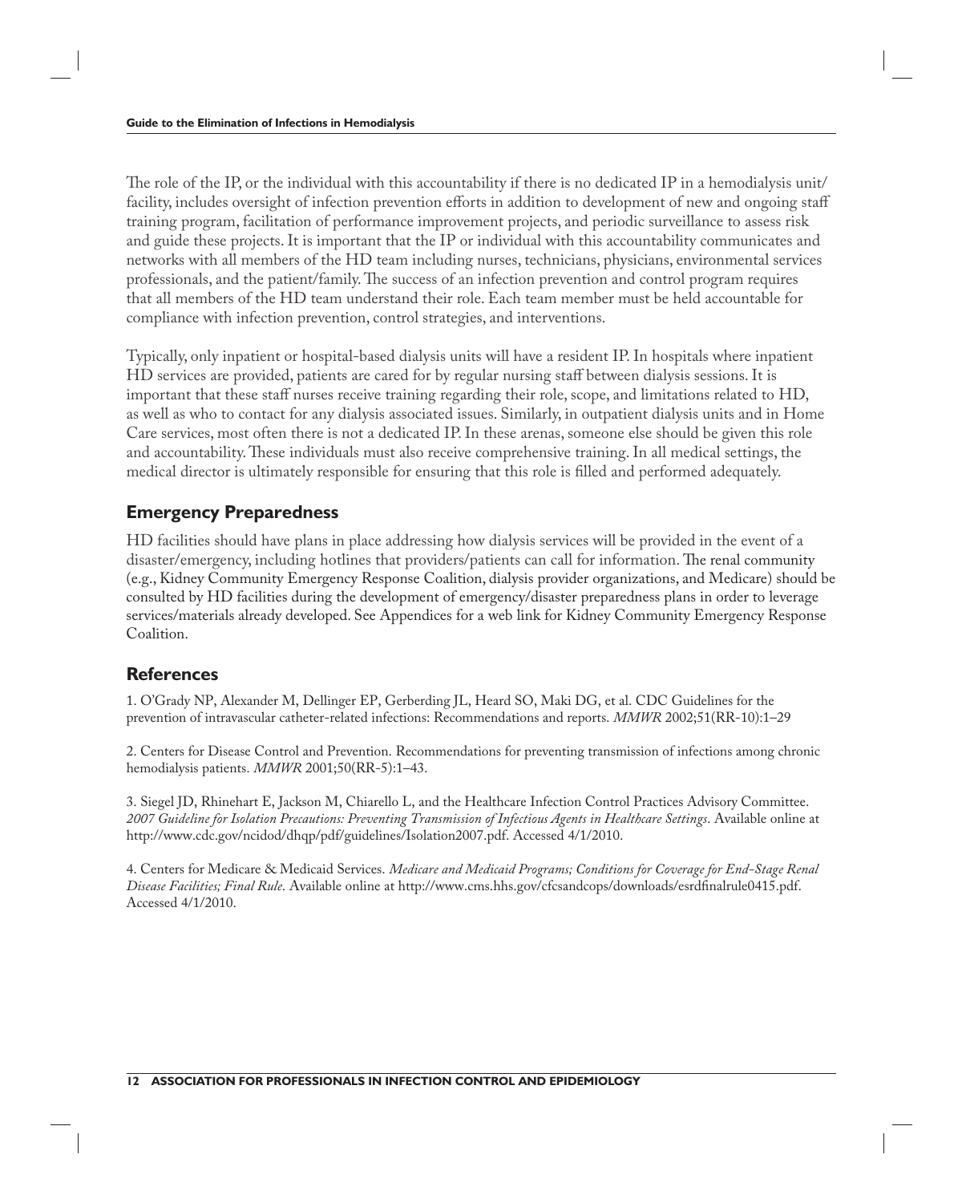The role of the IP, or the individual with this accountability if there is no dedicated IP in a hemodialysis unit/facility, includes oversight of infection prevention efforts in addition to development of new and ongoing staff training program, facilitation of performance improvement projects, and periodic surveillance to assess risk and guide these projects. It is important that the IP or individual with this accountability communicates and networks with all members of the HD team including nurses, technicians, physicians, environmental services professionals, and the patient/family. The success of an infection prevention and control program requires that all members of the HD team understand their role. Each team member must be held accountable for compliance with infection prevention, control strategies, and interventions.

Typically, only inpatient or hospital-based dialysis units will have a resident IP. In hospitals where inpatient HD services are provided, patients are cared for by regular nursing staff between dialysis sessions. It is important that these staff nurses receive training regarding their role, scope, and limitations related to HD, as well as who to contact for any dialysis associated issues. Similarly, in outpatient dialysis units and in Home Care services, most often there is not a dedicated IP. In these arenas, someone else should be given this role and accountability. These individuals must also receive comprehensive training. In all medical settings, the medical director is ultimately responsible for ensuring that this role is filled and performed adequately.

## Emergency Preparedness

HD facilities should have plans in place addressing how dialysis services will be provided in the event of a disaster/emergency, including hotlines that providers/patients can call for information. The renal community (e.g., Kidney Community Emergency Response Coalition, dialysis provider organizations, and Medicare) should be consulted by HD facilities during the development of emergency/disaster preparedness plans in order to leverage services/materials already developed. See Appendices for a web link for Kidney Community Emergency Response Coalition.

## References

1. O'Grady NP, Alexander M, Dellinger EP, Gerberding JL, Heard SO, Maki DG, et al. CDC Guidelines for the prevention of intravascular catheter-related infections: Recommendations and reports. *MMWR* 2002;51(RR-10):1–29

2. Centers for Disease Control and Prevention. Recommendations for preventing transmission of infections among chronic hemodialysis patients. *MMWR* 2001;50(RR-5):1–43.

3. Siegel JD, Rhinehart E, Jackson M, Chiarello L, and the Healthcare Infection Control Practices Advisory Committee. *2007 Guideline for Isolation Precautions: Preventing Transmission of Infectious Agents in Healthcare Settings*. Available online at http://www.cdc.gov/ncidod/dhqp/pdf/guidelines/Isolation2007.pdf. Accessed 4/1/2010.

4. Centers for Medicare & Medicaid Services. *Medicare and Medicaid Programs; Conditions for Coverage for End-Stage Renal Disease Facilities; Final Rule*. Available online at http://www.cms.hhs.gov/cfcsandcops/downloads/esrdfinalrule0415.pdf. Accessed 4/1/2010.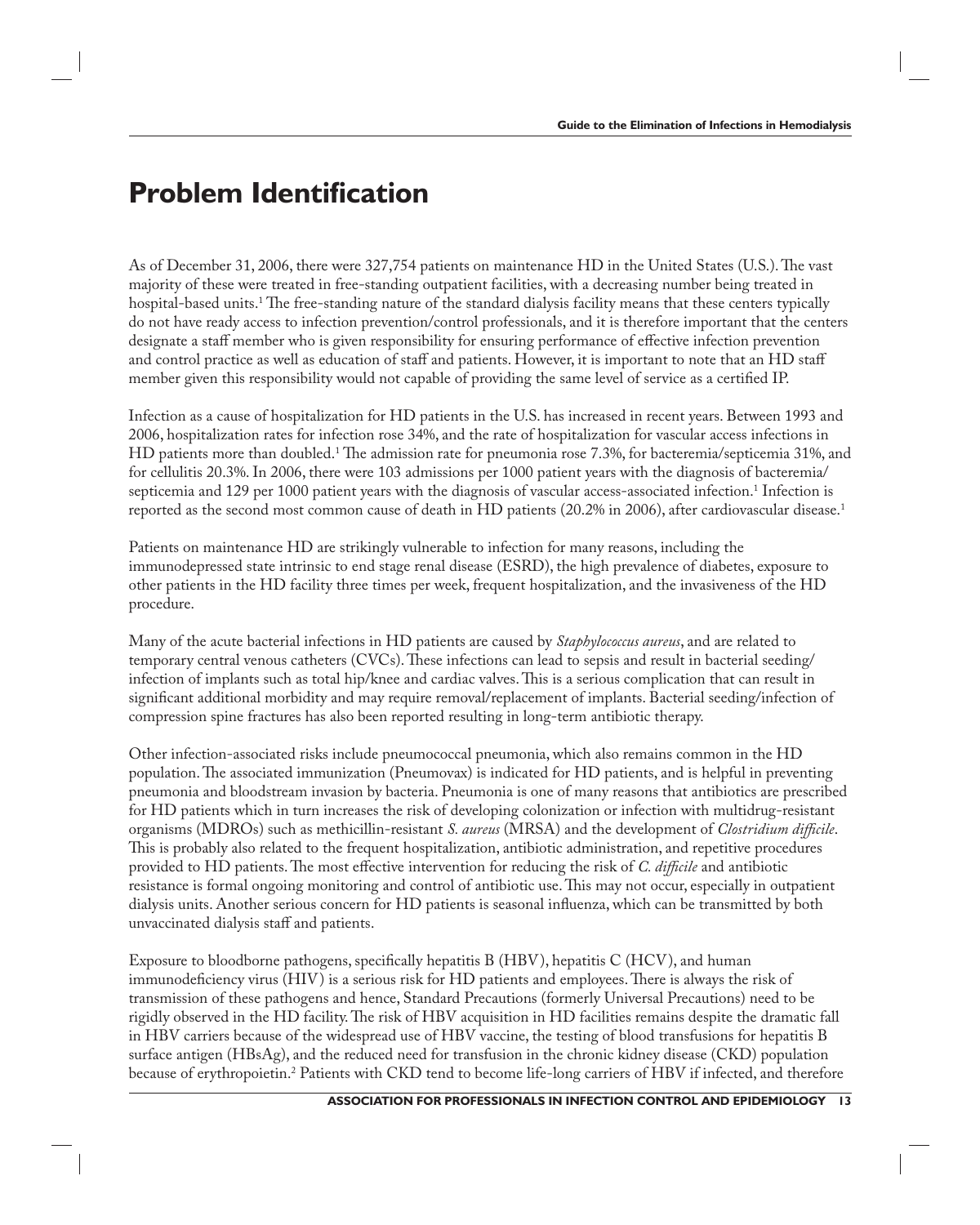# Problem Identification

As of December 31, 2006, there were 327,754 patients on maintenance HD in the United States (U.S.). The vast majority of these were treated in free-standing outpatient facilities, with a decreasing number being treated in hospital-based units.[1] The free-standing nature of the standard dialysis facility means that these centers typically do not have ready access to infection prevention/control professionals, and it is therefore important that the centers designate a staff member who is given responsibility for ensuring performance of effective infection prevention and control practice as well as education of staff and patients. However, it is important to note that an HD staff member given this responsibility would not capable of providing the same level of service as a certified IP.

Infection as a cause of hospitalization for HD patients in the U.S. has increased in recent years. Between 1993 and 2006, hospitalization rates for infection rose 34%, and the rate of hospitalization for vascular access infections in HD patients more than doubled.[1] The admission rate for pneumonia rose 7.3%, for bacteremia/septicemia 31%, and for cellulitis 20.3%. In 2006, there were 103 admissions per 1000 patient years with the diagnosis of bacteremia/septicemia and 129 per 1000 patient years with the diagnosis of vascular access-associated infection.[1] Infection is reported as the second most common cause of death in HD patients (20.2% in 2006), after cardiovascular disease.[1]

Patients on maintenance HD are strikingly vulnerable to infection for many reasons, including the immunodepressed state intrinsic to end stage renal disease (ESRD), the high prevalence of diabetes, exposure to other patients in the HD facility three times per week, frequent hospitalization, and the invasiveness of the HD procedure.

Many of the acute bacterial infections in HD patients are caused by *Staphylococcus aureus*, and are related to temporary central venous catheters (CVCs). These infections can lead to sepsis and result in bacterial seeding/infection of implants such as total hip/knee and cardiac valves. This is a serious complication that can result in significant additional morbidity and may require removal/replacement of implants. Bacterial seeding/infection of compression spine fractures has also been reported resulting in long-term antibiotic therapy.

Other infection-associated risks include pneumococcal pneumonia, which also remains common in the HD population. The associated immunization (Pneumovax) is indicated for HD patients, and is helpful in preventing pneumonia and bloodstream invasion by bacteria. Pneumonia is one of many reasons that antibiotics are prescribed for HD patients which in turn increases the risk of developing colonization or infection with multidrug-resistant organisms (MDROs) such as methicillin-resistant *S. aureus* (MRSA) and the development of *Clostridium difficile*. This is probably also related to the frequent hospitalization, antibiotic administration, and repetitive procedures provided to HD patients. The most effective intervention for reducing the risk of *C. difficile* and antibiotic resistance is formal ongoing monitoring and control of antibiotic use. This may not occur, especially in outpatient dialysis units. Another serious concern for HD patients is seasonal influenza, which can be transmitted by both unvaccinated dialysis staff and patients.

Exposure to bloodborne pathogens, specifically hepatitis B (HBV), hepatitis C (HCV), and human immunodeficiency virus (HIV) is a serious risk for HD patients and employees. There is always the risk of transmission of these pathogens and hence, Standard Precautions (formerly Universal Precautions) need to be rigidly observed in the HD facility. The risk of HBV acquisition in HD facilities remains despite the dramatic fall in HBV carriers because of the widespread use of HBV vaccine, the testing of blood transfusions for hepatitis B surface antigen (HBsAg), and the reduced need for transfusion in the chronic kidney disease (CKD) population because of erythropoietin.[2] Patients with CKD tend to become life-long carriers of HBV if infected, and therefore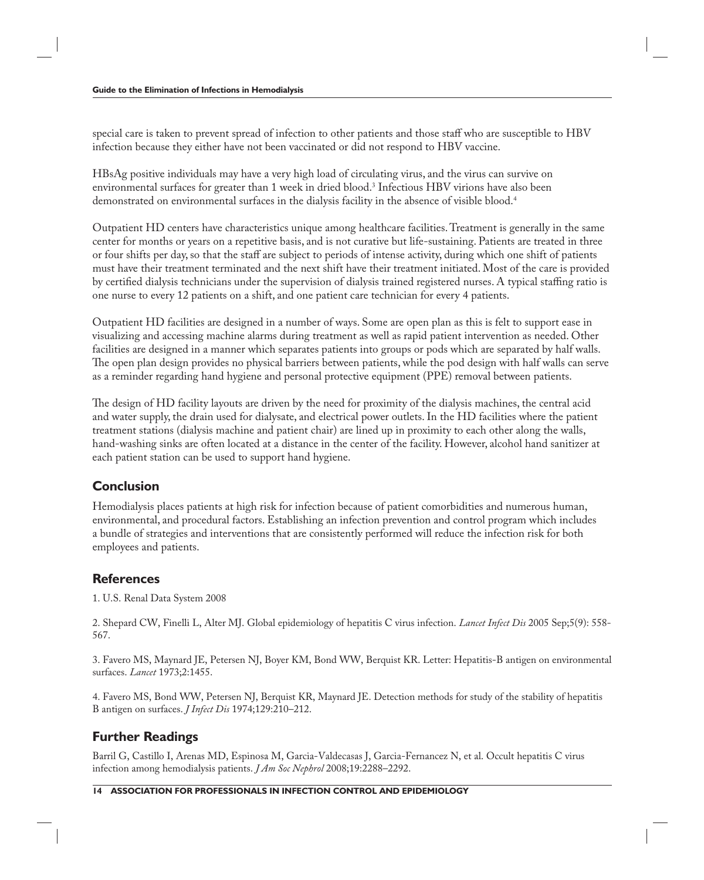special care is taken to prevent spread of infection to other patients and those staff who are susceptible to HBV infection because they either have not been vaccinated or did not respond to HBV vaccine.

HBsAg positive individuals may have a very high load of circulating virus, and the virus can survive on environmental surfaces for greater than 1 week in dried blood.[3] Infectious HBV virions have also been demonstrated on environmental surfaces in the dialysis facility in the absence of visible blood.[4]

Outpatient HD centers have characteristics unique among healthcare facilities. Treatment is generally in the same center for months or years on a repetitive basis, and is not curative but life-sustaining. Patients are treated in three or four shifts per day, so that the staff are subject to periods of intense activity, during which one shift of patients must have their treatment terminated and the next shift have their treatment initiated. Most of the care is provided by certified dialysis technicians under the supervision of dialysis trained registered nurses. A typical staffing ratio is one nurse to every 12 patients on a shift, and one patient care technician for every 4 patients.

Outpatient HD facilities are designed in a number of ways. Some are open plan as this is felt to support ease in visualizing and accessing machine alarms during treatment as well as rapid patient intervention as needed. Other facilities are designed in a manner which separates patients into groups or pods which are separated by half walls. The open plan design provides no physical barriers between patients, while the pod design with half walls can serve as a reminder regarding hand hygiene and personal protective equipment (PPE) removal between patients.

The design of HD facility layouts are driven by the need for proximity of the dialysis machines, the central acid and water supply, the drain used for dialysate, and electrical power outlets. In the HD facilities where the patient treatment stations (dialysis machine and patient chair) are lined up in proximity to each other along the walls, hand-washing sinks are often located at a distance in the center of the facility. However, alcohol hand sanitizer at each patient station can be used to support hand hygiene.

## Conclusion

Hemodialysis places patients at high risk for infection because of patient comorbidities and numerous human, environmental, and procedural factors. Establishing an infection prevention and control program which includes a bundle of strategies and interventions that are consistently performed will reduce the infection risk for both employees and patients.

## References

1. U.S. Renal Data System 2008

2. Shepard CW, Finelli L, Alter MJ. Global epidemiology of hepatitis C virus infection. *Lancet Infect Dis* 2005 Sep;5(9): 558-567.

3. Favero MS, Maynard JE, Petersen NJ, Boyer KM, Bond WW, Berquist KR. Letter: Hepatitis-B antigen on environmental surfaces. *Lancet* 1973;2:1455.

4. Favero MS, Bond WW, Petersen NJ, Berquist KR, Maynard JE. Detection methods for study of the stability of hepatitis B antigen on surfaces. *J Infect Dis* 1974;129:210–212.

## Further Readings

Barril G, Castillo I, Arenas MD, Espinosa M, Garcia-Valdecasas J, Garcia-Fernancez N, et al. Occult hepatitis C virus infection among hemodialysis patients. *J Am Soc Nephrol* 2008;19:2288–2292.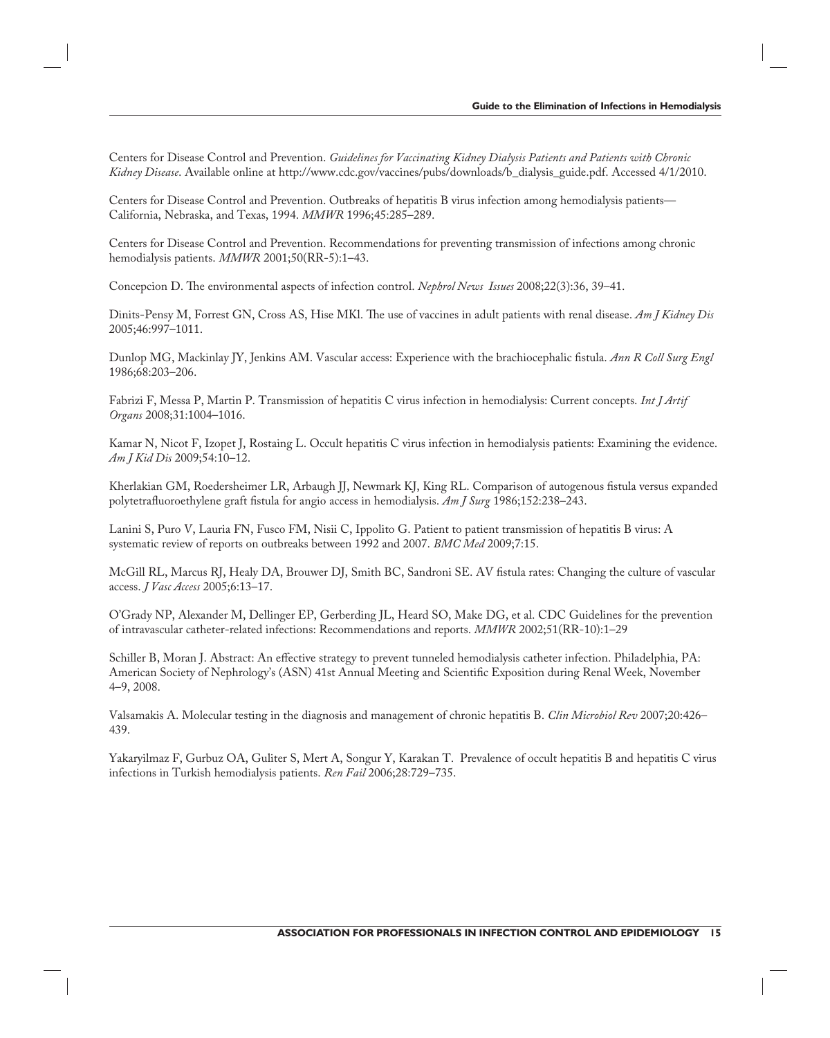Centers for Disease Control and Prevention. *Guidelines for Vaccinating Kidney Dialysis Patients and Patients with Chronic Kidney Disease*. Available online at http://www.cdc.gov/vaccines/pubs/downloads/b_dialysis_guide.pdf. Accessed 4/1/2010.

Centers for Disease Control and Prevention. Outbreaks of hepatitis B virus infection among hemodialysis patients—California, Nebraska, and Texas, 1994. *MMWR* 1996;45:285–289.

Centers for Disease Control and Prevention. Recommendations for preventing transmission of infections among chronic hemodialysis patients. *MMWR* 2001;50(RR-5):1–43.

Concepcion D. The environmental aspects of infection control. *Nephrol News Issues* 2008;22(3):36, 39–41.

Dinits-Pensy M, Forrest GN, Cross AS, Hise MKl. The use of vaccines in adult patients with renal disease. *Am J Kidney Dis* 2005;46:997–1011.

Dunlop MG, Mackinlay JY, Jenkins AM. Vascular access: Experience with the brachiocephalic fistula. *Ann R Coll Surg Engl* 1986;68:203–206.

Fabrizi F, Messa P, Martin P. Transmission of hepatitis C virus infection in hemodialysis: Current concepts. *Int J Artif Organs* 2008;31:1004–1016.

Kamar N, Nicot F, Izopet J, Rostaing L. Occult hepatitis C virus infection in hemodialysis patients: Examining the evidence. *Am J Kid Dis* 2009;54:10–12.

Kherlakian GM, Roedersheimer LR, Arbaugh JJ, Newmark KJ, King RL. Comparison of autogenous fistula versus expanded polytetrafluoroethylene graft fistula for angio access in hemodialysis. *Am J Surg* 1986;152:238–243.

Lanini S, Puro V, Lauria FN, Fusco FM, Nisii C, Ippolito G. Patient to patient transmission of hepatitis B virus: A systematic review of reports on outbreaks between 1992 and 2007. *BMC Med* 2009;7:15.

McGill RL, Marcus RJ, Healy DA, Brouwer DJ, Smith BC, Sandroni SE. AV fistula rates: Changing the culture of vascular access. *J Vasc Access* 2005;6:13–17.

O'Grady NP, Alexander M, Dellinger EP, Gerberding JL, Heard SO, Make DG, et al. CDC Guidelines for the prevention of intravascular catheter-related infections: Recommendations and reports. *MMWR* 2002;51(RR-10):1–29

Schiller B, Moran J. Abstract: An effective strategy to prevent tunneled hemodialysis catheter infection. Philadelphia, PA: American Society of Nephrology's (ASN) 41st Annual Meeting and Scientific Exposition during Renal Week, November 4–9, 2008.

Valsamakis A. Molecular testing in the diagnosis and management of chronic hepatitis B. *Clin Microbiol Rev* 2007;20:426–439.

Yakaryilmaz F, Gurbuz OA, Guliter S, Mert A, Songur Y, Karakan T. Prevalence of occult hepatitis B and hepatitis C virus infections in Turkish hemodialysis patients. *Ren Fail* 2006;28:729–735.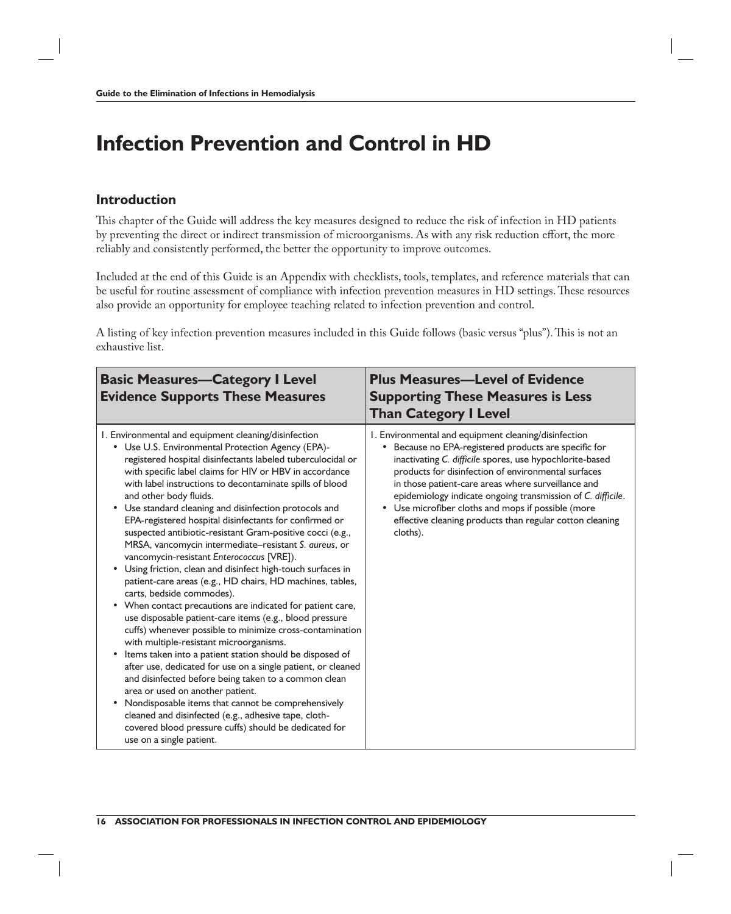# Infection Prevention and Control in HD

## Introduction

This chapter of the Guide will address the key measures designed to reduce the risk of infection in HD patients by preventing the direct or indirect transmission of microorganisms. As with any risk reduction effort, the more reliably and consistently performed, the better the opportunity to improve outcomes.

Included at the end of this Guide is an Appendix with checklists, tools, templates, and reference materials that can be useful for routine assessment of compliance with infection prevention measures in HD settings. These resources also provide an opportunity for employee teaching related to infection prevention and control.

A listing of key infection prevention measures included in this Guide follows (basic versus "plus"). This is not an exhaustive list.

| Basic Measures—Category I Level Evidence Supports These Measures | Plus Measures—Level of Evidence Supporting These Measures is Less Than Category I Level |
|---|---|
| 1. Environmental and equipment cleaning/disinfection<br>• Use U.S. Environmental Protection Agency (EPA)-registered hospital disinfectants labeled tuberculocidal or with specific label claims for HIV or HBV in accordance with label instructions to decontaminate spills of blood and other body fluids.<br>• Use standard cleaning and disinfection protocols and EPA-registered hospital disinfectants for confirmed or suspected antibiotic-resistant Gram-positive cocci (e.g., MRSA, vancomycin intermediate–resistant *S. aureus*, or vancomycin-resistant *Enterococcus* [VRE]).<br>• Using friction, clean and disinfect high-touch surfaces in patient-care areas (e.g., HD chairs, HD machines, tables, carts, bedside commodes).<br>• When contact precautions are indicated for patient care, use disposable patient-care items (e.g., blood pressure cuffs) whenever possible to minimize cross-contamination with multiple-resistant microorganisms.<br>• Items taken into a patient station should be disposed of after use, dedicated for use on a single patient, or cleaned and disinfected before being taken to a common clean area or used on another patient.<br>• Nondisposable items that cannot be comprehensively cleaned and disinfected (e.g., adhesive tape, cloth-covered blood pressure cuffs) should be dedicated for use on a single patient. | 1. Environmental and equipment cleaning/disinfection<br>• Because no EPA-registered products are specific for inactivating *C. difficile* spores, use hypochlorite-based products for disinfection of environmental surfaces in those patient-care areas where surveillance and epidemiology indicate ongoing transmission of *C. difficile*.<br>• Use microfiber cloths and mops if possible (more effective cleaning products than regular cotton cleaning cloths). |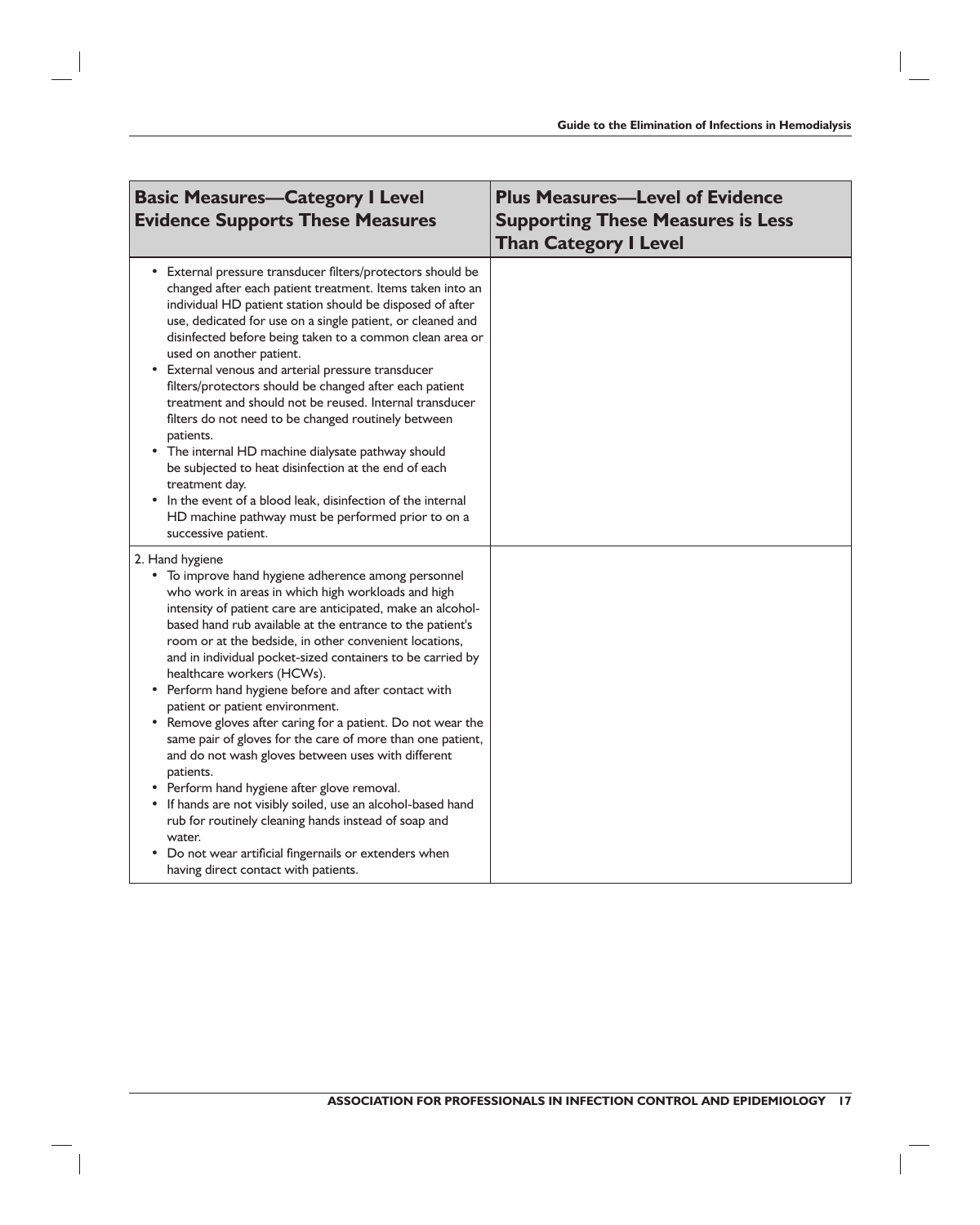| Basic Measures—Category I Level Evidence Supports These Measures | Plus Measures—Level of Evidence Supporting These Measures is Less Than Category I Level |
| --- | --- |
| • External pressure transducer filters/protectors should be changed after each patient treatment. Items taken into an individual HD patient station should be disposed of after use, dedicated for use on a single patient, or cleaned and disinfected before being taken to a common clean area or used on another patient.<br>• External venous and arterial pressure transducer filters/protectors should be changed after each patient treatment and should not be reused. Internal transducer filters do not need to be changed routinely between patients.<br>• The internal HD machine dialysate pathway should be subjected to heat disinfection at the end of each treatment day.<br>• In the event of a blood leak, disinfection of the internal HD machine pathway must be performed prior to on a successive patient. | |
| 2. Hand hygiene<br>• To improve hand hygiene adherence among personnel who work in areas in which high workloads and high intensity of patient care are anticipated, make an alcohol-based hand rub available at the entrance to the patient's room or at the bedside, in other convenient locations, and in individual pocket-sized containers to be carried by healthcare workers (HCWs).<br>• Perform hand hygiene before and after contact with patient or patient environment.<br>• Remove gloves after caring for a patient. Do not wear the same pair of gloves for the care of more than one patient, and do not wash gloves between uses with different patients.<br>• Perform hand hygiene after glove removal.<br>• If hands are not visibly soiled, use an alcohol-based hand rub for routinely cleaning hands instead of soap and water.<br>• Do not wear artificial fingernails or extenders when having direct contact with patients. | |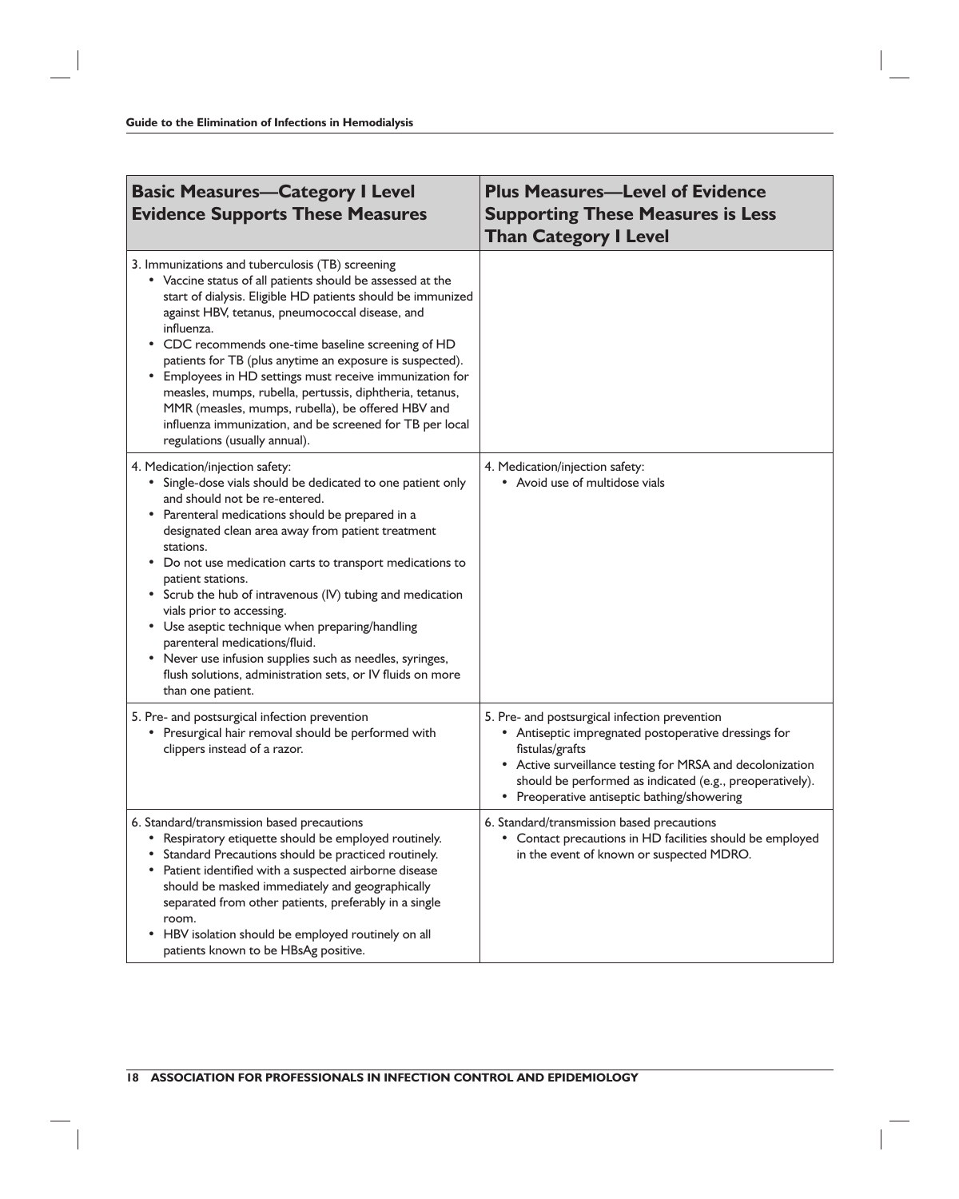| Basic Measures—Category I Level Evidence Supports These Measures | Plus Measures—Level of Evidence Supporting These Measures is Less Than Category I Level |
|---|---|
| 3. Immunizations and tuberculosis (TB) screening<br>• Vaccine status of all patients should be assessed at the start of dialysis. Eligible HD patients should be immunized against HBV, tetanus, pneumococcal disease, and influenza.<br>• CDC recommends one-time baseline screening of HD patients for TB (plus anytime an exposure is suspected).<br>• Employees in HD settings must receive immunization for measles, mumps, rubella, pertussis, diphtheria, tetanus, MMR (measles, mumps, rubella), be offered HBV and influenza immunization, and be screened for TB per local regulations (usually annual). | |
| 4. Medication/injection safety:<br>• Single-dose vials should be dedicated to one patient only and should not be re-entered.<br>• Parenteral medications should be prepared in a designated clean area away from patient treatment stations.<br>• Do not use medication carts to transport medications to patient stations.<br>• Scrub the hub of intravenous (IV) tubing and medication vials prior to accessing.<br>• Use aseptic technique when preparing/handling parenteral medications/fluid.<br>• Never use infusion supplies such as needles, syringes, flush solutions, administration sets, or IV fluids on more than one patient. | 4. Medication/injection safety:<br>• Avoid use of multidose vials |
| 5. Pre- and postsurgical infection prevention<br>• Presurgical hair removal should be performed with clippers instead of a razor. | 5. Pre- and postsurgical infection prevention<br>• Antiseptic impregnated postoperative dressings for fistulas/grafts<br>• Active surveillance testing for MRSA and decolonization should be performed as indicated (e.g., preoperatively).<br>• Preoperative antiseptic bathing/showering |
| 6. Standard/transmission based precautions<br>• Respiratory etiquette should be employed routinely.<br>• Standard Precautions should be practiced routinely.<br>• Patient identified with a suspected airborne disease should be masked immediately and geographically separated from other patients, preferably in a single room.<br>• HBV isolation should be employed routinely on all patients known to be HBsAg positive. | 6. Standard/transmission based precautions<br>• Contact precautions in HD facilities should be employed in the event of known or suspected MDRO. |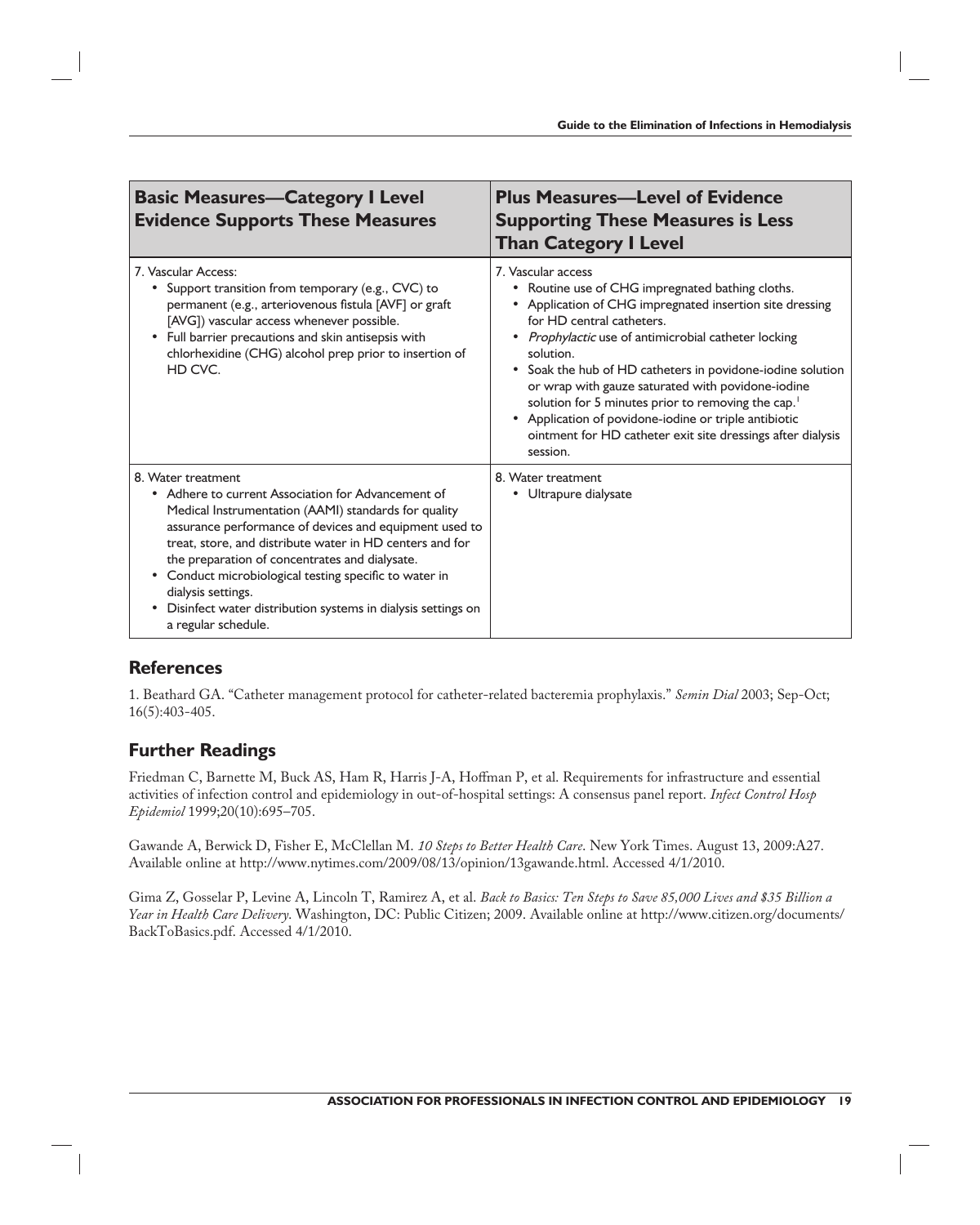| Basic Measures—Category I Level Evidence Supports These Measures | Plus Measures—Level of Evidence Supporting These Measures is Less Than Category I Level |
|---|---|
| 7. Vascular Access:<br>• Support transition from temporary (e.g., CVC) to permanent (e.g., arteriovenous fistula [AVF] or graft [AVG]) vascular access whenever possible.<br>• Full barrier precautions and skin antisepsis with chlorhexidine (CHG) alcohol prep prior to insertion of HD CVC. | 7. Vascular access<br>• Routine use of CHG impregnated bathing cloths.<br>• Application of CHG impregnated insertion site dressing for HD central catheters.<br>• *Prophylactic* use of antimicrobial catheter locking solution.<br>• Soak the hub of HD catheters in povidone-iodine solution or wrap with gauze saturated with povidone-iodine solution for 5 minutes prior to removing the cap.[1]<br>• Application of povidone-iodine or triple antibiotic ointment for HD catheter exit site dressings after dialysis session. |
| 8. Water treatment<br>• Adhere to current Association for Advancement of Medical Instrumentation (AAMI) standards for quality assurance performance of devices and equipment used to treat, store, and distribute water in HD centers and for the preparation of concentrates and dialysate.<br>• Conduct microbiological testing specific to water in dialysis settings.<br>• Disinfect water distribution systems in dialysis settings on a regular schedule. | 8. Water treatment<br>• Ultrapure dialysate |

## References

1. Beathard GA. "Catheter management protocol for catheter-related bacteremia prophylaxis." *Semin Dial* 2003; Sep-Oct; 16(5):403-405.

## Further Readings

Friedman C, Barnette M, Buck AS, Ham R, Harris J-A, Hoffman P, et al. Requirements for infrastructure and essential activities of infection control and epidemiology in out-of-hospital settings: A consensus panel report. *Infect Control Hosp Epidemiol* 1999;20(10):695–705.

Gawande A, Berwick D, Fisher E, McClellan M. *10 Steps to Better Health Care*. New York Times. August 13, 2009:A27. Available online at http://www.nytimes.com/2009/08/13/opinion/13gawande.html. Accessed 4/1/2010.

Gima Z, Gosselar P, Levine A, Lincoln T, Ramirez A, et al. *Back to Basics: Ten Steps to Save 85,000 Lives and $35 Billion a Year in Health Care Delivery*. Washington, DC: Public Citizen; 2009. Available online at http://www.citizen.org/documents/BackToBasics.pdf. Accessed 4/1/2010.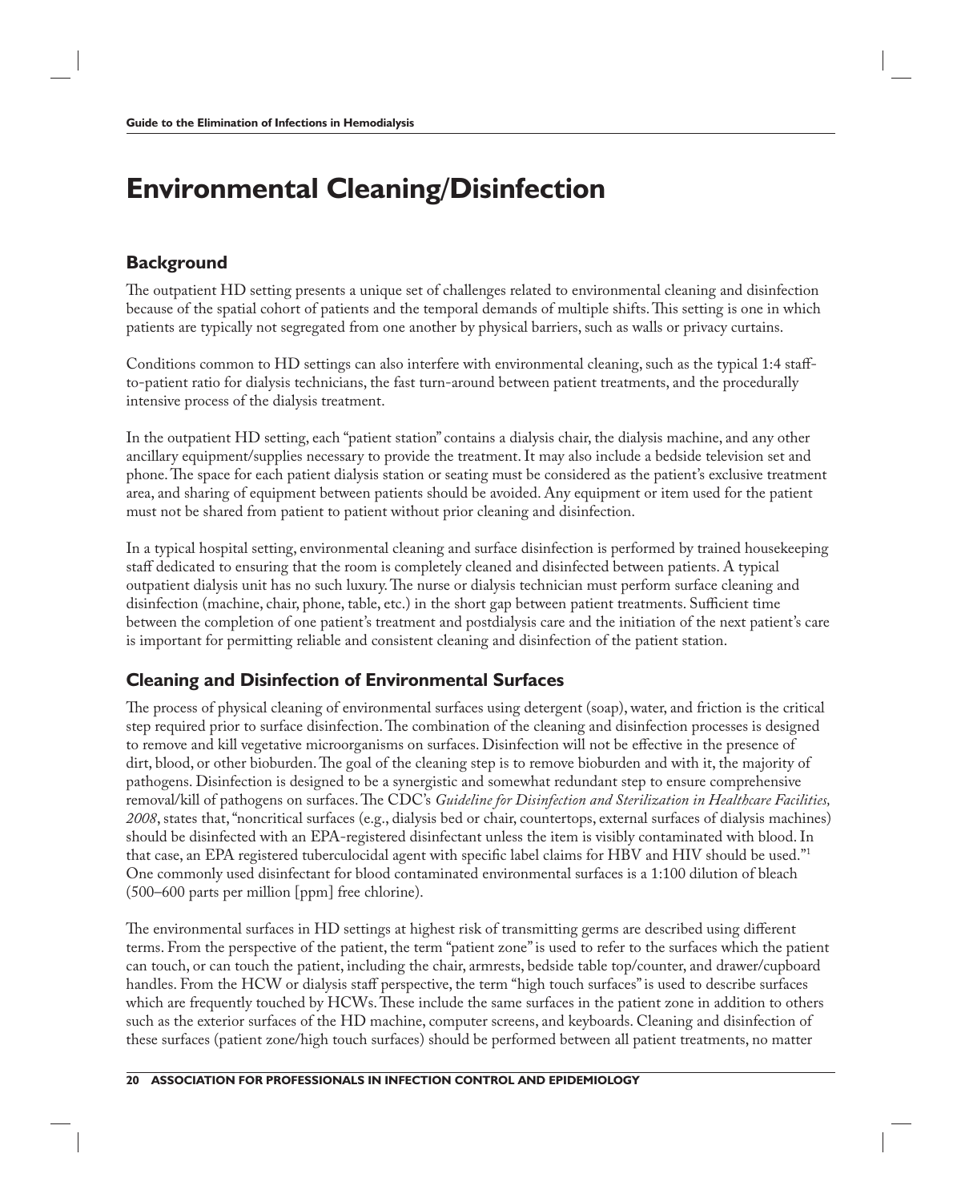# Environmental Cleaning/Disinfection

## Background

The outpatient HD setting presents a unique set of challenges related to environmental cleaning and disinfection because of the spatial cohort of patients and the temporal demands of multiple shifts. This setting is one in which patients are typically not segregated from one another by physical barriers, such as walls or privacy curtains.

Conditions common to HD settings can also interfere with environmental cleaning, such as the typical 1:4 staff-to-patient ratio for dialysis technicians, the fast turn-around between patient treatments, and the procedurally intensive process of the dialysis treatment.

In the outpatient HD setting, each "patient station" contains a dialysis chair, the dialysis machine, and any other ancillary equipment/supplies necessary to provide the treatment. It may also include a bedside television set and phone. The space for each patient dialysis station or seating must be considered as the patient's exclusive treatment area, and sharing of equipment between patients should be avoided. Any equipment or item used for the patient must not be shared from patient to patient without prior cleaning and disinfection.

In a typical hospital setting, environmental cleaning and surface disinfection is performed by trained housekeeping staff dedicated to ensuring that the room is completely cleaned and disinfected between patients. A typical outpatient dialysis unit has no such luxury. The nurse or dialysis technician must perform surface cleaning and disinfection (machine, chair, phone, table, etc.) in the short gap between patient treatments. Sufficient time between the completion of one patient's treatment and postdialysis care and the initiation of the next patient's care is important for permitting reliable and consistent cleaning and disinfection of the patient station.

## Cleaning and Disinfection of Environmental Surfaces

The process of physical cleaning of environmental surfaces using detergent (soap), water, and friction is the critical step required prior to surface disinfection. The combination of the cleaning and disinfection processes is designed to remove and kill vegetative microorganisms on surfaces. Disinfection will not be effective in the presence of dirt, blood, or other bioburden. The goal of the cleaning step is to remove bioburden and with it, the majority of pathogens. Disinfection is designed to be a synergistic and somewhat redundant step to ensure comprehensive removal/kill of pathogens on surfaces. The CDC's *Guideline for Disinfection and Sterilization in Healthcare Facilities, 2008*, states that, "noncritical surfaces (e.g., dialysis bed or chair, countertops, external surfaces of dialysis machines) should be disinfected with an EPA-registered disinfectant unless the item is visibly contaminated with blood. In that case, an EPA registered tuberculocidal agent with specific label claims for HBV and HIV should be used."[1] One commonly used disinfectant for blood contaminated environmental surfaces is a 1:100 dilution of bleach (500–600 parts per million [ppm] free chlorine).

The environmental surfaces in HD settings at highest risk of transmitting germs are described using different terms. From the perspective of the patient, the term "patient zone" is used to refer to the surfaces which the patient can touch, or can touch the patient, including the chair, armrests, bedside table top/counter, and drawer/cupboard handles. From the HCW or dialysis staff perspective, the term "high touch surfaces" is used to describe surfaces which are frequently touched by HCWs. These include the same surfaces in the patient zone in addition to others such as the exterior surfaces of the HD machine, computer screens, and keyboards. Cleaning and disinfection of these surfaces (patient zone/high touch surfaces) should be performed between all patient treatments, no matter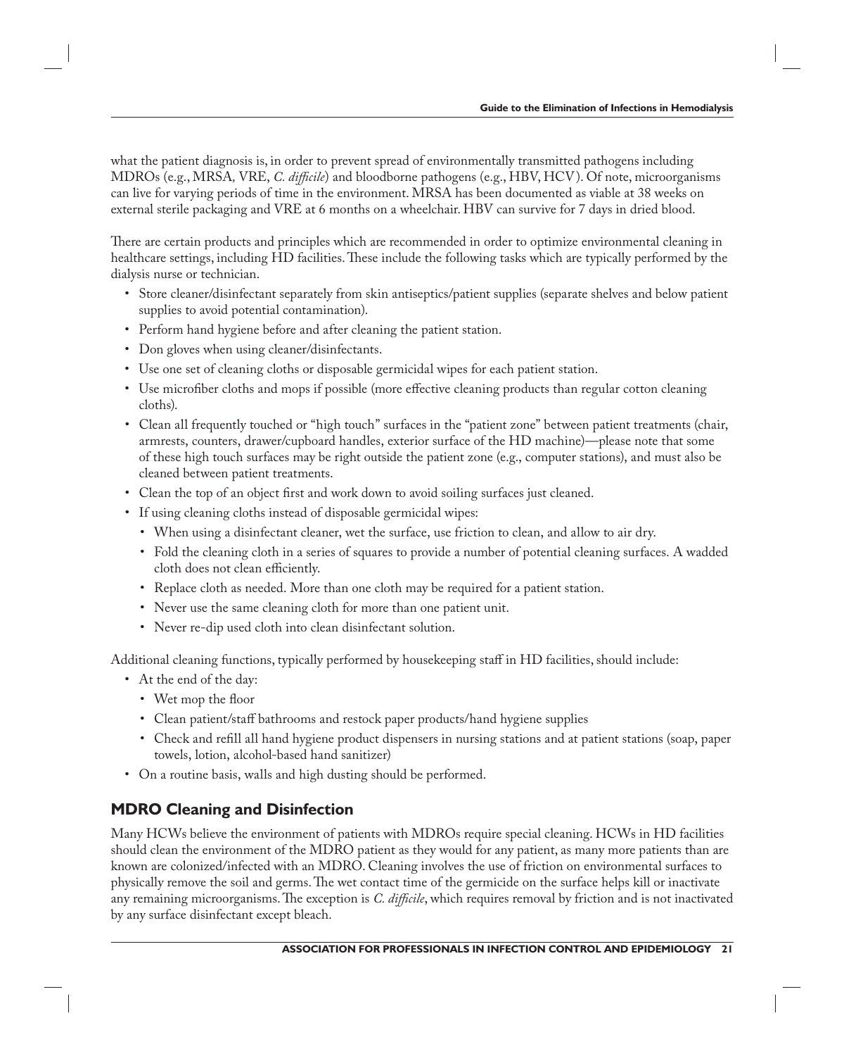what the patient diagnosis is, in order to prevent spread of environmentally transmitted pathogens including MDROs (e.g., MRSA, VRE, *C. difficile*) and bloodborne pathogens (e.g., HBV, HCV). Of note, microorganisms can live for varying periods of time in the environment. MRSA has been documented as viable at 38 weeks on external sterile packaging and VRE at 6 months on a wheelchair. HBV can survive for 7 days in dried blood.

There are certain products and principles which are recommended in order to optimize environmental cleaning in healthcare settings, including HD facilities. These include the following tasks which are typically performed by the dialysis nurse or technician.

- Store cleaner/disinfectant separately from skin antiseptics/patient supplies (separate shelves and below patient supplies to avoid potential contamination).
- Perform hand hygiene before and after cleaning the patient station.
- Don gloves when using cleaner/disinfectants.
- Use one set of cleaning cloths or disposable germicidal wipes for each patient station.
- Use microfiber cloths and mops if possible (more effective cleaning products than regular cotton cleaning cloths).
- Clean all frequently touched or "high touch" surfaces in the "patient zone" between patient treatments (chair, armrests, counters, drawer/cupboard handles, exterior surface of the HD machine)—please note that some of these high touch surfaces may be right outside the patient zone (e.g., computer stations), and must also be cleaned between patient treatments.
- Clean the top of an object first and work down to avoid soiling surfaces just cleaned.
- If using cleaning cloths instead of disposable germicidal wipes:
  - When using a disinfectant cleaner, wet the surface, use friction to clean, and allow to air dry.
  - Fold the cleaning cloth in a series of squares to provide a number of potential cleaning surfaces. A wadded cloth does not clean efficiently.
  - Replace cloth as needed. More than one cloth may be required for a patient station.
  - Never use the same cleaning cloth for more than one patient unit.
  - Never re-dip used cloth into clean disinfectant solution.

Additional cleaning functions, typically performed by housekeeping staff in HD facilities, should include:

- At the end of the day:
  - Wet mop the floor
  - Clean patient/staff bathrooms and restock paper products/hand hygiene supplies
  - Check and refill all hand hygiene product dispensers in nursing stations and at patient stations (soap, paper towels, lotion, alcohol-based hand sanitizer)
- On a routine basis, walls and high dusting should be performed.

## MDRO Cleaning and Disinfection

Many HCWs believe the environment of patients with MDROs require special cleaning. HCWs in HD facilities should clean the environment of the MDRO patient as they would for any patient, as many more patients than are known are colonized/infected with an MDRO. Cleaning involves the use of friction on environmental surfaces to physically remove the soil and germs. The wet contact time of the germicide on the surface helps kill or inactivate any remaining microorganisms. The exception is *C. difficile*, which requires removal by friction and is not inactivated by any surface disinfectant except bleach.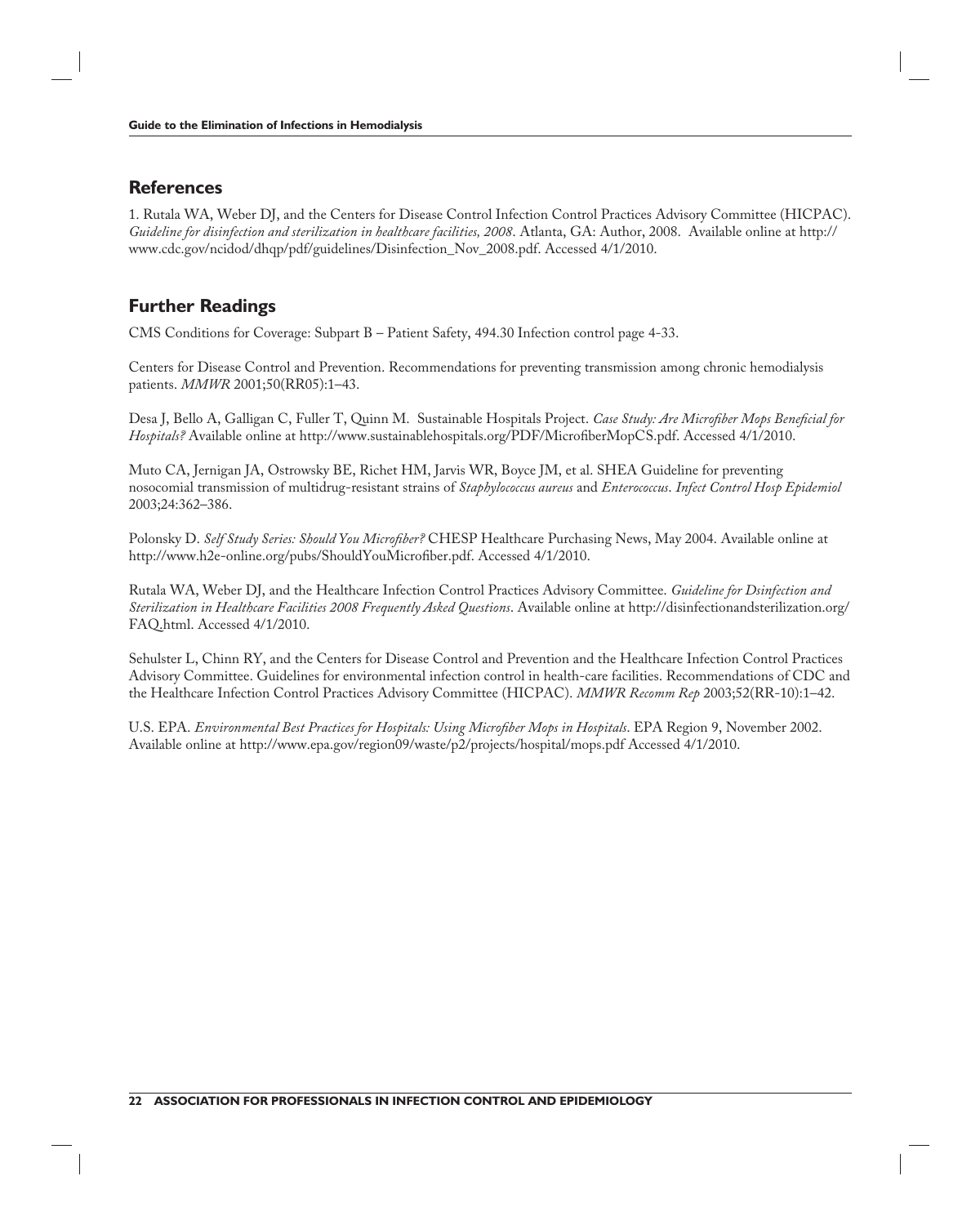## References

1. Rutala WA, Weber DJ, and the Centers for Disease Control Infection Control Practices Advisory Committee (HICPAC). *Guideline for disinfection and sterilization in healthcare facilities, 2008*. Atlanta, GA: Author, 2008. Available online at http://www.cdc.gov/ncidod/dhqp/pdf/guidelines/Disinfection_Nov_2008.pdf. Accessed 4/1/2010.

## Further Readings

CMS Conditions for Coverage: Subpart B – Patient Safety, 494.30 Infection control page 4-33.

Centers for Disease Control and Prevention. Recommendations for preventing transmission among chronic hemodialysis patients. *MMWR* 2001;50(RR05):1–43.

Desa J, Bello A, Galligan C, Fuller T, Quinn M. Sustainable Hospitals Project. *Case Study: Are Microfiber Mops Beneficial for Hospitals?* Available online at http://www.sustainablehospitals.org/PDF/MicrofiberMopCS.pdf. Accessed 4/1/2010.

Muto CA, Jernigan JA, Ostrowsky BE, Richet HM, Jarvis WR, Boyce JM, et al. SHEA Guideline for preventing nosocomial transmission of multidrug-resistant strains of *Staphylococcus aureus* and *Enterococcus*. *Infect Control Hosp Epidemiol* 2003;24:362–386.

Polonsky D. *Self Study Series: Should You Microfiber?* CHESP Healthcare Purchasing News, May 2004. Available online at http://www.h2e-online.org/pubs/ShouldYouMicrofiber.pdf. Accessed 4/1/2010.

Rutala WA, Weber DJ, and the Healthcare Infection Control Practices Advisory Committee. *Guideline for Dsinfection and Sterilization in Healthcare Facilities 2008 Frequently Asked Questions*. Available online at http://disinfectionandsterilization.org/FAQ.html. Accessed 4/1/2010.

Sehulster L, Chinn RY, and the Centers for Disease Control and Prevention and the Healthcare Infection Control Practices Advisory Committee. Guidelines for environmental infection control in health-care facilities. Recommendations of CDC and the Healthcare Infection Control Practices Advisory Committee (HICPAC). *MMWR Recomm Rep* 2003;52(RR-10):1–42.

U.S. EPA. *Environmental Best Practices for Hospitals: Using Microfiber Mops in Hospitals*. EPA Region 9, November 2002. Available online at http://www.epa.gov/region09/waste/p2/projects/hospital/mops.pdf Accessed 4/1/2010.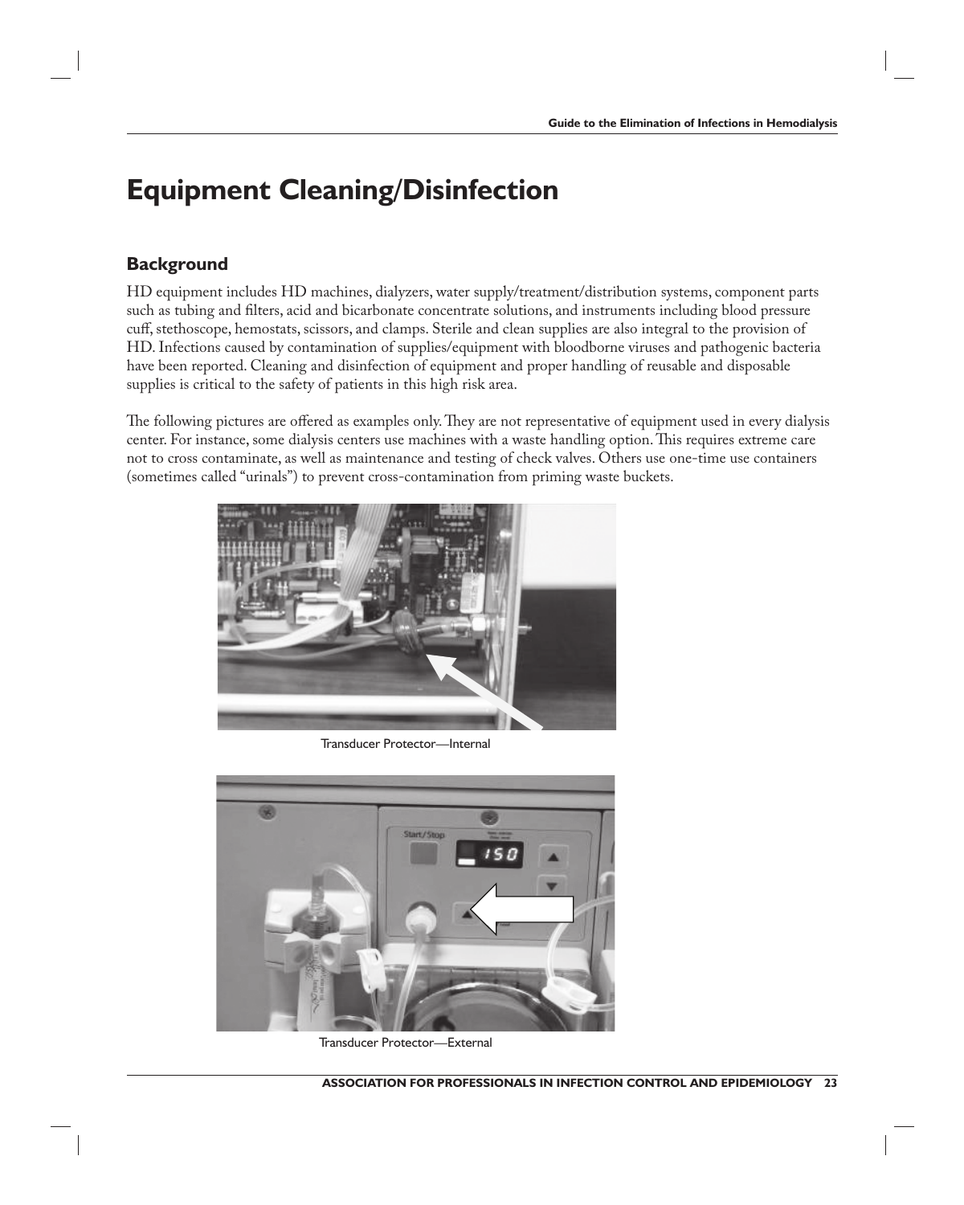# Equipment Cleaning/Disinfection

## Background

HD equipment includes HD machines, dialyzers, water supply/treatment/distribution systems, component parts such as tubing and filters, acid and bicarbonate concentrate solutions, and instruments including blood pressure cuff, stethoscope, hemostats, scissors, and clamps. Sterile and clean supplies are also integral to the provision of HD. Infections caused by contamination of supplies/equipment with bloodborne viruses and pathogenic bacteria have been reported. Cleaning and disinfection of equipment and proper handling of reusable and disposable supplies is critical to the safety of patients in this high risk area.

The following pictures are offered as examples only. They are not representative of equipment used in every dialysis center. For instance, some dialysis centers use machines with a waste handling option. This requires extreme care not to cross contaminate, as well as maintenance and testing of check valves. Others use one-time use containers (sometimes called "urinals") to prevent cross-contamination from priming waste buckets.

Transducer Protector—Internal

Transducer Protector—External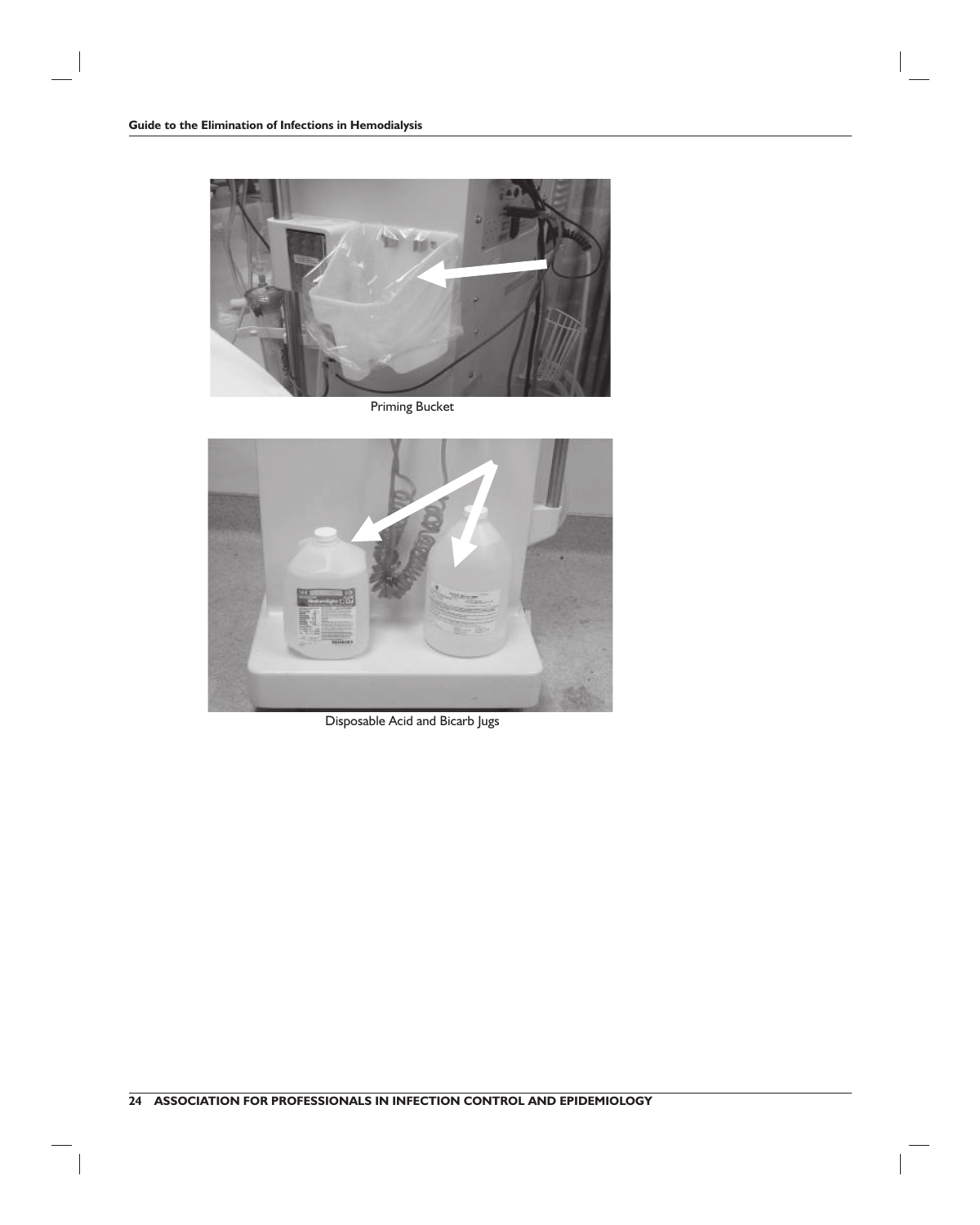Priming Bucket

Disposable Acid and Bicarb Jugs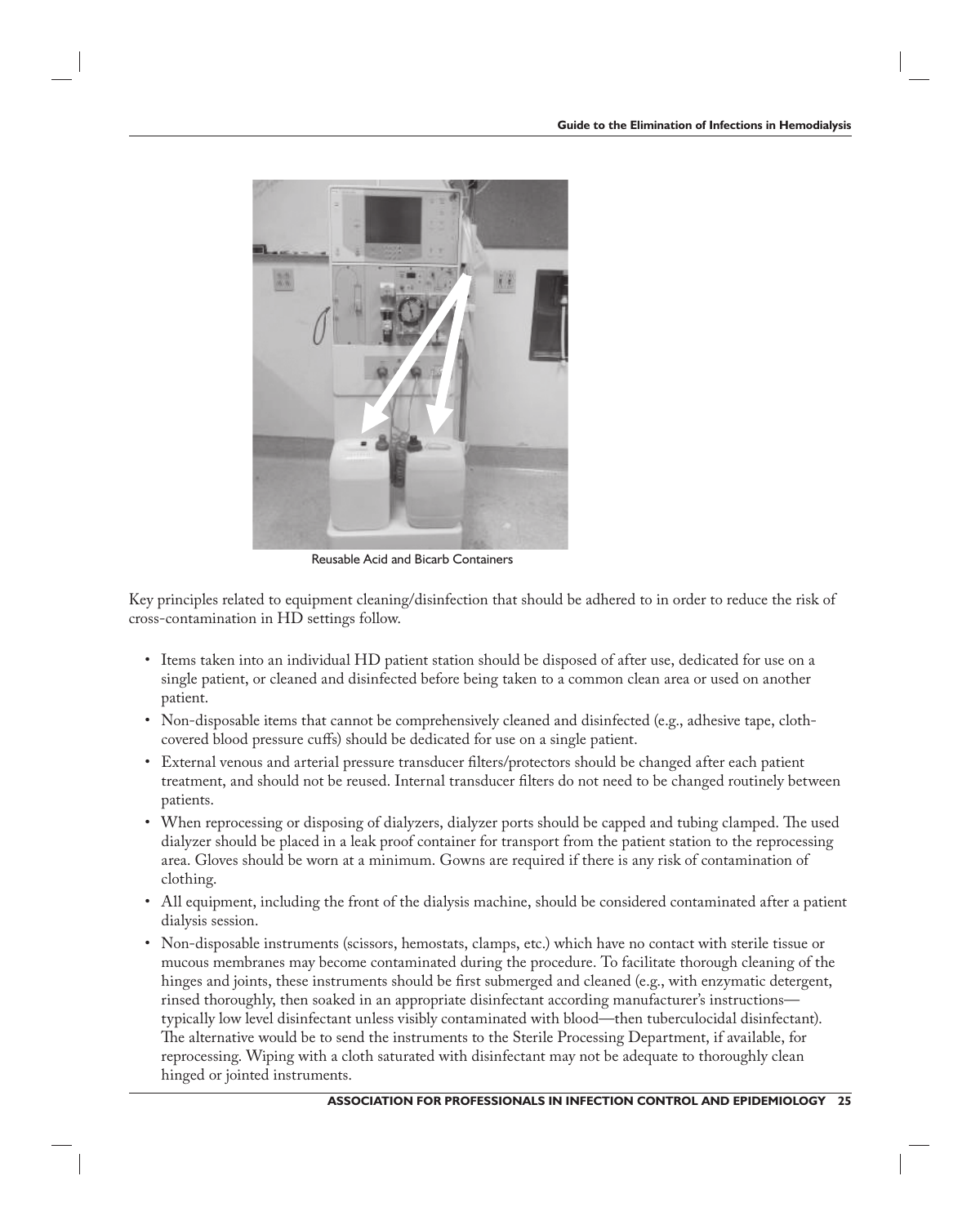Reusable Acid and Bicarb Containers

Key principles related to equipment cleaning/disinfection that should be adhered to in order to reduce the risk of cross-contamination in HD settings follow.

- Items taken into an individual HD patient station should be disposed of after use, dedicated for use on a single patient, or cleaned and disinfected before being taken to a common clean area or used on another patient.
- Non-disposable items that cannot be comprehensively cleaned and disinfected (e.g., adhesive tape, cloth-covered blood pressure cuffs) should be dedicated for use on a single patient.
- External venous and arterial pressure transducer filters/protectors should be changed after each patient treatment, and should not be reused. Internal transducer filters do not need to be changed routinely between patients.
- When reprocessing or disposing of dialyzers, dialyzer ports should be capped and tubing clamped. The used dialyzer should be placed in a leak proof container for transport from the patient station to the reprocessing area. Gloves should be worn at a minimum. Gowns are required if there is any risk of contamination of clothing.
- All equipment, including the front of the dialysis machine, should be considered contaminated after a patient dialysis session.
- Non-disposable instruments (scissors, hemostats, clamps, etc.) which have no contact with sterile tissue or mucous membranes may become contaminated during the procedure. To facilitate thorough cleaning of the hinges and joints, these instruments should be first submerged and cleaned (e.g., with enzymatic detergent, rinsed thoroughly, then soaked in an appropriate disinfectant according manufacturer's instructions—typically low level disinfectant unless visibly contaminated with blood—then tuberculocidal disinfectant). The alternative would be to send the instruments to the Sterile Processing Department, if available, for reprocessing. Wiping with a cloth saturated with disinfectant may not be adequate to thoroughly clean hinged or jointed instruments.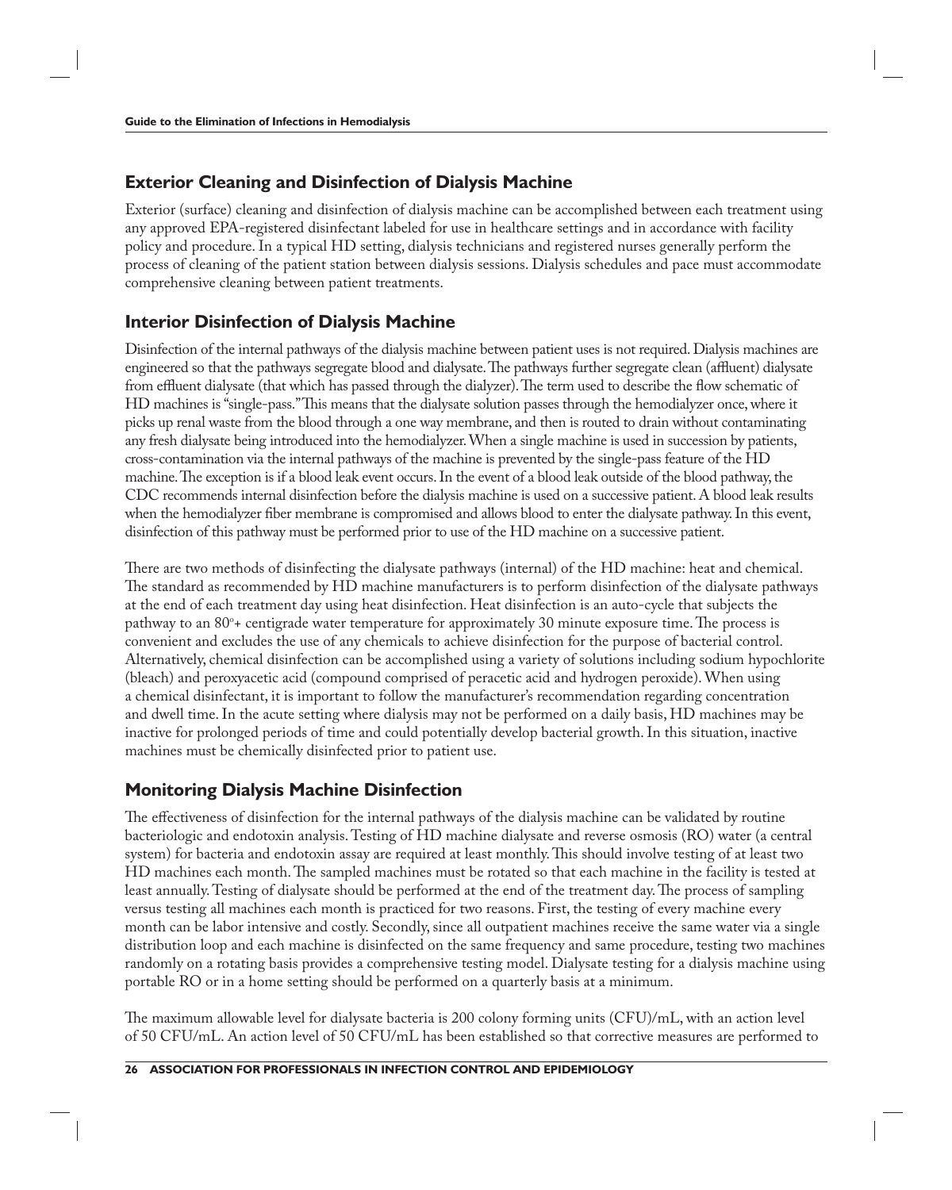## Exterior Cleaning and Disinfection of Dialysis Machine

Exterior (surface) cleaning and disinfection of dialysis machine can be accomplished between each treatment using any approved EPA-registered disinfectant labeled for use in healthcare settings and in accordance with facility policy and procedure. In a typical HD setting, dialysis technicians and registered nurses generally perform the process of cleaning of the patient station between dialysis sessions. Dialysis schedules and pace must accommodate comprehensive cleaning between patient treatments.

## Interior Disinfection of Dialysis Machine

Disinfection of the internal pathways of the dialysis machine between patient uses is not required. Dialysis machines are engineered so that the pathways segregate blood and dialysate. The pathways further segregate clean (affluent) dialysate from effluent dialysate (that which has passed through the dialyzer). The term used to describe the flow schematic of HD machines is "single-pass." This means that the dialysate solution passes through the hemodialyzer once, where it picks up renal waste from the blood through a one way membrane, and then is routed to drain without contaminating any fresh dialysate being introduced into the hemodialyzer. When a single machine is used in succession by patients, cross-contamination via the internal pathways of the machine is prevented by the single-pass feature of the HD machine. The exception is if a blood leak event occurs. In the event of a blood leak outside of the blood pathway, the CDC recommends internal disinfection before the dialysis machine is used on a successive patient. A blood leak results when the hemodialyzer fiber membrane is compromised and allows blood to enter the dialysate pathway. In this event, disinfection of this pathway must be performed prior to use of the HD machine on a successive patient.

There are two methods of disinfecting the dialysate pathways (internal) of the HD machine: heat and chemical. The standard as recommended by HD machine manufacturers is to perform disinfection of the dialysate pathways at the end of each treatment day using heat disinfection. Heat disinfection is an auto-cycle that subjects the pathway to an 80°+ centigrade water temperature for approximately 30 minute exposure time. The process is convenient and excludes the use of any chemicals to achieve disinfection for the purpose of bacterial control. Alternatively, chemical disinfection can be accomplished using a variety of solutions including sodium hypochlorite (bleach) and peroxyacetic acid (compound comprised of peracetic acid and hydrogen peroxide). When using a chemical disinfectant, it is important to follow the manufacturer's recommendation regarding concentration and dwell time. In the acute setting where dialysis may not be performed on a daily basis, HD machines may be inactive for prolonged periods of time and could potentially develop bacterial growth. In this situation, inactive machines must be chemically disinfected prior to patient use.

## Monitoring Dialysis Machine Disinfection

The effectiveness of disinfection for the internal pathways of the dialysis machine can be validated by routine bacteriologic and endotoxin analysis. Testing of HD machine dialysate and reverse osmosis (RO) water (a central system) for bacteria and endotoxin assay are required at least monthly. This should involve testing of at least two HD machines each month. The sampled machines must be rotated so that each machine in the facility is tested at least annually. Testing of dialysate should be performed at the end of the treatment day. The process of sampling versus testing all machines each month is practiced for two reasons. First, the testing of every machine every month can be labor intensive and costly. Secondly, since all outpatient machines receive the same water via a single distribution loop and each machine is disinfected on the same frequency and same procedure, testing two machines randomly on a rotating basis provides a comprehensive testing model. Dialysate testing for a dialysis machine using portable RO or in a home setting should be performed on a quarterly basis at a minimum.

The maximum allowable level for dialysate bacteria is 200 colony forming units (CFU)/mL, with an action level of 50 CFU/mL. An action level of 50 CFU/mL has been established so that corrective measures are performed to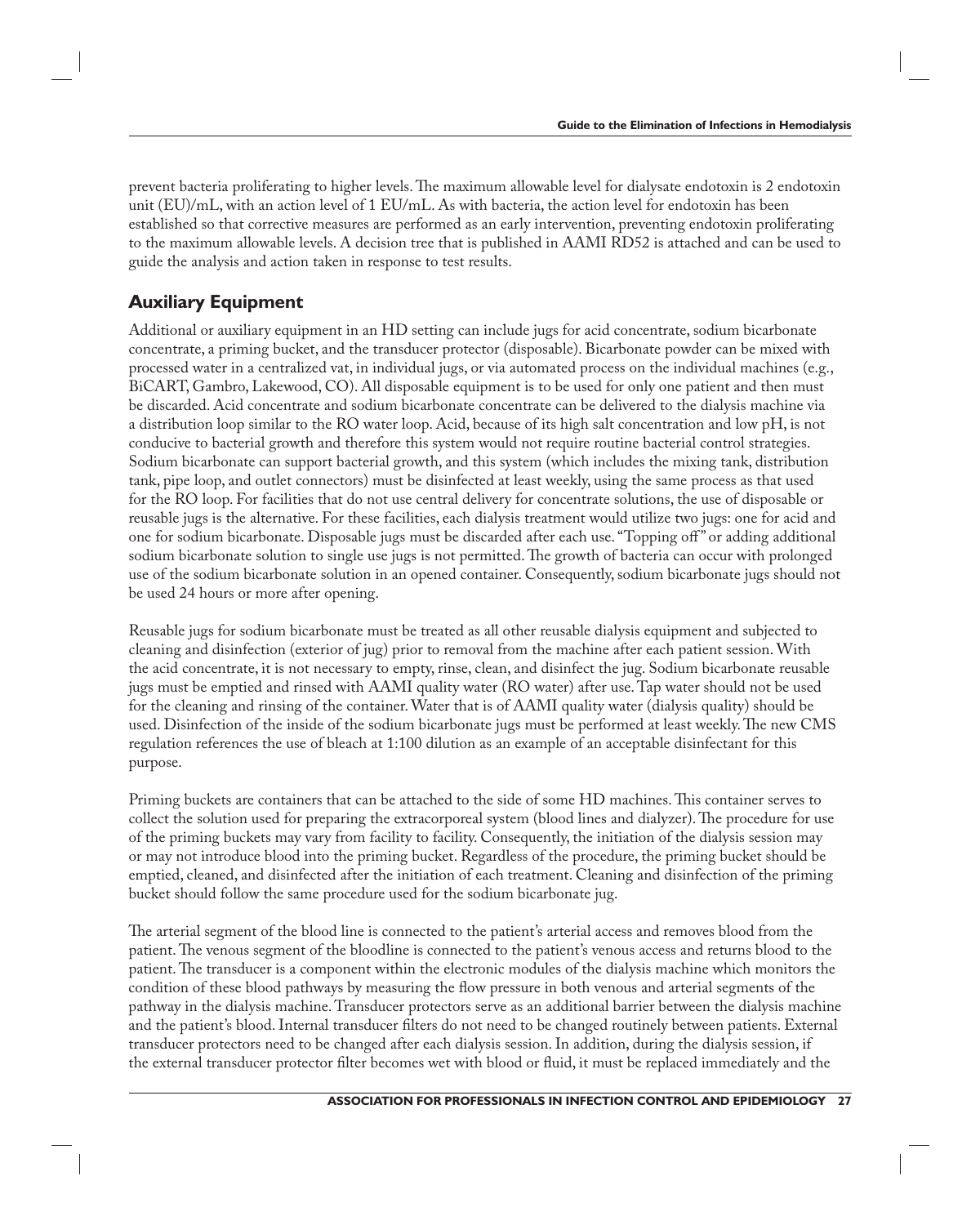prevent bacteria proliferating to higher levels. The maximum allowable level for dialysate endotoxin is 2 endotoxin unit (EU)/mL, with an action level of 1 EU/mL. As with bacteria, the action level for endotoxin has been established so that corrective measures are performed as an early intervention, preventing endotoxin proliferating to the maximum allowable levels. A decision tree that is published in AAMI RD52 is attached and can be used to guide the analysis and action taken in response to test results.

## Auxiliary Equipment

Additional or auxiliary equipment in an HD setting can include jugs for acid concentrate, sodium bicarbonate concentrate, a priming bucket, and the transducer protector (disposable). Bicarbonate powder can be mixed with processed water in a centralized vat, in individual jugs, or via automated process on the individual machines (e.g., BiCART, Gambro, Lakewood, CO). All disposable equipment is to be used for only one patient and then must be discarded. Acid concentrate and sodium bicarbonate concentrate can be delivered to the dialysis machine via a distribution loop similar to the RO water loop. Acid, because of its high salt concentration and low pH, is not conducive to bacterial growth and therefore this system would not require routine bacterial control strategies. Sodium bicarbonate can support bacterial growth, and this system (which includes the mixing tank, distribution tank, pipe loop, and outlet connectors) must be disinfected at least weekly, using the same process as that used for the RO loop. For facilities that do not use central delivery for concentrate solutions, the use of disposable or reusable jugs is the alternative. For these facilities, each dialysis treatment would utilize two jugs: one for acid and one for sodium bicarbonate. Disposable jugs must be discarded after each use. "Topping off" or adding additional sodium bicarbonate solution to single use jugs is not permitted. The growth of bacteria can occur with prolonged use of the sodium bicarbonate solution in an opened container. Consequently, sodium bicarbonate jugs should not be used 24 hours or more after opening.

Reusable jugs for sodium bicarbonate must be treated as all other reusable dialysis equipment and subjected to cleaning and disinfection (exterior of jug) prior to removal from the machine after each patient session. With the acid concentrate, it is not necessary to empty, rinse, clean, and disinfect the jug. Sodium bicarbonate reusable jugs must be emptied and rinsed with AAMI quality water (RO water) after use. Tap water should not be used for the cleaning and rinsing of the container. Water that is of AAMI quality water (dialysis quality) should be used. Disinfection of the inside of the sodium bicarbonate jugs must be performed at least weekly. The new CMS regulation references the use of bleach at 1:100 dilution as an example of an acceptable disinfectant for this purpose.

Priming buckets are containers that can be attached to the side of some HD machines. This container serves to collect the solution used for preparing the extracorporeal system (blood lines and dialyzer). The procedure for use of the priming buckets may vary from facility to facility. Consequently, the initiation of the dialysis session may or may not introduce blood into the priming bucket. Regardless of the procedure, the priming bucket should be emptied, cleaned, and disinfected after the initiation of each treatment. Cleaning and disinfection of the priming bucket should follow the same procedure used for the sodium bicarbonate jug.

The arterial segment of the blood line is connected to the patient's arterial access and removes blood from the patient. The venous segment of the bloodline is connected to the patient's venous access and returns blood to the patient. The transducer is a component within the electronic modules of the dialysis machine which monitors the condition of these blood pathways by measuring the flow pressure in both venous and arterial segments of the pathway in the dialysis machine. Transducer protectors serve as an additional barrier between the dialysis machine and the patient's blood. Internal transducer filters do not need to be changed routinely between patients. External transducer protectors need to be changed after each dialysis session. In addition, during the dialysis session, if the external transducer protector filter becomes wet with blood or fluid, it must be replaced immediately and the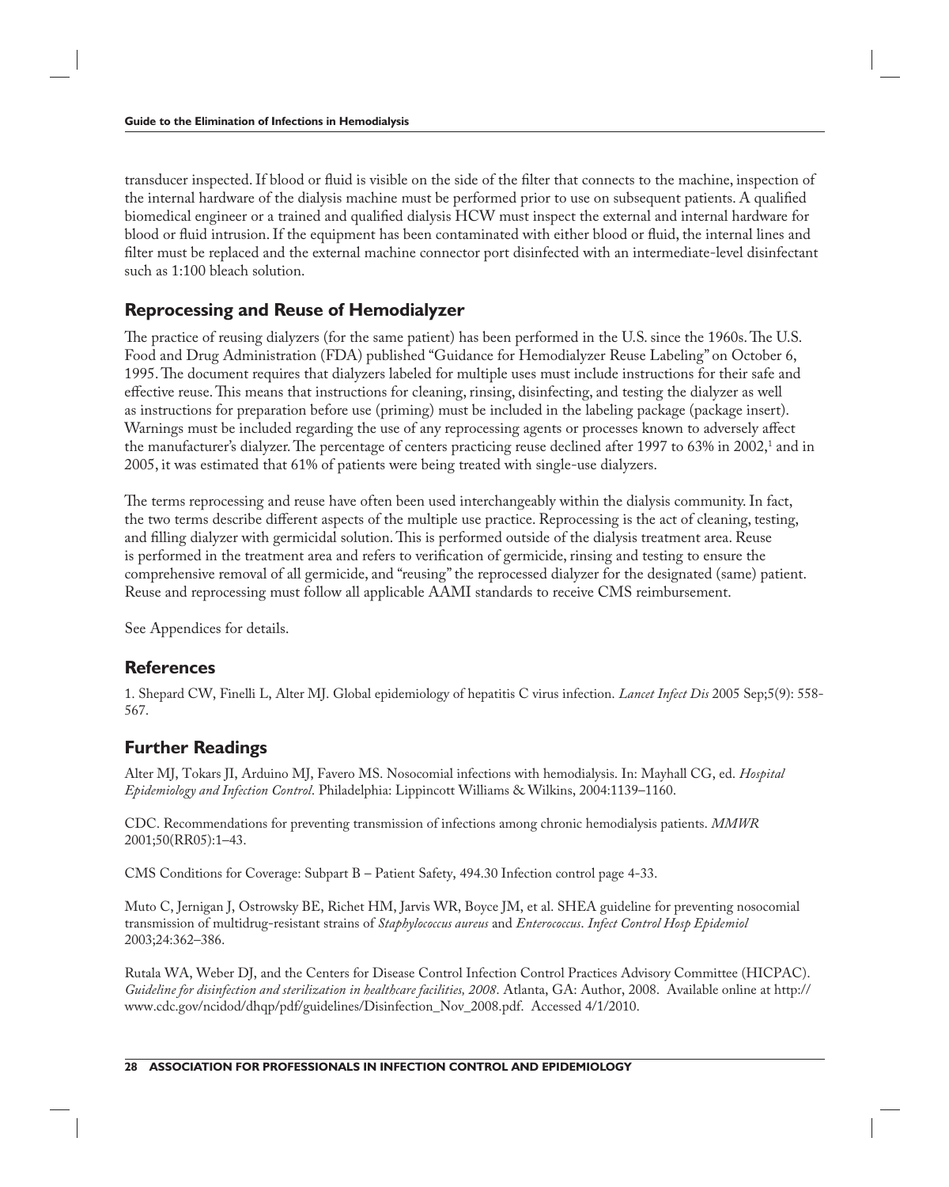transducer inspected. If blood or fluid is visible on the side of the filter that connects to the machine, inspection of the internal hardware of the dialysis machine must be performed prior to use on subsequent patients. A qualified biomedical engineer or a trained and qualified dialysis HCW must inspect the external and internal hardware for blood or fluid intrusion. If the equipment has been contaminated with either blood or fluid, the internal lines and filter must be replaced and the external machine connector port disinfected with an intermediate-level disinfectant such as 1:100 bleach solution.

## Reprocessing and Reuse of Hemodialyzer

The practice of reusing dialyzers (for the same patient) has been performed in the U.S. since the 1960s. The U.S. Food and Drug Administration (FDA) published "Guidance for Hemodialyzer Reuse Labeling" on October 6, 1995. The document requires that dialyzers labeled for multiple uses must include instructions for their safe and effective reuse. This means that instructions for cleaning, rinsing, disinfecting, and testing the dialyzer as well as instructions for preparation before use (priming) must be included in the labeling package (package insert). Warnings must be included regarding the use of any reprocessing agents or processes known to adversely affect the manufacturer's dialyzer. The percentage of centers practicing reuse declined after 1997 to 63% in 2002,[1] and in 2005, it was estimated that 61% of patients were being treated with single-use dialyzers.

The terms reprocessing and reuse have often been used interchangeably within the dialysis community. In fact, the two terms describe different aspects of the multiple use practice. Reprocessing is the act of cleaning, testing, and filling dialyzer with germicidal solution. This is performed outside of the dialysis treatment area. Reuse is performed in the treatment area and refers to verification of germicide, rinsing and testing to ensure the comprehensive removal of all germicide, and "reusing" the reprocessed dialyzer for the designated (same) patient. Reuse and reprocessing must follow all applicable AAMI standards to receive CMS reimbursement.

See Appendices for details.

## References

1. Shepard CW, Finelli L, Alter MJ. Global epidemiology of hepatitis C virus infection. *Lancet Infect Dis* 2005 Sep;5(9): 558-567.

## Further Readings

Alter MJ, Tokars JI, Arduino MJ, Favero MS. Nosocomial infections with hemodialysis. In: Mayhall CG, ed. *Hospital Epidemiology and Infection Control*. Philadelphia: Lippincott Williams & Wilkins, 2004:1139–1160.

CDC. Recommendations for preventing transmission of infections among chronic hemodialysis patients. *MMWR* 2001;50(RR05):1–43.

CMS Conditions for Coverage: Subpart B – Patient Safety, 494.30 Infection control page 4-33.

Muto C, Jernigan J, Ostrowsky BE, Richet HM, Jarvis WR, Boyce JM, et al. SHEA guideline for preventing nosocomial transmission of multidrug-resistant strains of *Staphylococcus aureus* and *Enterococcus*. *Infect Control Hosp Epidemiol* 2003;24:362–386.

Rutala WA, Weber DJ, and the Centers for Disease Control Infection Control Practices Advisory Committee (HICPAC). *Guideline for disinfection and sterilization in healthcare facilities, 2008*. Atlanta, GA: Author, 2008. Available online at http://www.cdc.gov/ncidod/dhqp/pdf/guidelines/Disinfection_Nov_2008.pdf. Accessed 4/1/2010.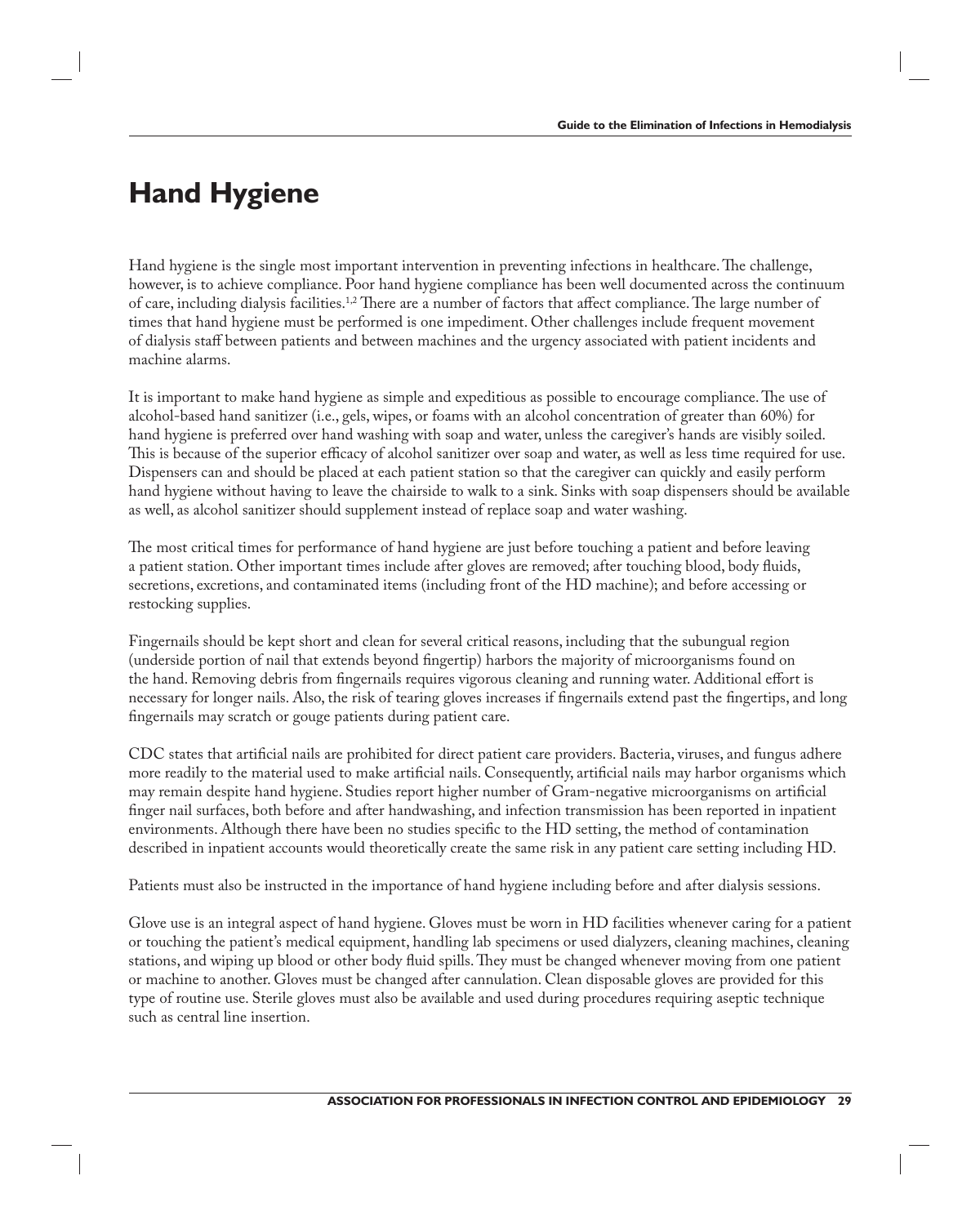# Hand Hygiene

Hand hygiene is the single most important intervention in preventing infections in healthcare. The challenge, however, is to achieve compliance. Poor hand hygiene compliance has been well documented across the continuum of care, including dialysis facilities.[1,2] There are a number of factors that affect compliance. The large number of times that hand hygiene must be performed is one impediment. Other challenges include frequent movement of dialysis staff between patients and between machines and the urgency associated with patient incidents and machine alarms.

It is important to make hand hygiene as simple and expeditious as possible to encourage compliance. The use of alcohol-based hand sanitizer (i.e., gels, wipes, or foams with an alcohol concentration of greater than 60%) for hand hygiene is preferred over hand washing with soap and water, unless the caregiver's hands are visibly soiled. This is because of the superior efficacy of alcohol sanitizer over soap and water, as well as less time required for use. Dispensers can and should be placed at each patient station so that the caregiver can quickly and easily perform hand hygiene without having to leave the chairside to walk to a sink. Sinks with soap dispensers should be available as well, as alcohol sanitizer should supplement instead of replace soap and water washing.

The most critical times for performance of hand hygiene are just before touching a patient and before leaving a patient station. Other important times include after gloves are removed; after touching blood, body fluids, secretions, excretions, and contaminated items (including front of the HD machine); and before accessing or restocking supplies.

Fingernails should be kept short and clean for several critical reasons, including that the subungual region (underside portion of nail that extends beyond fingertip) harbors the majority of microorganisms found on the hand. Removing debris from fingernails requires vigorous cleaning and running water. Additional effort is necessary for longer nails. Also, the risk of tearing gloves increases if fingernails extend past the fingertips, and long fingernails may scratch or gouge patients during patient care.

CDC states that artificial nails are prohibited for direct patient care providers. Bacteria, viruses, and fungus adhere more readily to the material used to make artificial nails. Consequently, artificial nails may harbor organisms which may remain despite hand hygiene. Studies report higher number of Gram-negative microorganisms on artificial finger nail surfaces, both before and after handwashing, and infection transmission has been reported in inpatient environments. Although there have been no studies specific to the HD setting, the method of contamination described in inpatient accounts would theoretically create the same risk in any patient care setting including HD.

Patients must also be instructed in the importance of hand hygiene including before and after dialysis sessions.

Glove use is an integral aspect of hand hygiene. Gloves must be worn in HD facilities whenever caring for a patient or touching the patient's medical equipment, handling lab specimens or used dialyzers, cleaning machines, cleaning stations, and wiping up blood or other body fluid spills. They must be changed whenever moving from one patient or machine to another. Gloves must be changed after cannulation. Clean disposable gloves are provided for this type of routine use. Sterile gloves must also be available and used during procedures requiring aseptic technique such as central line insertion.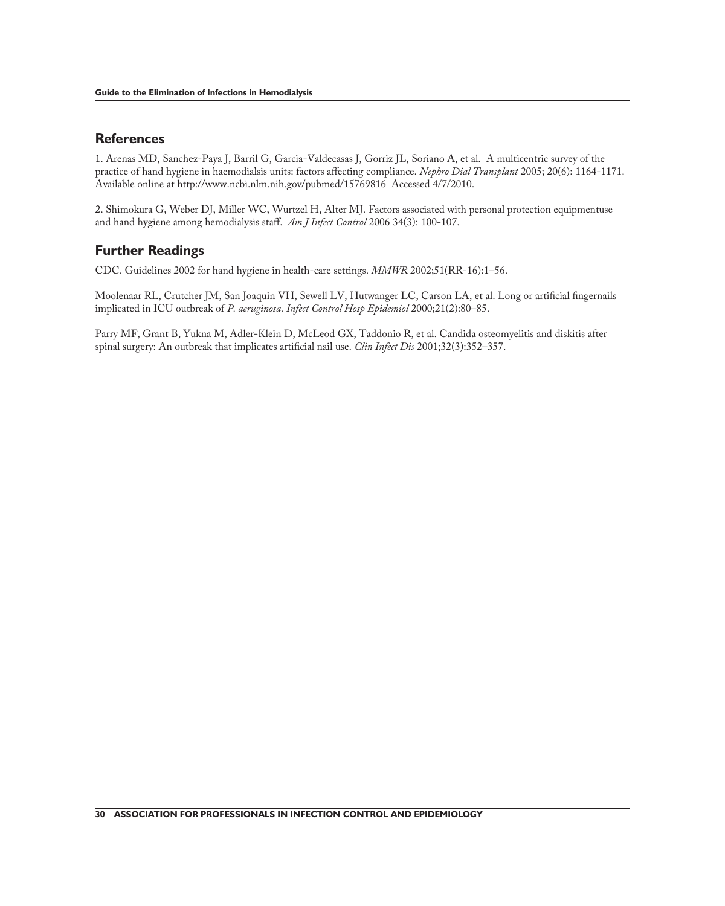## References

1. Arenas MD, Sanchez-Paya J, Barril G, Garcia-Valdecasas J, Gorriz JL, Soriano A, et al. A multicentric survey of the practice of hand hygiene in haemodialsis units: factors affecting compliance. *Nephro Dial Transplant* 2005; 20(6): 1164-1171. Available online at http://www.ncbi.nlm.nih.gov/pubmed/15769816 Accessed 4/7/2010.

2. Shimokura G, Weber DJ, Miller WC, Wurtzel H, Alter MJ. Factors associated with personal protection equipmentuse and hand hygiene among hemodialysis staff. *Am J Infect Control* 2006 34(3): 100-107.

## Further Readings

CDC. Guidelines 2002 for hand hygiene in health-care settings. *MMWR* 2002;51(RR-16):1–56.

Moolenaar RL, Crutcher JM, San Joaquin VH, Sewell LV, Hutwanger LC, Carson LA, et al. Long or artificial fingernails implicated in ICU outbreak of *P. aeruginosa*. *Infect Control Hosp Epidemiol* 2000;21(2):80–85.

Parry MF, Grant B, Yukna M, Adler-Klein D, McLeod GX, Taddonio R, et al. Candida osteomyelitis and diskitis after spinal surgery: An outbreak that implicates artificial nail use. *Clin Infect Dis* 2001;32(3):352–357.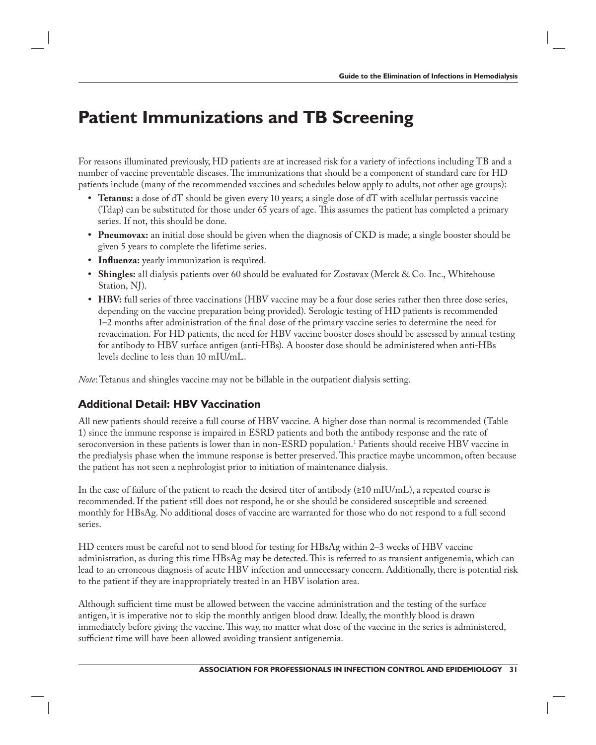# Patient Immunizations and TB Screening

For reasons illuminated previously, HD patients are at increased risk for a variety of infections including TB and a number of vaccine preventable diseases. The immunizations that should be a component of standard care for HD patients include (many of the recommended vaccines and schedules below apply to adults, not other age groups):

- **Tetanus:** a dose of dT should be given every 10 years; a single dose of dT with acellular pertussis vaccine (Tdap) can be substituted for those under 65 years of age. This assumes the patient has completed a primary series. If not, this should be done.
- **Pneumovax:** an initial dose should be given when the diagnosis of CKD is made; a single booster should be given 5 years to complete the lifetime series.
- **Influenza:** yearly immunization is required.
- **Shingles:** all dialysis patients over 60 should be evaluated for Zostavax (Merck & Co. Inc., Whitehouse Station, NJ).
- **HBV:** full series of three vaccinations (HBV vaccine may be a four dose series rather then three dose series, depending on the vaccine preparation being provided). Serologic testing of HD patients is recommended 1–2 months after administration of the final dose of the primary vaccine series to determine the need for revaccination. For HD patients, the need for HBV vaccine booster doses should be assessed by annual testing for antibody to HBV surface antigen (anti-HBs). A booster dose should be administered when anti-HBs levels decline to less than 10 mIU/mL.

*Note*: Tetanus and shingles vaccine may not be billable in the outpatient dialysis setting.

## Additional Detail: HBV Vaccination

All new patients should receive a full course of HBV vaccine. A higher dose than normal is recommended (Table 1) since the immune response is impaired in ESRD patients and both the antibody response and the rate of seroconversion in these patients is lower than in non-ESRD population.[1] Patients should receive HBV vaccine in the predialysis phase when the immune response is better preserved. This practice maybe uncommon, often because the patient has not seen a nephrologist prior to initiation of maintenance dialysis.

In the case of failure of the patient to reach the desired titer of antibody (≥10 mIU/mL), a repeated course is recommended. If the patient still does not respond, he or she should be considered susceptible and screened monthly for HBsAg. No additional doses of vaccine are warranted for those who do not respond to a full second series.

HD centers must be careful not to send blood for testing for HBsAg within 2–3 weeks of HBV vaccine administration, as during this time HBsAg may be detected. This is referred to as transient antigenemia, which can lead to an erroneous diagnosis of acute HBV infection and unnecessary concern. Additionally, there is potential risk to the patient if they are inappropriately treated in an HBV isolation area.

Although sufficient time must be allowed between the vaccine administration and the testing of the surface antigen, it is imperative not to skip the monthly antigen blood draw. Ideally, the monthly blood is drawn immediately before giving the vaccine. This way, no matter what dose of the vaccine in the series is administered, sufficient time will have been allowed avoiding transient antigenemia.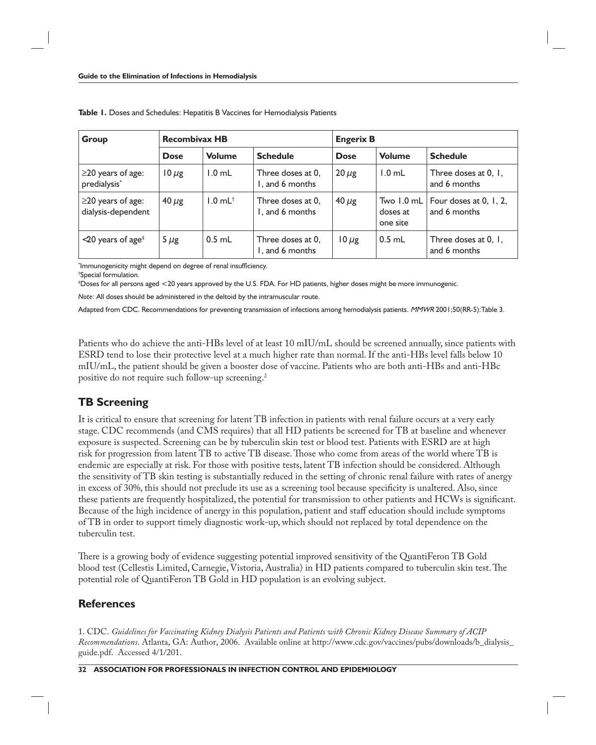**Table 1.** Doses and Schedules: Hepatitis B Vaccines for Hemodialysis Patients

| Group | Recombivax HB | | | Engerix B | | |
|---|---|---|---|---|---|---|
| | Dose | Volume | Schedule | Dose | Volume | Schedule |
| ≥20 years of age: predialysis* | 10 μg | 1.0 mL | Three doses at 0, 1, and 6 months | 20 μg | 1.0 mL | Three doses at 0, 1, and 6 months |
| ≥20 years of age: dialysis-dependent | 40 μg | 1.0 mL† | Three doses at 0, 1, and 6 months | 40 μg | Two 1.0 mL doses at one site | Four doses at 0, 1, 2, and 6 months |
| <20 years of age‡ | 5 μg | 0.5 mL | Three doses at 0, 1, and 6 months | 10 μg | 0.5 mL | Three doses at 0, 1, and 6 months |

*Immunogenicity might depend on degree of renal insufficiency.

†Special formulation.

‡Doses for all persons aged <20 years approved by the U.S. FDA. For HD patients, higher doses might be more immunogenic.

*Note:* All doses should be administered in the deltoid by the intramuscular route.

Adapted from CDC. Recommendations for preventing transmission of infections among hemodialysis patients. *MMWR* 2001;50(RR-5):Table 3.

Patients who do achieve the anti-HBs level of at least 10 mIU/mL should be screened annually, since patients with ESRD tend to lose their protective level at a much higher rate than normal. If the anti-HBs level falls below 10 mIU/mL, the patient should be given a booster dose of vaccine. Patients who are both anti-HBs and anti-HBc positive do not require such follow-up screening.[2]

## TB Screening

It is critical to ensure that screening for latent TB infection in patients with renal failure occurs at a very early stage. CDC recommends (and CMS requires) that all HD patients be screened for TB at baseline and whenever exposure is suspected. Screening can be by tuberculin skin test or blood test. Patients with ESRD are at high risk for progression from latent TB to active TB disease. Those who come from areas of the world where TB is endemic are especially at risk. For those with positive tests, latent TB infection should be considered. Although the sensitivity of TB skin testing is substantially reduced in the setting of chronic renal failure with rates of anergy in excess of 30%, this should not preclude its use as a screening tool because specificity is unaltered. Also, since these patients are frequently hospitalized, the potential for transmission to other patients and HCWs is significant. Because of the high incidence of anergy in this population, patient and staff education should include symptoms of TB in order to support timely diagnostic work-up, which should not replaced by total dependence on the tuberculin test.

There is a growing body of evidence suggesting potential improved sensitivity of the QuantiFeron TB Gold blood test (Cellestis Limited, Carnegie, Vistoria, Australia) in HD patients compared to tuberculin skin test. The potential role of QuantiFeron TB Gold in HD population is an evolving subject.

## References

1. CDC. *Guidelines for Vaccinating Kidney Dialysis Patients and Patients with Chronic Kidney Disease Summary of ACIP Recommendations*. Atlanta, GA: Author, 2006. Available online at http://www.cdc.gov/vaccines/pubs/downloads/b_dialysis_guide.pdf. Accessed 4/1/201.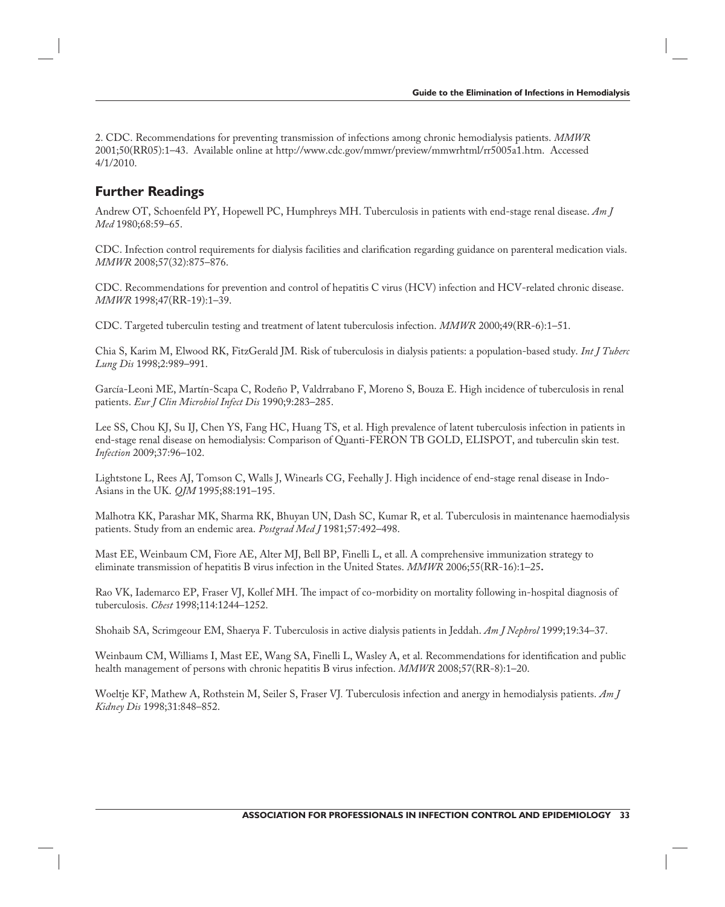2. CDC. Recommendations for preventing transmission of infections among chronic hemodialysis patients. *MMWR* 2001;50(RR05):1–43. Available online at http://www.cdc.gov/mmwr/preview/mmwrhtml/rr5005a1.htm. Accessed 4/1/2010.

## Further Readings

Andrew OT, Schoenfeld PY, Hopewell PC, Humphreys MH. Tuberculosis in patients with end-stage renal disease. *Am J Med* 1980;68:59–65.

CDC. Infection control requirements for dialysis facilities and clarification regarding guidance on parenteral medication vials. *MMWR* 2008;57(32):875–876.

CDC. Recommendations for prevention and control of hepatitis C virus (HCV) infection and HCV-related chronic disease. *MMWR* 1998;47(RR-19):1–39.

CDC. Targeted tuberculin testing and treatment of latent tuberculosis infection. *MMWR* 2000;49(RR-6):1–51.

Chia S, Karim M, Elwood RK, FitzGerald JM. Risk of tuberculosis in dialysis patients: a population-based study. *Int J Tuberc Lung Dis* 1998;2:989–991.

García-Leoni ME, Martín-Scapa C, Rodeño P, Valdrrabano F, Moreno S, Bouza E. High incidence of tuberculosis in renal patients. *Eur J Clin Microbiol Infect Dis* 1990;9:283–285.

Lee SS, Chou KJ, Su IJ, Chen YS, Fang HC, Huang TS, et al. High prevalence of latent tuberculosis infection in patients in end-stage renal disease on hemodialysis: Comparison of Quanti-FERON TB GOLD, ELISPOT, and tuberculin skin test. *Infection* 2009;37:96–102.

Lightstone L, Rees AJ, Tomson C, Walls J, Winearls CG, Feehally J. High incidence of end-stage renal disease in Indo-Asians in the UK. *QJM* 1995;88:191–195.

Malhotra KK, Parashar MK, Sharma RK, Bhuyan UN, Dash SC, Kumar R, et al. Tuberculosis in maintenance haemodialysis patients. Study from an endemic area. *Postgrad Med J* 1981;57:492–498.

Mast EE, Weinbaum CM, Fiore AE, Alter MJ, Bell BP, Finelli L, et all. A comprehensive immunization strategy to eliminate transmission of hepatitis B virus infection in the United States. *MMWR* 2006;55(RR-16):1–25**.**

Rao VK, Iademarco EP, Fraser VJ, Kollef MH. The impact of co-morbidity on mortality following in-hospital diagnosis of tuberculosis. *Chest* 1998;114:1244–1252.

Shohaib SA, Scrimgeour EM, Shaerya F. Tuberculosis in active dialysis patients in Jeddah. *Am J Nephrol* 1999;19:34–37.

Weinbaum CM, Williams I, Mast EE, Wang SA, Finelli L, Wasley A, et al. Recommendations for identification and public health management of persons with chronic hepatitis B virus infection. *MMWR* 2008;57(RR-8):1–20.

Woeltje KF, Mathew A, Rothstein M, Seiler S, Fraser VJ. Tuberculosis infection and anergy in hemodialysis patients. *Am J Kidney Dis* 1998;31:848–852.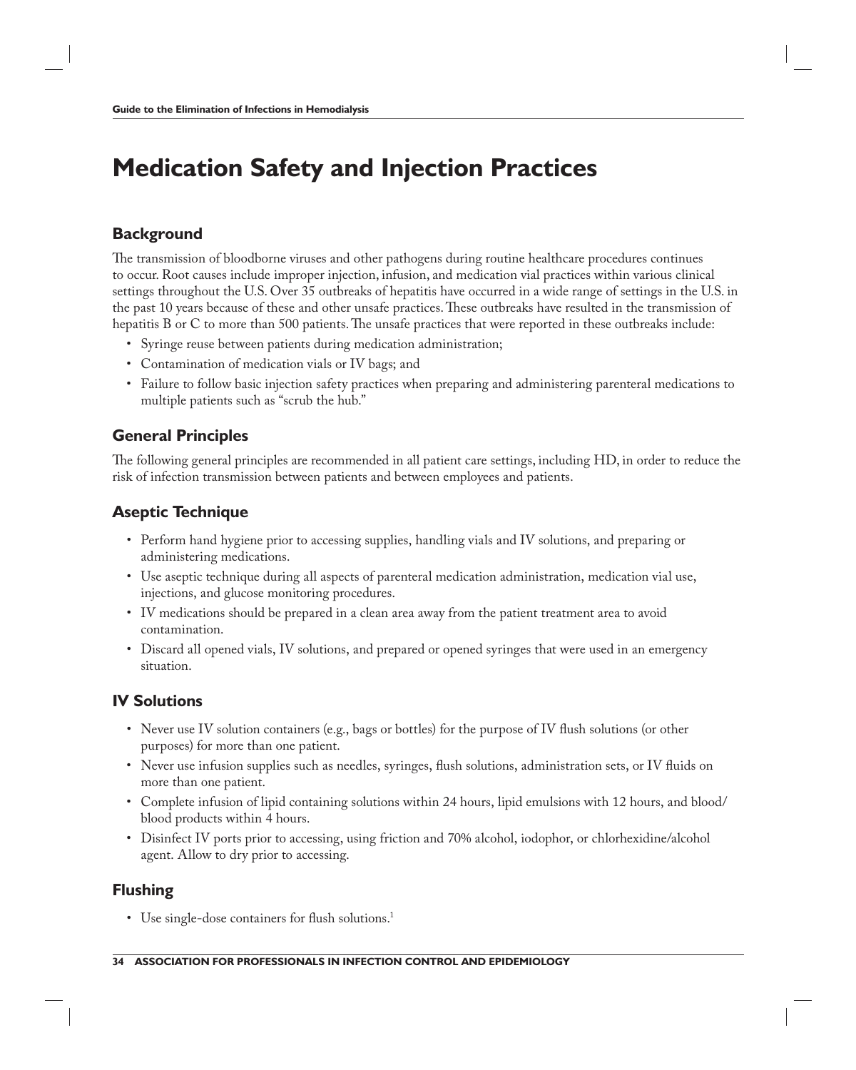# Medication Safety and Injection Practices

## Background

The transmission of bloodborne viruses and other pathogens during routine healthcare procedures continues to occur. Root causes include improper injection, infusion, and medication vial practices within various clinical settings throughout the U.S. Over 35 outbreaks of hepatitis have occurred in a wide range of settings in the U.S. in the past 10 years because of these and other unsafe practices. These outbreaks have resulted in the transmission of hepatitis B or C to more than 500 patients. The unsafe practices that were reported in these outbreaks include:

- Syringe reuse between patients during medication administration;
- Contamination of medication vials or IV bags; and
- Failure to follow basic injection safety practices when preparing and administering parenteral medications to multiple patients such as "scrub the hub."

## General Principles

The following general principles are recommended in all patient care settings, including HD, in order to reduce the risk of infection transmission between patients and between employees and patients.

## Aseptic Technique

- Perform hand hygiene prior to accessing supplies, handling vials and IV solutions, and preparing or administering medications.
- Use aseptic technique during all aspects of parenteral medication administration, medication vial use, injections, and glucose monitoring procedures.
- IV medications should be prepared in a clean area away from the patient treatment area to avoid contamination.
- Discard all opened vials, IV solutions, and prepared or opened syringes that were used in an emergency situation.

## IV Solutions

- Never use IV solution containers (e.g., bags or bottles) for the purpose of IV flush solutions (or other purposes) for more than one patient.
- Never use infusion supplies such as needles, syringes, flush solutions, administration sets, or IV fluids on more than one patient.
- Complete infusion of lipid containing solutions within 24 hours, lipid emulsions with 12 hours, and blood/blood products within 4 hours.
- Disinfect IV ports prior to accessing, using friction and 70% alcohol, iodophor, or chlorhexidine/alcohol agent. Allow to dry prior to accessing.

## Flushing

- Use single-dose containers for flush solutions.[1]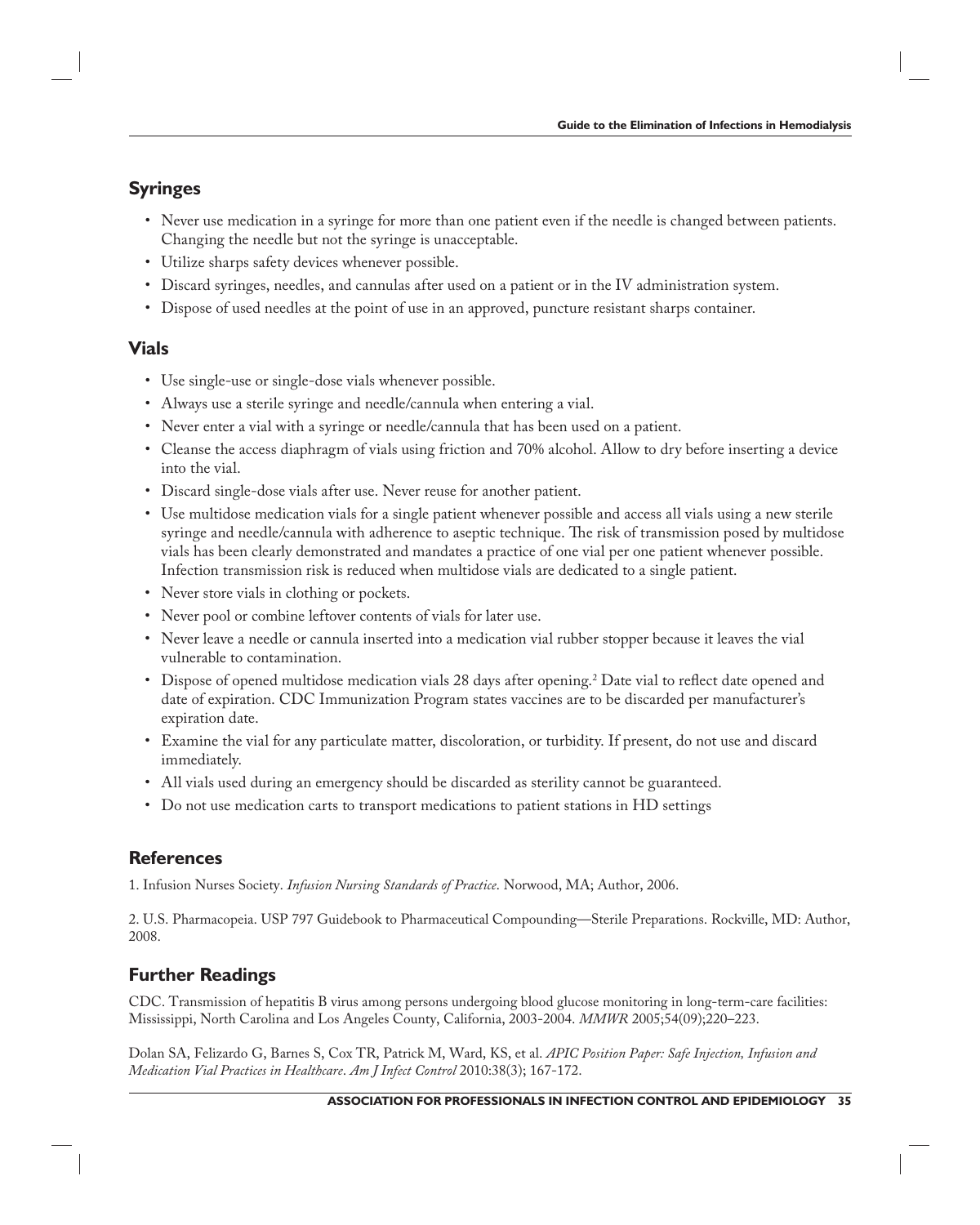## Syringes

- Never use medication in a syringe for more than one patient even if the needle is changed between patients. Changing the needle but not the syringe is unacceptable.
- Utilize sharps safety devices whenever possible.
- Discard syringes, needles, and cannulas after used on a patient or in the IV administration system.
- Dispose of used needles at the point of use in an approved, puncture resistant sharps container.

## Vials

- Use single-use or single-dose vials whenever possible.
- Always use a sterile syringe and needle/cannula when entering a vial.
- Never enter a vial with a syringe or needle/cannula that has been used on a patient.
- Cleanse the access diaphragm of vials using friction and 70% alcohol. Allow to dry before inserting a device into the vial.
- Discard single-dose vials after use. Never reuse for another patient.
- Use multidose medication vials for a single patient whenever possible and access all vials using a new sterile syringe and needle/cannula with adherence to aseptic technique. The risk of transmission posed by multidose vials has been clearly demonstrated and mandates a practice of one vial per one patient whenever possible. Infection transmission risk is reduced when multidose vials are dedicated to a single patient.
- Never store vials in clothing or pockets.
- Never pool or combine leftover contents of vials for later use.
- Never leave a needle or cannula inserted into a medication vial rubber stopper because it leaves the vial vulnerable to contamination.
- Dispose of opened multidose medication vials 28 days after opening.[2] Date vial to reflect date opened and date of expiration. CDC Immunization Program states vaccines are to be discarded per manufacturer's expiration date.
- Examine the vial for any particulate matter, discoloration, or turbidity. If present, do not use and discard immediately.
- All vials used during an emergency should be discarded as sterility cannot be guaranteed.
- Do not use medication carts to transport medications to patient stations in HD settings

## References

1. Infusion Nurses Society. *Infusion Nursing Standards of Practice*. Norwood, MA; Author, 2006.

2. U.S. Pharmacopeia. USP 797 Guidebook to Pharmaceutical Compounding—Sterile Preparations. Rockville, MD: Author, 2008.

## Further Readings

CDC. Transmission of hepatitis B virus among persons undergoing blood glucose monitoring in long-term-care facilities: Mississippi, North Carolina and Los Angeles County, California, 2003-2004. *MMWR* 2005;54(09);220–223.

Dolan SA, Felizardo G, Barnes S, Cox TR, Patrick M, Ward, KS, et al. *APIC Position Paper: Safe Injection, Infusion and Medication Vial Practices in Healthcare*. *Am J Infect Control* 2010:38(3); 167-172.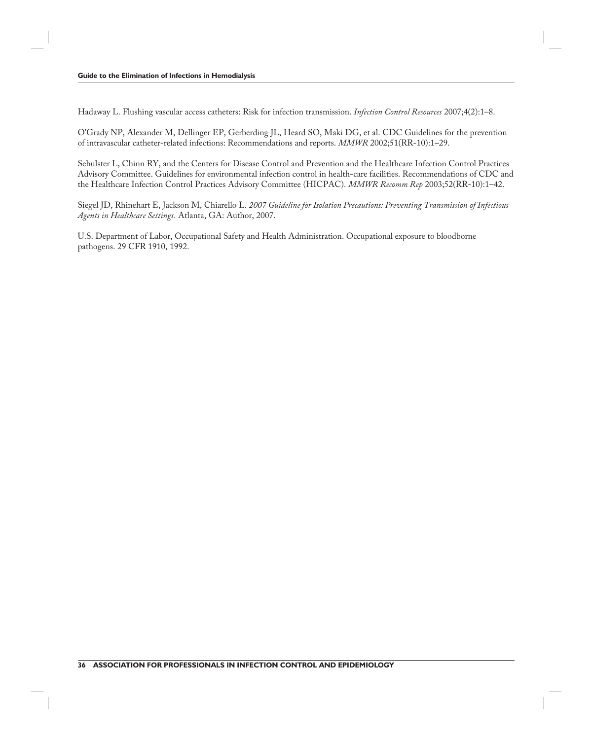Hadaway L. Flushing vascular access catheters: Risk for infection transmission. *Infection Control Resources* 2007;4(2):1–8.

O'Grady NP, Alexander M, Dellinger EP, Gerberding JL, Heard SO, Maki DG, et al. CDC Guidelines for the prevention of intravascular catheter-related infections: Recommendations and reports. *MMWR* 2002;51(RR-10):1–29.

Sehulster L, Chinn RY, and the Centers for Disease Control and Prevention and the Healthcare Infection Control Practices Advisory Committee. Guidelines for environmental infection control in health-care facilities. Recommendations of CDC and the Healthcare Infection Control Practices Advisory Committee (HICPAC). *MMWR Recomm Rep* 2003;52(RR-10):1–42.

Siegel JD, Rhinehart E, Jackson M, Chiarello L. *2007 Guideline for Isolation Precautions: Preventing Transmission of Infectious Agents in Healthcare Settings*. Atlanta, GA: Author, 2007.

U.S. Department of Labor, Occupational Safety and Health Administration. Occupational exposure to bloodborne pathogens. 29 CFR 1910, 1992.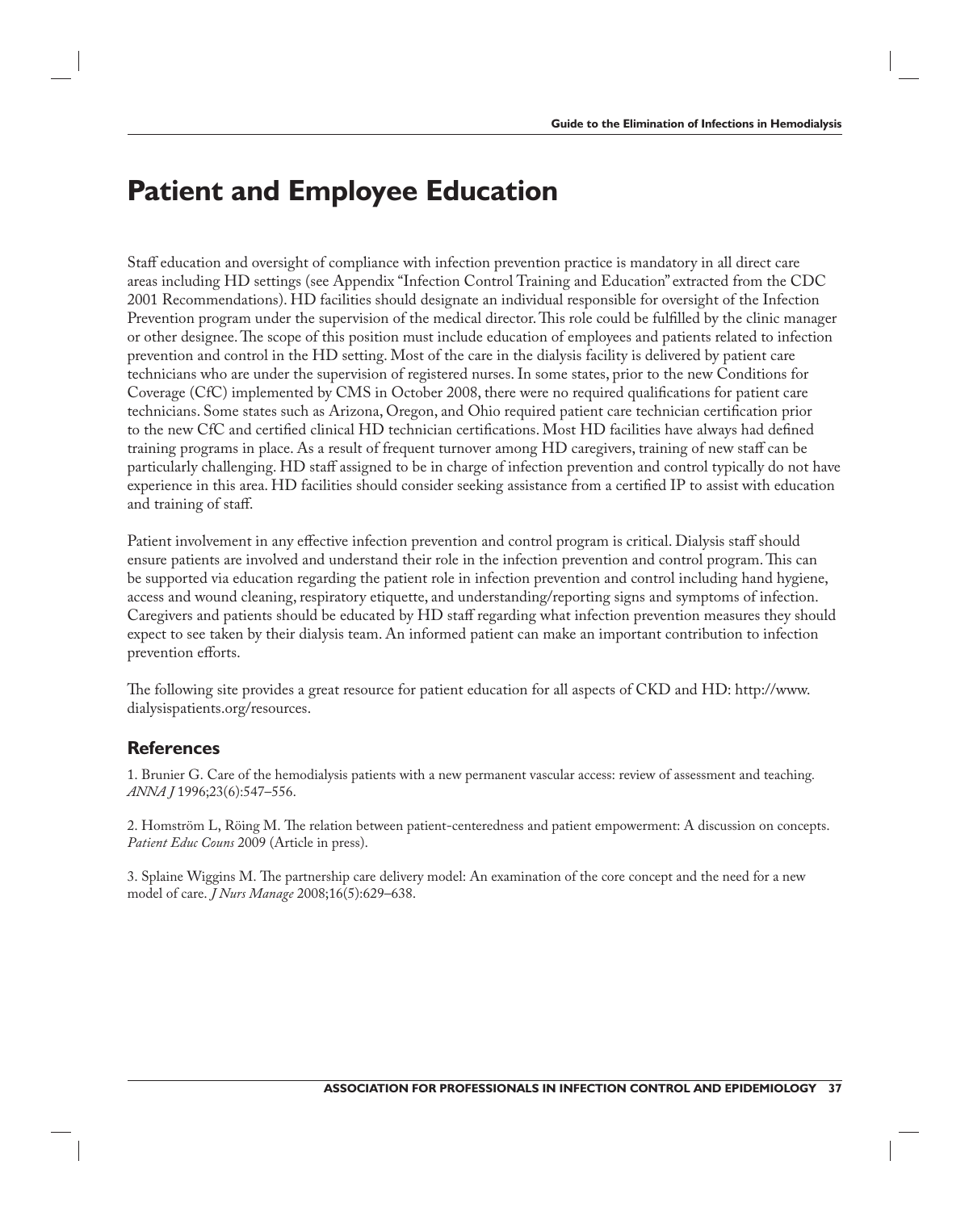# Patient and Employee Education

Staff education and oversight of compliance with infection prevention practice is mandatory in all direct care areas including HD settings (see Appendix "Infection Control Training and Education" extracted from the CDC 2001 Recommendations). HD facilities should designate an individual responsible for oversight of the Infection Prevention program under the supervision of the medical director. This role could be fulfilled by the clinic manager or other designee. The scope of this position must include education of employees and patients related to infection prevention and control in the HD setting. Most of the care in the dialysis facility is delivered by patient care technicians who are under the supervision of registered nurses. In some states, prior to the new Conditions for Coverage (CfC) implemented by CMS in October 2008, there were no required qualifications for patient care technicians. Some states such as Arizona, Oregon, and Ohio required patient care technician certification prior to the new CfC and certified clinical HD technician certifications. Most HD facilities have always had defined training programs in place. As a result of frequent turnover among HD caregivers, training of new staff can be particularly challenging. HD staff assigned to be in charge of infection prevention and control typically do not have experience in this area. HD facilities should consider seeking assistance from a certified IP to assist with education and training of staff.

Patient involvement in any effective infection prevention and control program is critical. Dialysis staff should ensure patients are involved and understand their role in the infection prevention and control program. This can be supported via education regarding the patient role in infection prevention and control including hand hygiene, access and wound cleaning, respiratory etiquette, and understanding/reporting signs and symptoms of infection. Caregivers and patients should be educated by HD staff regarding what infection prevention measures they should expect to see taken by their dialysis team. An informed patient can make an important contribution to infection prevention efforts.

The following site provides a great resource for patient education for all aspects of CKD and HD: http://www.dialysispatients.org/resources.

## References

1. Brunier G. Care of the hemodialysis patients with a new permanent vascular access: review of assessment and teaching. *ANNA J* 1996;23(6):547–556.

2. Homström L, Röing M. The relation between patient-centeredness and patient empowerment: A discussion on concepts. *Patient Educ Couns* 2009 (Article in press).

3. Splaine Wiggins M. The partnership care delivery model: An examination of the core concept and the need for a new model of care. *J Nurs Manage* 2008;16(5):629–638.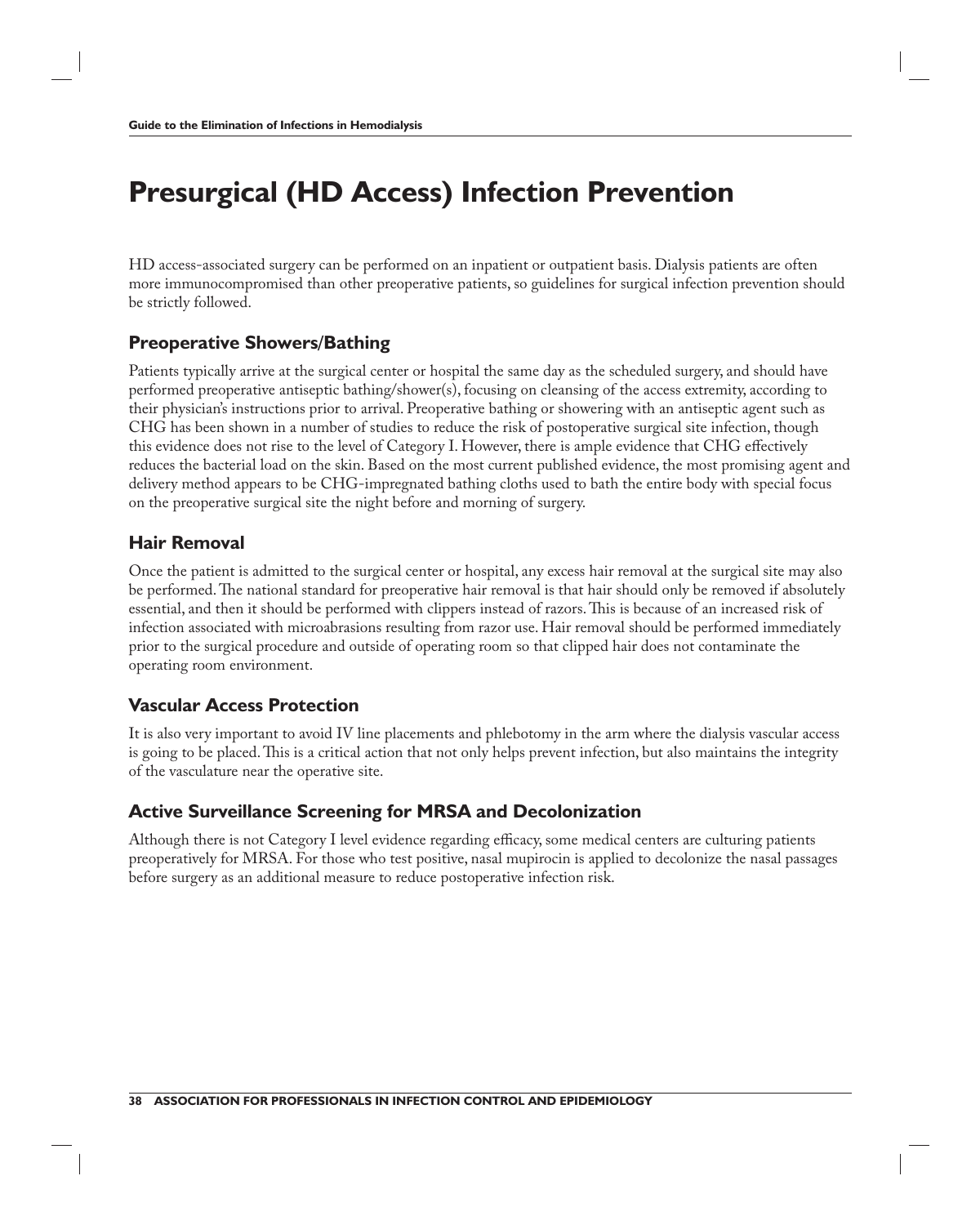# Presurgical (HD Access) Infection Prevention

HD access-associated surgery can be performed on an inpatient or outpatient basis. Dialysis patients are often more immunocompromised than other preoperative patients, so guidelines for surgical infection prevention should be strictly followed.

## Preoperative Showers/Bathing

Patients typically arrive at the surgical center or hospital the same day as the scheduled surgery, and should have performed preoperative antiseptic bathing/shower(s), focusing on cleansing of the access extremity, according to their physician's instructions prior to arrival. Preoperative bathing or showering with an antiseptic agent such as CHG has been shown in a number of studies to reduce the risk of postoperative surgical site infection, though this evidence does not rise to the level of Category I. However, there is ample evidence that CHG effectively reduces the bacterial load on the skin. Based on the most current published evidence, the most promising agent and delivery method appears to be CHG-impregnated bathing cloths used to bath the entire body with special focus on the preoperative surgical site the night before and morning of surgery.

## Hair Removal

Once the patient is admitted to the surgical center or hospital, any excess hair removal at the surgical site may also be performed. The national standard for preoperative hair removal is that hair should only be removed if absolutely essential, and then it should be performed with clippers instead of razors. This is because of an increased risk of infection associated with microabrasions resulting from razor use. Hair removal should be performed immediately prior to the surgical procedure and outside of operating room so that clipped hair does not contaminate the operating room environment.

## Vascular Access Protection

It is also very important to avoid IV line placements and phlebotomy in the arm where the dialysis vascular access is going to be placed. This is a critical action that not only helps prevent infection, but also maintains the integrity of the vasculature near the operative site.

## Active Surveillance Screening for MRSA and Decolonization

Although there is not Category I level evidence regarding efficacy, some medical centers are culturing patients preoperatively for MRSA. For those who test positive, nasal mupirocin is applied to decolonize the nasal passages before surgery as an additional measure to reduce postoperative infection risk.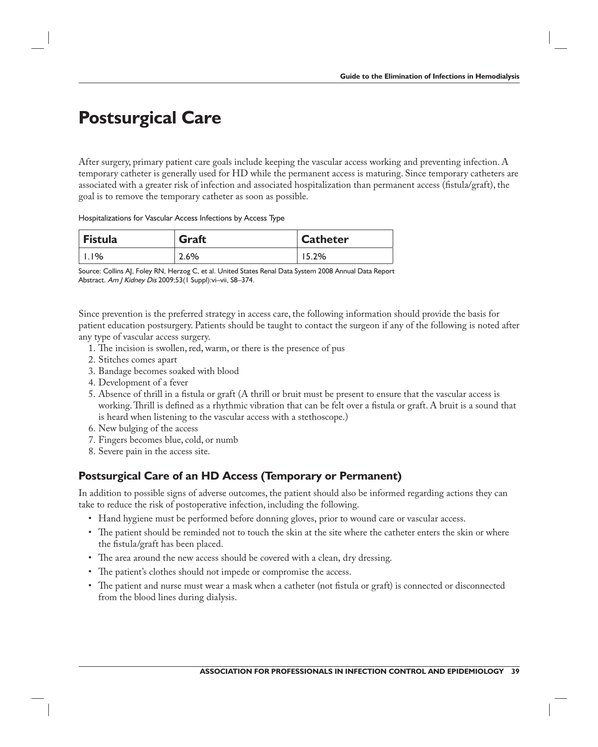# Postsurgical Care

After surgery, primary patient care goals include keeping the vascular access working and preventing infection. A temporary catheter is generally used for HD while the permanent access is maturing. Since temporary catheters are associated with a greater risk of infection and associated hospitalization than permanent access (fistula/graft), the goal is to remove the temporary catheter as soon as possible.

Hospitalizations for Vascular Access Infections by Access Type

| Fistula | Graft | Catheter |
|---|---|---|
| 1.1% | 2.6% | 15.2% |

Source: Collins AJ, Foley RN, Herzog C, et al. United States Renal Data System 2008 Annual Data Report Abstract. *Am J Kidney Dis* 2009;53(1 Suppl):vi–vii, S8–374.

Since prevention is the preferred strategy in access care, the following information should provide the basis for patient education postsurgery. Patients should be taught to contact the surgeon if any of the following is noted after any type of vascular access surgery.

1. The incision is swollen, red, warm, or there is the presence of pus
2. Stitches comes apart
3. Bandage becomes soaked with blood
4. Development of a fever
5. Absence of thrill in a fistula or graft (A thrill or bruit must be present to ensure that the vascular access is working. Thrill is defined as a rhythmic vibration that can be felt over a fistula or graft. A bruit is a sound that is heard when listening to the vascular access with a stethoscope.)
6. New bulging of the access
7. Fingers becomes blue, cold, or numb
8. Severe pain in the access site.

## Postsurgical Care of an HD Access (Temporary or Permanent)

In addition to possible signs of adverse outcomes, the patient should also be informed regarding actions they can take to reduce the risk of postoperative infection, including the following.

- Hand hygiene must be performed before donning gloves, prior to wound care or vascular access.
- The patient should be reminded not to touch the skin at the site where the catheter enters the skin or where the fistula/graft has been placed.
- The area around the new access should be covered with a clean, dry dressing.
- The patient's clothes should not impede or compromise the access.
- The patient and nurse must wear a mask when a catheter (not fistula or graft) is connected or disconnected from the blood lines during dialysis.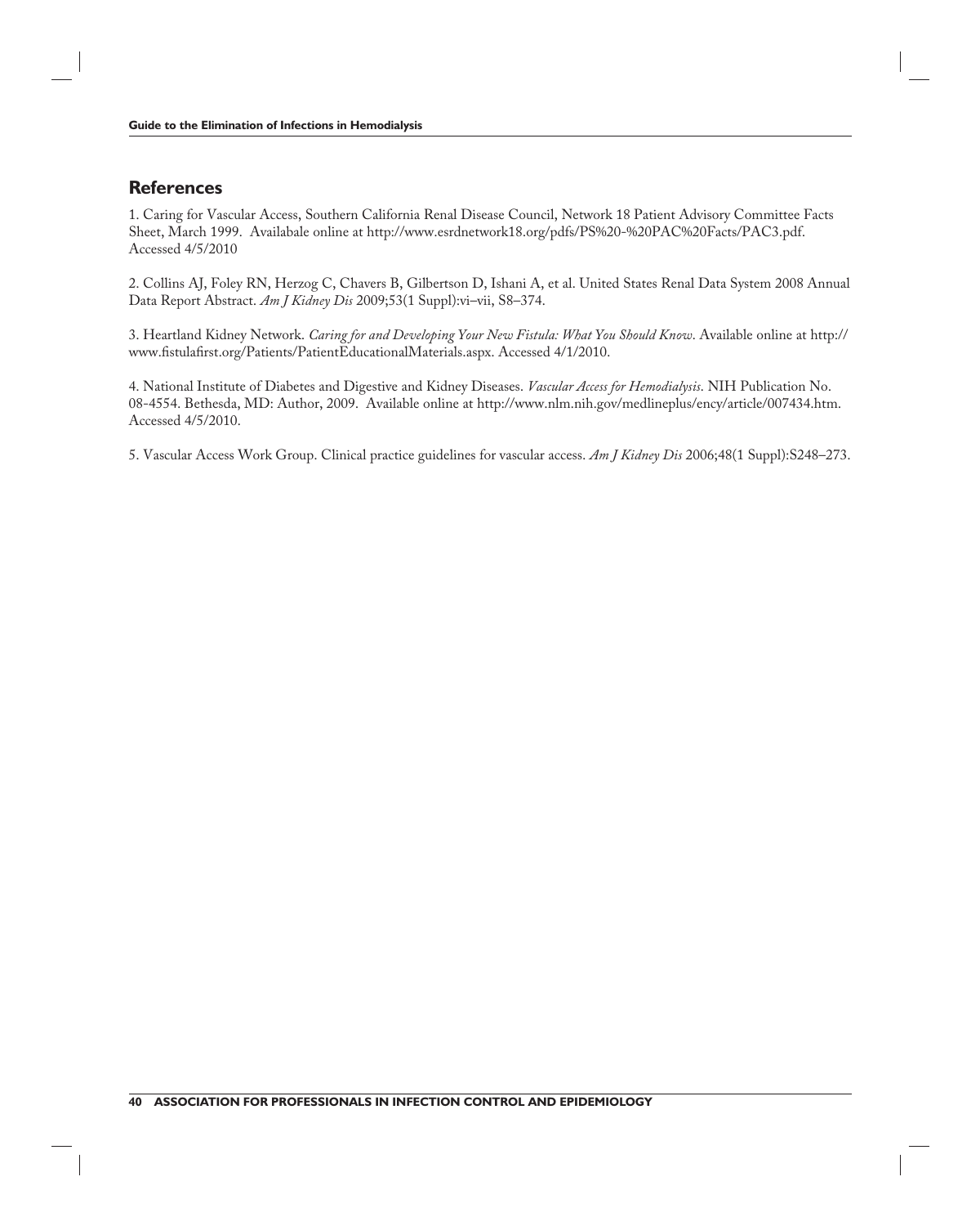## References

1. Caring for Vascular Access, Southern California Renal Disease Council, Network 18 Patient Advisory Committee Facts Sheet, March 1999. Availabale online at http://www.esrdnetwork18.org/pdfs/PS%20-%20PAC%20Facts/PAC3.pdf. Accessed 4/5/2010

2. Collins AJ, Foley RN, Herzog C, Chavers B, Gilbertson D, Ishani A, et al. United States Renal Data System 2008 Annual Data Report Abstract. *Am J Kidney Dis* 2009;53(1 Suppl):vi–vii, S8–374.

3. Heartland Kidney Network. *Caring for and Developing Your New Fistula: What You Should Know*. Available online at http://www.fistulafirst.org/Patients/PatientEducationalMaterials.aspx. Accessed 4/1/2010.

4. National Institute of Diabetes and Digestive and Kidney Diseases. *Vascular Access for Hemodialysis*. NIH Publication No. 08-4554. Bethesda, MD: Author, 2009. Available online at http://www.nlm.nih.gov/medlineplus/ency/article/007434.htm. Accessed 4/5/2010.

5. Vascular Access Work Group. Clinical practice guidelines for vascular access. *Am J Kidney Dis* 2006;48(1 Suppl):S248–273.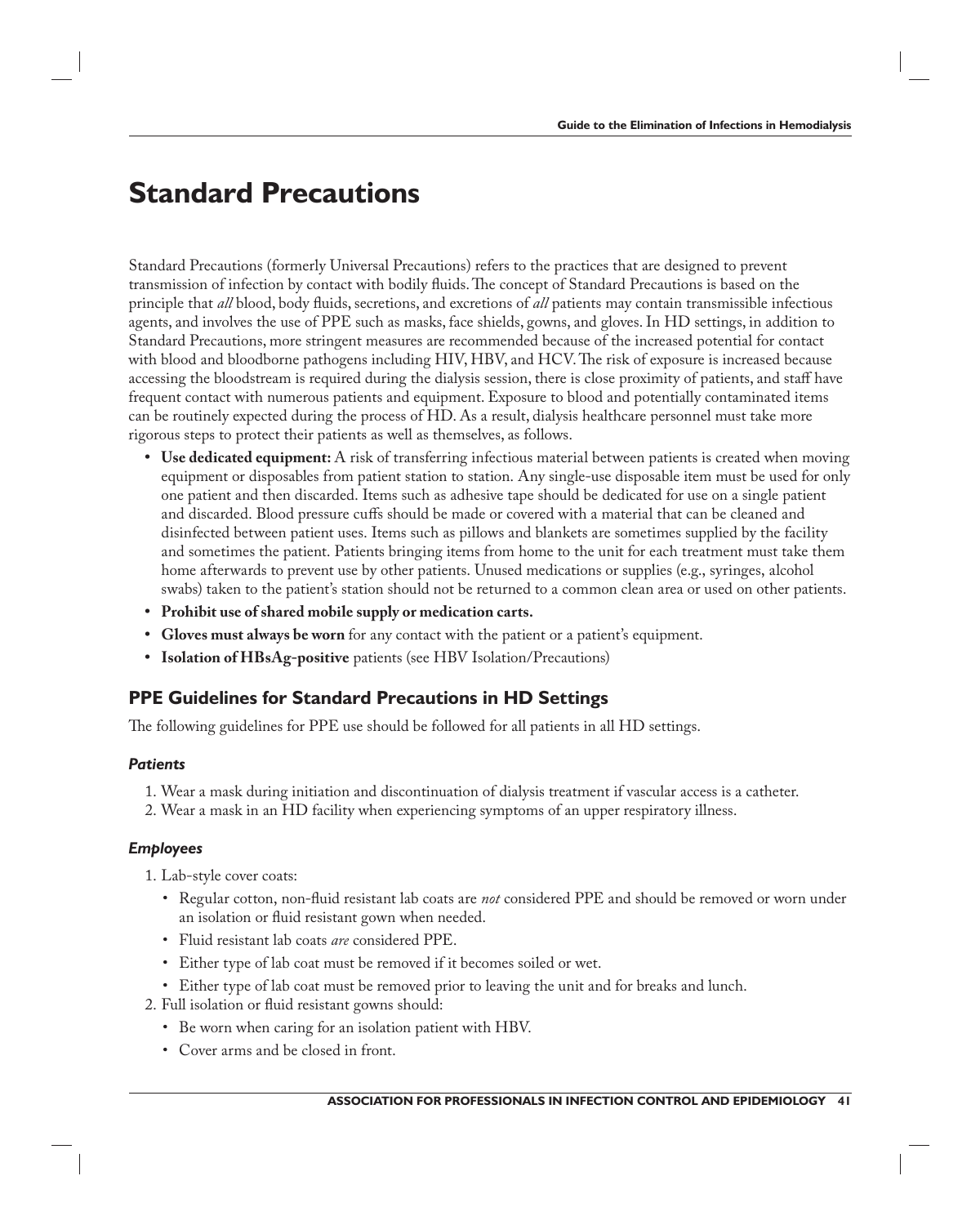# Standard Precautions

Standard Precautions (formerly Universal Precautions) refers to the practices that are designed to prevent transmission of infection by contact with bodily fluids. The concept of Standard Precautions is based on the principle that *all* blood, body fluids, secretions, and excretions of *all* patients may contain transmissible infectious agents, and involves the use of PPE such as masks, face shields, gowns, and gloves. In HD settings, in addition to Standard Precautions, more stringent measures are recommended because of the increased potential for contact with blood and bloodborne pathogens including HIV, HBV, and HCV. The risk of exposure is increased because accessing the bloodstream is required during the dialysis session, there is close proximity of patients, and staff have frequent contact with numerous patients and equipment. Exposure to blood and potentially contaminated items can be routinely expected during the process of HD. As a result, dialysis healthcare personnel must take more rigorous steps to protect their patients as well as themselves, as follows.

- **Use dedicated equipment:** A risk of transferring infectious material between patients is created when moving equipment or disposables from patient station to station. Any single-use disposable item must be used for only one patient and then discarded. Items such as adhesive tape should be dedicated for use on a single patient and discarded. Blood pressure cuffs should be made or covered with a material that can be cleaned and disinfected between patient uses. Items such as pillows and blankets are sometimes supplied by the facility and sometimes the patient. Patients bringing items from home to the unit for each treatment must take them home afterwards to prevent use by other patients. Unused medications or supplies (e.g., syringes, alcohol swabs) taken to the patient's station should not be returned to a common clean area or used on other patients.
- **Prohibit use of shared mobile supply or medication carts.**
- **Gloves must always be worn** for any contact with the patient or a patient's equipment.
- **Isolation of HBsAg-positive** patients (see HBV Isolation/Precautions)

## PPE Guidelines for Standard Precautions in HD Settings

The following guidelines for PPE use should be followed for all patients in all HD settings.

### *Patients*

1. Wear a mask during initiation and discontinuation of dialysis treatment if vascular access is a catheter.
2. Wear a mask in an HD facility when experiencing symptoms of an upper respiratory illness.

### *Employees*

1. Lab-style cover coats:
   - Regular cotton, non-fluid resistant lab coats are *not* considered PPE and should be removed or worn under an isolation or fluid resistant gown when needed.
   - Fluid resistant lab coats *are* considered PPE.
   - Either type of lab coat must be removed if it becomes soiled or wet.
   - Either type of lab coat must be removed prior to leaving the unit and for breaks and lunch.
2. Full isolation or fluid resistant gowns should:
   - Be worn when caring for an isolation patient with HBV.
   - Cover arms and be closed in front.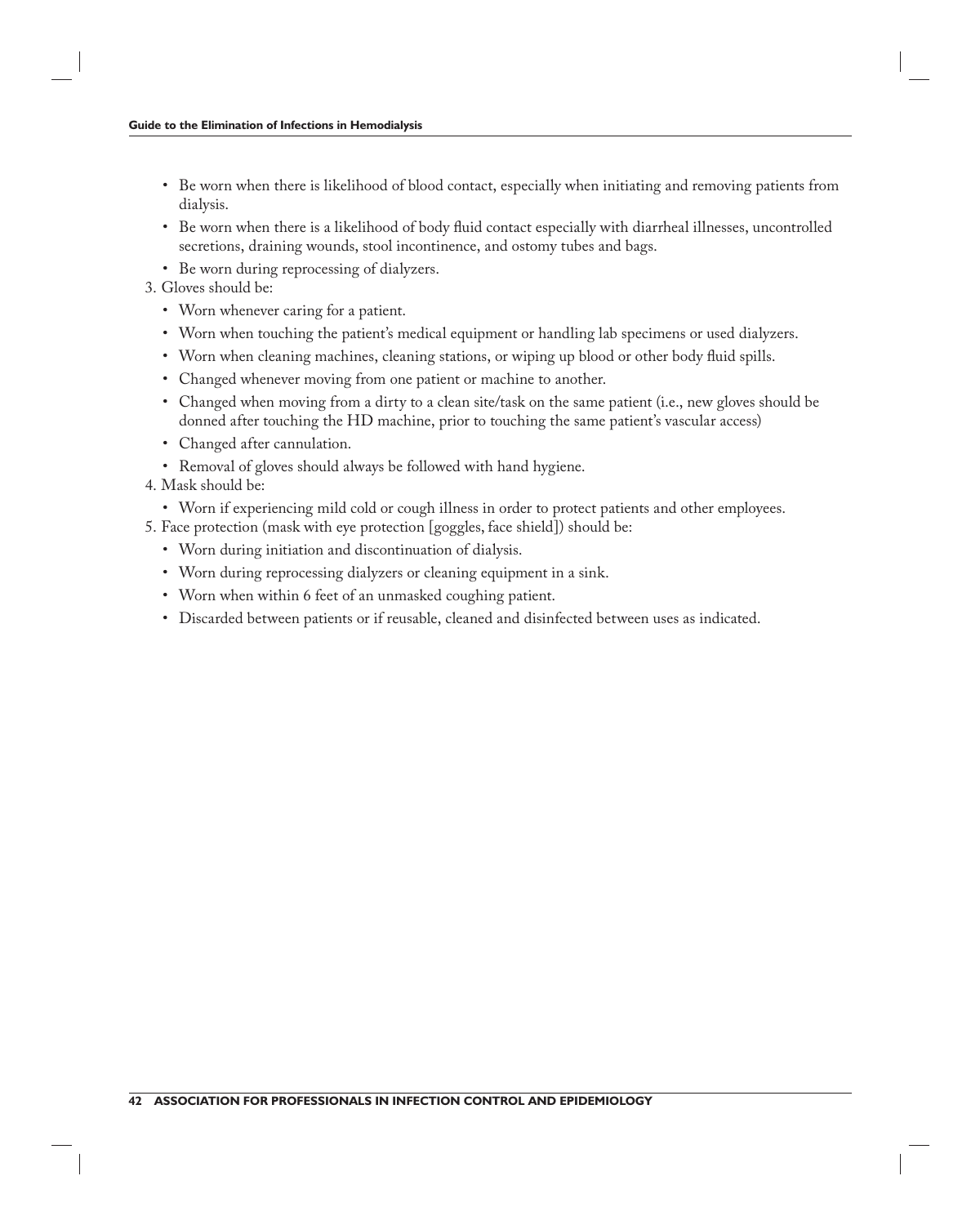- Be worn when there is likelihood of blood contact, especially when initiating and removing patients from dialysis.
- Be worn when there is a likelihood of body fluid contact especially with diarrheal illnesses, uncontrolled secretions, draining wounds, stool incontinence, and ostomy tubes and bags.
- Be worn during reprocessing of dialyzers.

3. Gloves should be:
   - Worn whenever caring for a patient.
   - Worn when touching the patient's medical equipment or handling lab specimens or used dialyzers.
   - Worn when cleaning machines, cleaning stations, or wiping up blood or other body fluid spills.
   - Changed whenever moving from one patient or machine to another.
   - Changed when moving from a dirty to a clean site/task on the same patient (i.e., new gloves should be donned after touching the HD machine, prior to touching the same patient's vascular access)
   - Changed after cannulation.
   - Removal of gloves should always be followed with hand hygiene.
4. Mask should be:
   - Worn if experiencing mild cold or cough illness in order to protect patients and other employees.
5. Face protection (mask with eye protection [goggles, face shield]) should be:
   - Worn during initiation and discontinuation of dialysis.
   - Worn during reprocessing dialyzers or cleaning equipment in a sink.
   - Worn when within 6 feet of an unmasked coughing patient.
   - Discarded between patients or if reusable, cleaned and disinfected between uses as indicated.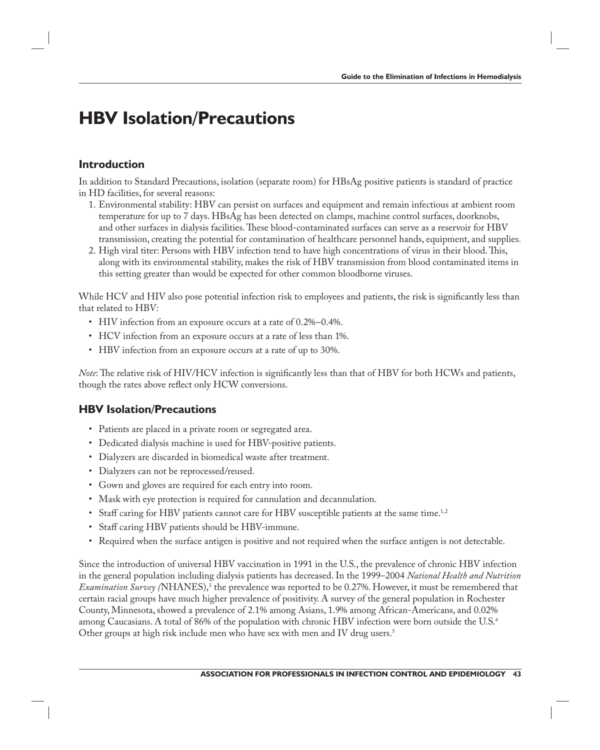# HBV Isolation/Precautions

## Introduction

In addition to Standard Precautions, isolation (separate room) for HBsAg positive patients is standard of practice in HD facilities, for several reasons:

1. Environmental stability: HBV can persist on surfaces and equipment and remain infectious at ambient room temperature for up to 7 days. HBsAg has been detected on clamps, machine control surfaces, doorknobs, and other surfaces in dialysis facilities. These blood-contaminated surfaces can serve as a reservoir for HBV transmission, creating the potential for contamination of healthcare personnel hands, equipment, and supplies.
2. High viral titer: Persons with HBV infection tend to have high concentrations of virus in their blood. This, along with its environmental stability, makes the risk of HBV transmission from blood contaminated items in this setting greater than would be expected for other common bloodborne viruses.

While HCV and HIV also pose potential infection risk to employees and patients, the risk is significantly less than that related to HBV:

- HIV infection from an exposure occurs at a rate of 0.2%–0.4%.
- HCV infection from an exposure occurs at a rate of less than 1%.
- HBV infection from an exposure occurs at a rate of up to 30%.

*Note*: The relative risk of HIV/HCV infection is significantly less than that of HBV for both HCWs and patients, though the rates above reflect only HCW conversions.

## HBV Isolation/Precautions

- Patients are placed in a private room or segregated area.
- Dedicated dialysis machine is used for HBV-positive patients.
- Dialyzers are discarded in biomedical waste after treatment.
- Dialyzers can not be reprocessed/reused.
- Gown and gloves are required for each entry into room.
- Mask with eye protection is required for cannulation and decannulation.
- Staff caring for HBV patients cannot care for HBV susceptible patients at the same time.[1,2]
- Staff caring HBV patients should be HBV-immune.
- Required when the surface antigen is positive and not required when the surface antigen is not detectable.

Since the introduction of universal HBV vaccination in 1991 in the U.S., the prevalence of chronic HBV infection in the general population including dialysis patients has decreased. In the 1999–2004 *National Health and Nutrition Examination Survey (*NHANES),[3] the prevalence was reported to be 0.27%. However, it must be remembered that certain racial groups have much higher prevalence of positivity. A survey of the general population in Rochester County, Minnesota, showed a prevalence of 2.1% among Asians, 1.9% among African-Americans, and 0.02% among Caucasians. A total of 86% of the population with chronic HBV infection were born outside the U.S.[4] Other groups at high risk include men who have sex with men and IV drug users.[5]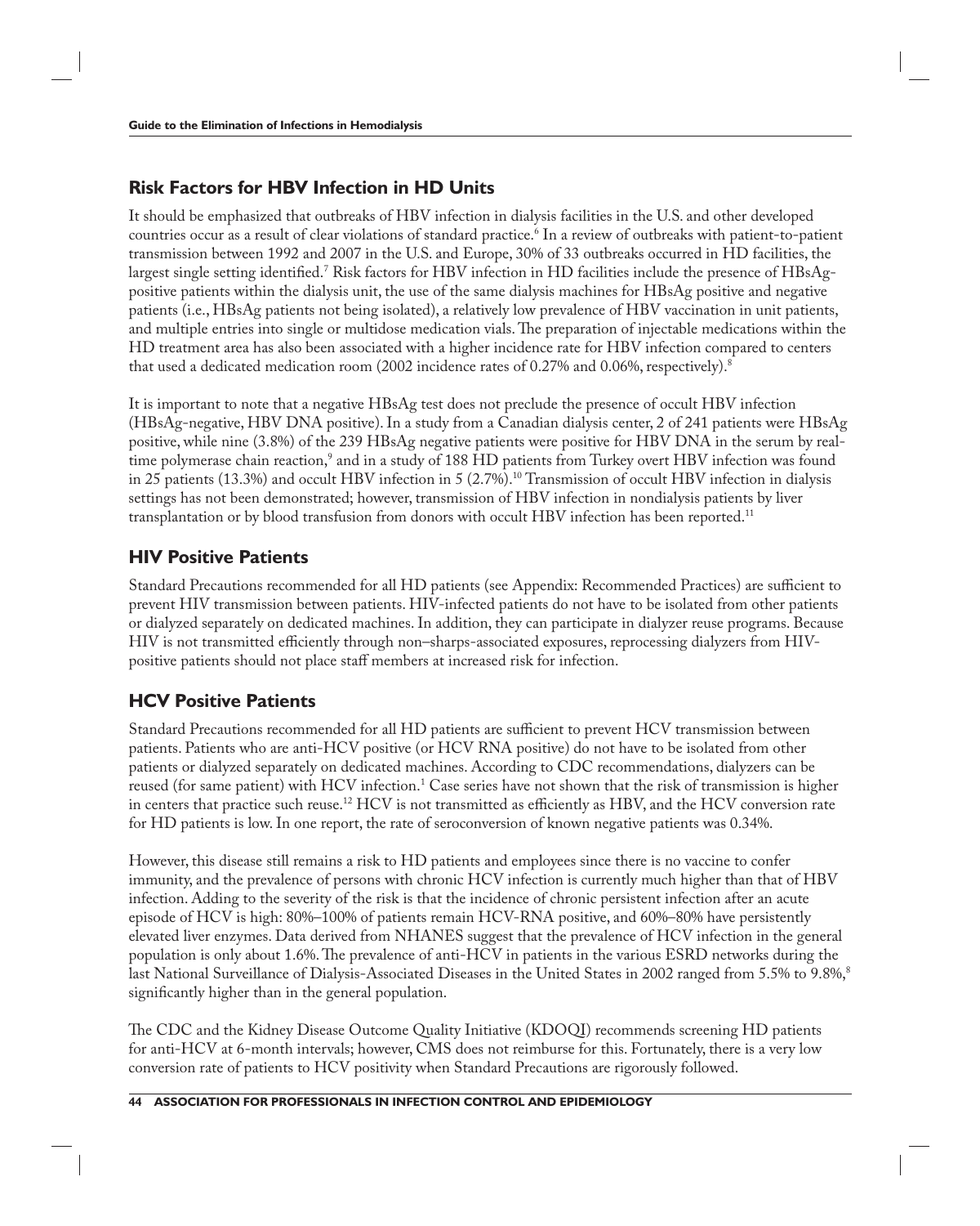## Risk Factors for HBV Infection in HD Units

It should be emphasized that outbreaks of HBV infection in dialysis facilities in the U.S. and other developed countries occur as a result of clear violations of standard practice.[6] In a review of outbreaks with patient-to-patient transmission between 1992 and 2007 in the U.S. and Europe, 30% of 33 outbreaks occurred in HD facilities, the largest single setting identified.[7] Risk factors for HBV infection in HD facilities include the presence of HBsAg-positive patients within the dialysis unit, the use of the same dialysis machines for HBsAg positive and negative patients (i.e., HBsAg patients not being isolated), a relatively low prevalence of HBV vaccination in unit patients, and multiple entries into single or multidose medication vials. The preparation of injectable medications within the HD treatment area has also been associated with a higher incidence rate for HBV infection compared to centers that used a dedicated medication room (2002 incidence rates of 0.27% and 0.06%, respectively).[8]

It is important to note that a negative HBsAg test does not preclude the presence of occult HBV infection (HBsAg-negative, HBV DNA positive). In a study from a Canadian dialysis center, 2 of 241 patients were HBsAg positive, while nine (3.8%) of the 239 HBsAg negative patients were positive for HBV DNA in the serum by real-time polymerase chain reaction,[9] and in a study of 188 HD patients from Turkey overt HBV infection was found in 25 patients (13.3%) and occult HBV infection in 5 (2.7%).[10] Transmission of occult HBV infection in dialysis settings has not been demonstrated; however, transmission of HBV infection in nondialysis patients by liver transplantation or by blood transfusion from donors with occult HBV infection has been reported.[11]

## HIV Positive Patients

Standard Precautions recommended for all HD patients (see Appendix: Recommended Practices) are sufficient to prevent HIV transmission between patients. HIV-infected patients do not have to be isolated from other patients or dialyzed separately on dedicated machines. In addition, they can participate in dialyzer reuse programs. Because HIV is not transmitted efficiently through non–sharps-associated exposures, reprocessing dialyzers from HIV-positive patients should not place staff members at increased risk for infection.

## HCV Positive Patients

Standard Precautions recommended for all HD patients are sufficient to prevent HCV transmission between patients. Patients who are anti-HCV positive (or HCV RNA positive) do not have to be isolated from other patients or dialyzed separately on dedicated machines. According to CDC recommendations, dialyzers can be reused (for same patient) with HCV infection.[1] Case series have not shown that the risk of transmission is higher in centers that practice such reuse.[12] HCV is not transmitted as efficiently as HBV, and the HCV conversion rate for HD patients is low. In one report, the rate of seroconversion of known negative patients was 0.34%.

However, this disease still remains a risk to HD patients and employees since there is no vaccine to confer immunity, and the prevalence of persons with chronic HCV infection is currently much higher than that of HBV infection. Adding to the severity of the risk is that the incidence of chronic persistent infection after an acute episode of HCV is high: 80%–100% of patients remain HCV-RNA positive, and 60%–80% have persistently elevated liver enzymes. Data derived from NHANES suggest that the prevalence of HCV infection in the general population is only about 1.6%. The prevalence of anti-HCV in patients in the various ESRD networks during the last National Surveillance of Dialysis-Associated Diseases in the United States in 2002 ranged from 5.5% to 9.8%,[8] significantly higher than in the general population.

The CDC and the Kidney Disease Outcome Quality Initiative (KDOQI) recommends screening HD patients for anti-HCV at 6-month intervals; however, CMS does not reimburse for this. Fortunately, there is a very low conversion rate of patients to HCV positivity when Standard Precautions are rigorously followed.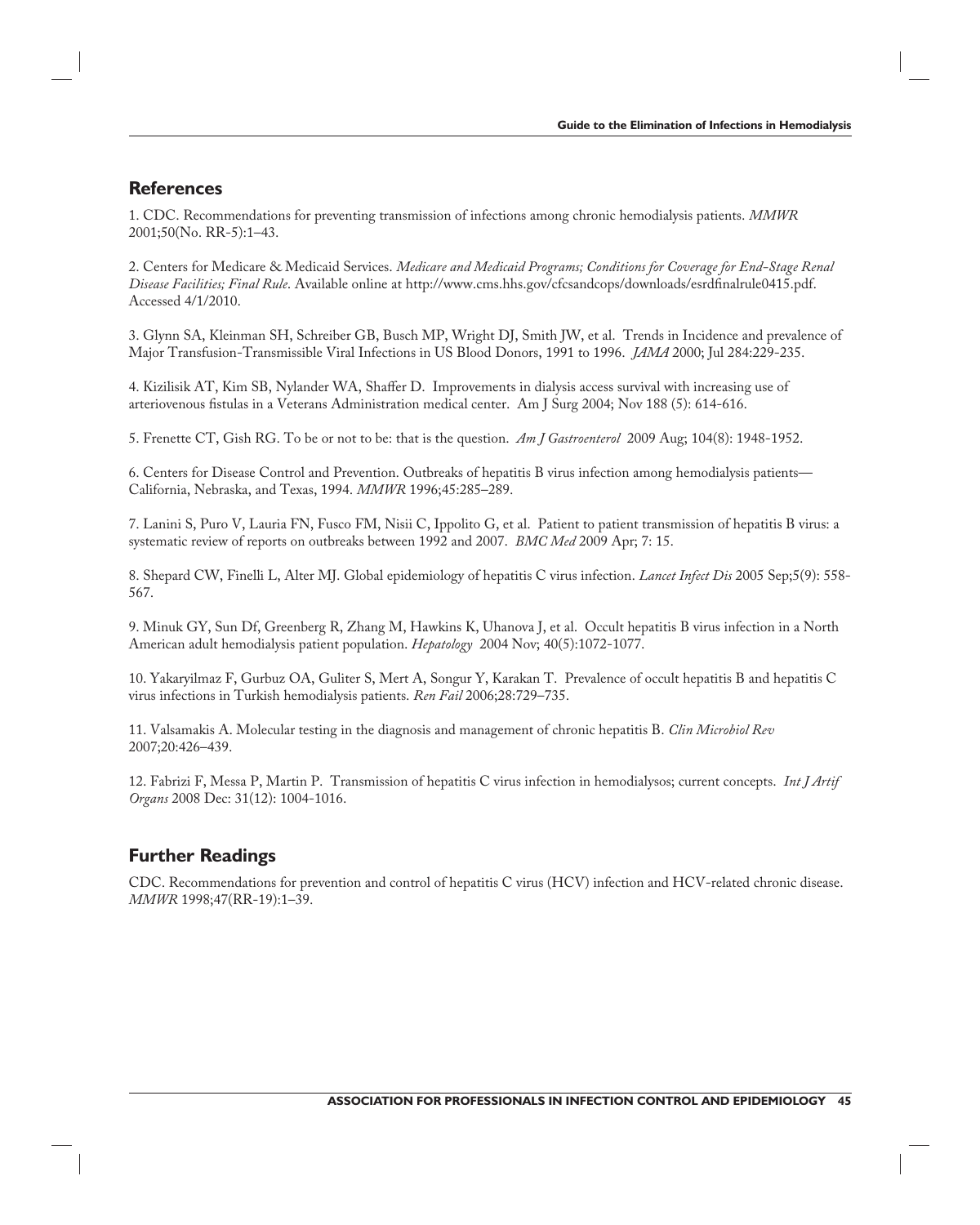## References

1. CDC. Recommendations for preventing transmission of infections among chronic hemodialysis patients. *MMWR* 2001;50(No. RR-5):1–43.

2. Centers for Medicare & Medicaid Services. *Medicare and Medicaid Programs; Conditions for Coverage for End-Stage Renal Disease Facilities; Final Rule*. Available online at http://www.cms.hhs.gov/cfcsandcops/downloads/esrdfinalrule0415.pdf. Accessed 4/1/2010.

3. Glynn SA, Kleinman SH, Schreiber GB, Busch MP, Wright DJ, Smith JW, et al. Trends in Incidence and prevalence of Major Transfusion-Transmissible Viral Infections in US Blood Donors, 1991 to 1996. *JAMA* 2000; Jul 284:229-235.

4. Kizilisik AT, Kim SB, Nylander WA, Shaffer D. Improvements in dialysis access survival with increasing use of arteriovenous fistulas in a Veterans Administration medical center. Am J Surg 2004; Nov 188 (5): 614-616.

5. Frenette CT, Gish RG. To be or not to be: that is the question. *Am J Gastroenterol* 2009 Aug; 104(8): 1948-1952.

6. Centers for Disease Control and Prevention. Outbreaks of hepatitis B virus infection among hemodialysis patients—California, Nebraska, and Texas, 1994. *MMWR* 1996;45:285–289.

7. Lanini S, Puro V, Lauria FN, Fusco FM, Nisii C, Ippolito G, et al. Patient to patient transmission of hepatitis B virus: a systematic review of reports on outbreaks between 1992 and 2007. *BMC Med* 2009 Apr; 7: 15.

8. Shepard CW, Finelli L, Alter MJ. Global epidemiology of hepatitis C virus infection. *Lancet Infect Dis* 2005 Sep;5(9): 558-567.

9. Minuk GY, Sun Df, Greenberg R, Zhang M, Hawkins K, Uhanova J, et al. Occult hepatitis B virus infection in a North American adult hemodialysis patient population. *Hepatology* 2004 Nov; 40(5):1072-1077.

10. Yakaryilmaz F, Gurbuz OA, Guliter S, Mert A, Songur Y, Karakan T. Prevalence of occult hepatitis B and hepatitis C virus infections in Turkish hemodialysis patients. *Ren Fail* 2006;28:729–735.

11. Valsamakis A. Molecular testing in the diagnosis and management of chronic hepatitis B. *Clin Microbiol Rev* 2007;20:426–439.

12. Fabrizi F, Messa P, Martin P. Transmission of hepatitis C virus infection in hemodialysos; current concepts. *Int J Artif Organs* 2008 Dec: 31(12): 1004-1016.

## Further Readings

CDC. Recommendations for prevention and control of hepatitis C virus (HCV) infection and HCV-related chronic disease. *MMWR* 1998;47(RR-19):1–39.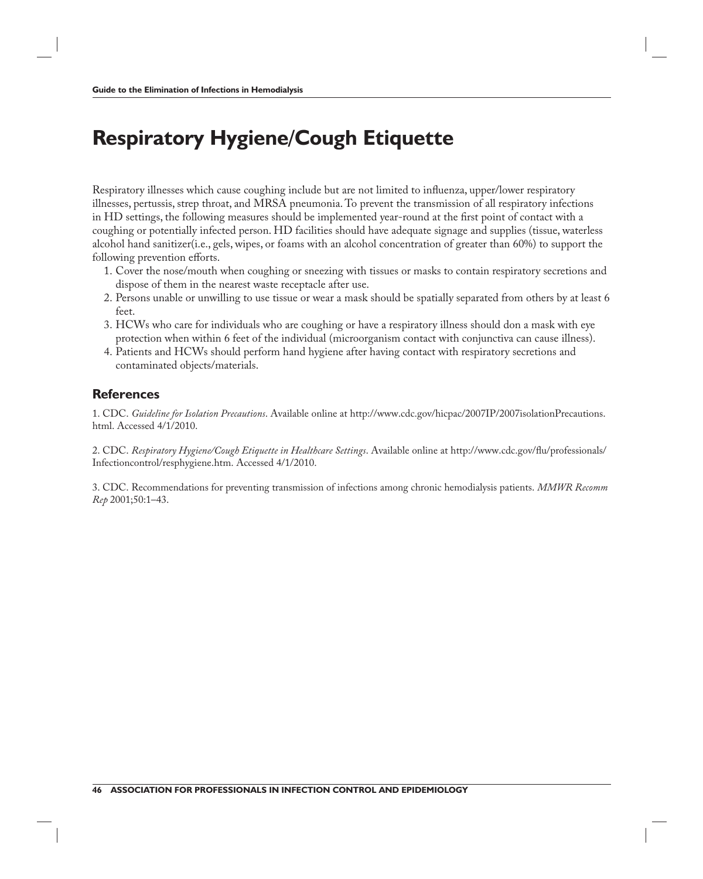# Respiratory Hygiene/Cough Etiquette

Respiratory illnesses which cause coughing include but are not limited to influenza, upper/lower respiratory illnesses, pertussis, strep throat, and MRSA pneumonia. To prevent the transmission of all respiratory infections in HD settings, the following measures should be implemented year-round at the first point of contact with a coughing or potentially infected person. HD facilities should have adequate signage and supplies (tissue, waterless alcohol hand sanitizer(i.e., gels, wipes, or foams with an alcohol concentration of greater than 60%) to support the following prevention efforts.

1. Cover the nose/mouth when coughing or sneezing with tissues or masks to contain respiratory secretions and dispose of them in the nearest waste receptacle after use.
2. Persons unable or unwilling to use tissue or wear a mask should be spatially separated from others by at least 6 feet.
3. HCWs who care for individuals who are coughing or have a respiratory illness should don a mask with eye protection when within 6 feet of the individual (microorganism contact with conjunctiva can cause illness).
4. Patients and HCWs should perform hand hygiene after having contact with respiratory secretions and contaminated objects/materials.

## References

1. CDC. *Guideline for Isolation Precautions*. Available online at http://www.cdc.gov/hicpac/2007IP/2007isolationPrecautions.html. Accessed 4/1/2010.

2. CDC. *Respiratory Hygiene/Cough Etiquette in Healthcare Settings*. Available online at http://www.cdc.gov/flu/professionals/Infectioncontrol/resphygiene.htm. Accessed 4/1/2010.

3. CDC. Recommendations for preventing transmission of infections among chronic hemodialysis patients. *MMWR Recomm Rep* 2001;50:1–43.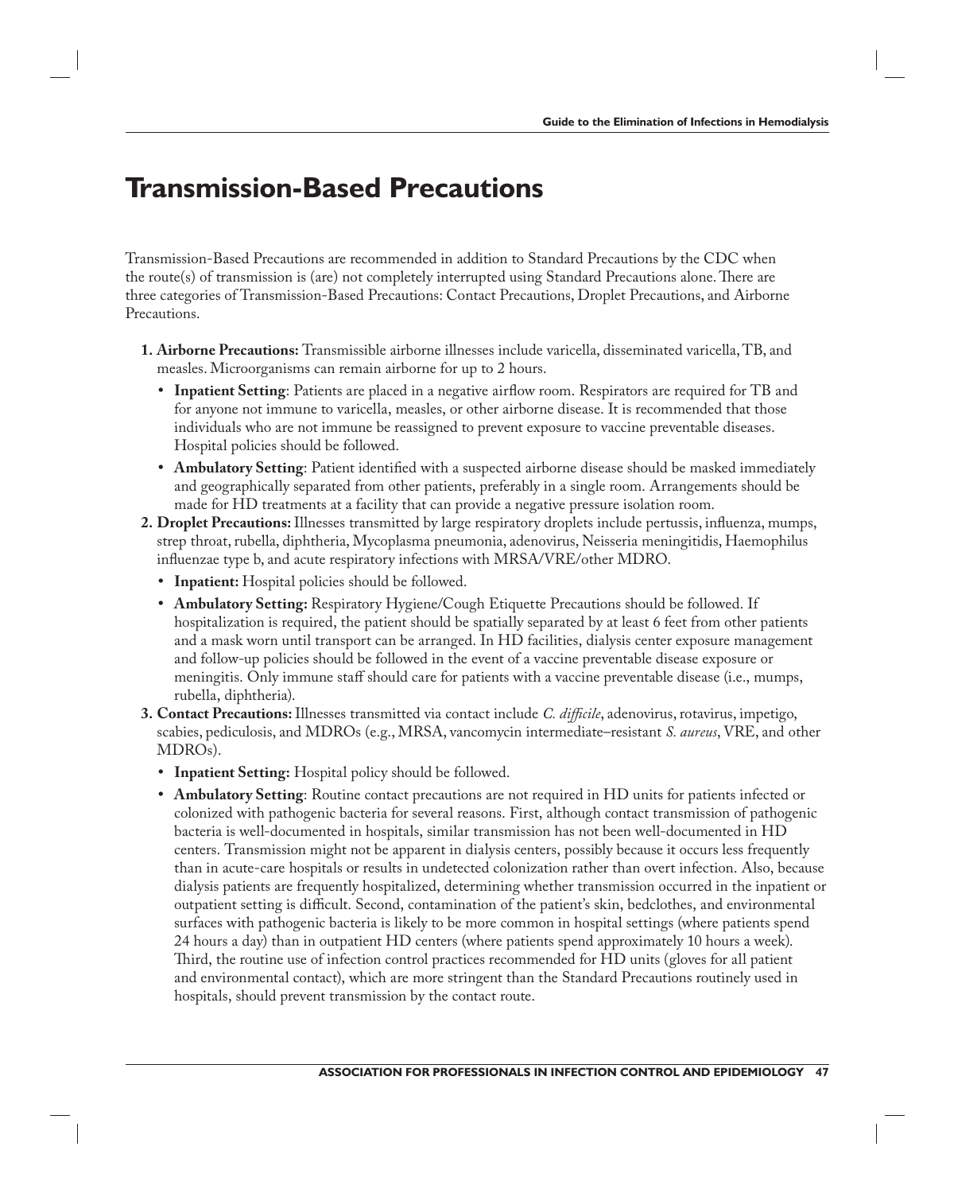# Transmission-Based Precautions

Transmission-Based Precautions are recommended in addition to Standard Precautions by the CDC when the route(s) of transmission is (are) not completely interrupted using Standard Precautions alone. There are three categories of Transmission-Based Precautions: Contact Precautions, Droplet Precautions, and Airborne Precautions.

1. **Airborne Precautions:** Transmissible airborne illnesses include varicella, disseminated varicella, TB, and measles. Microorganisms can remain airborne for up to 2 hours.
   - **Inpatient Setting**: Patients are placed in a negative airflow room. Respirators are required for TB and for anyone not immune to varicella, measles, or other airborne disease. It is recommended that those individuals who are not immune be reassigned to prevent exposure to vaccine preventable diseases. Hospital policies should be followed.
   - **Ambulatory Setting**: Patient identified with a suspected airborne disease should be masked immediately and geographically separated from other patients, preferably in a single room. Arrangements should be made for HD treatments at a facility that can provide a negative pressure isolation room.
2. **Droplet Precautions:** Illnesses transmitted by large respiratory droplets include pertussis, influenza, mumps, strep throat, rubella, diphtheria, Mycoplasma pneumonia, adenovirus, Neisseria meningitidis, Haemophilus influenzae type b, and acute respiratory infections with MRSA/VRE/other MDRO.
   - **Inpatient:** Hospital policies should be followed.
   - **Ambulatory Setting:** Respiratory Hygiene/Cough Etiquette Precautions should be followed. If hospitalization is required, the patient should be spatially separated by at least 6 feet from other patients and a mask worn until transport can be arranged. In HD facilities, dialysis center exposure management and follow-up policies should be followed in the event of a vaccine preventable disease exposure or meningitis. Only immune staff should care for patients with a vaccine preventable disease (i.e., mumps, rubella, diphtheria).
3. **Contact Precautions:** Illnesses transmitted via contact include *C. difficile*, adenovirus, rotavirus, impetigo, scabies, pediculosis, and MDROs (e.g., MRSA, vancomycin intermediate–resistant *S. aureus*, VRE, and other MDROs).
   - **Inpatient Setting:** Hospital policy should be followed.
   - **Ambulatory Setting**: Routine contact precautions are not required in HD units for patients infected or colonized with pathogenic bacteria for several reasons. First, although contact transmission of pathogenic bacteria is well-documented in hospitals, similar transmission has not been well-documented in HD centers. Transmission might not be apparent in dialysis centers, possibly because it occurs less frequently than in acute-care hospitals or results in undetected colonization rather than overt infection. Also, because dialysis patients are frequently hospitalized, determining whether transmission occurred in the inpatient or outpatient setting is difficult. Second, contamination of the patient's skin, bedclothes, and environmental surfaces with pathogenic bacteria is likely to be more common in hospital settings (where patients spend 24 hours a day) than in outpatient HD centers (where patients spend approximately 10 hours a week). Third, the routine use of infection control practices recommended for HD units (gloves for all patient and environmental contact), which are more stringent than the Standard Precautions routinely used in hospitals, should prevent transmission by the contact route.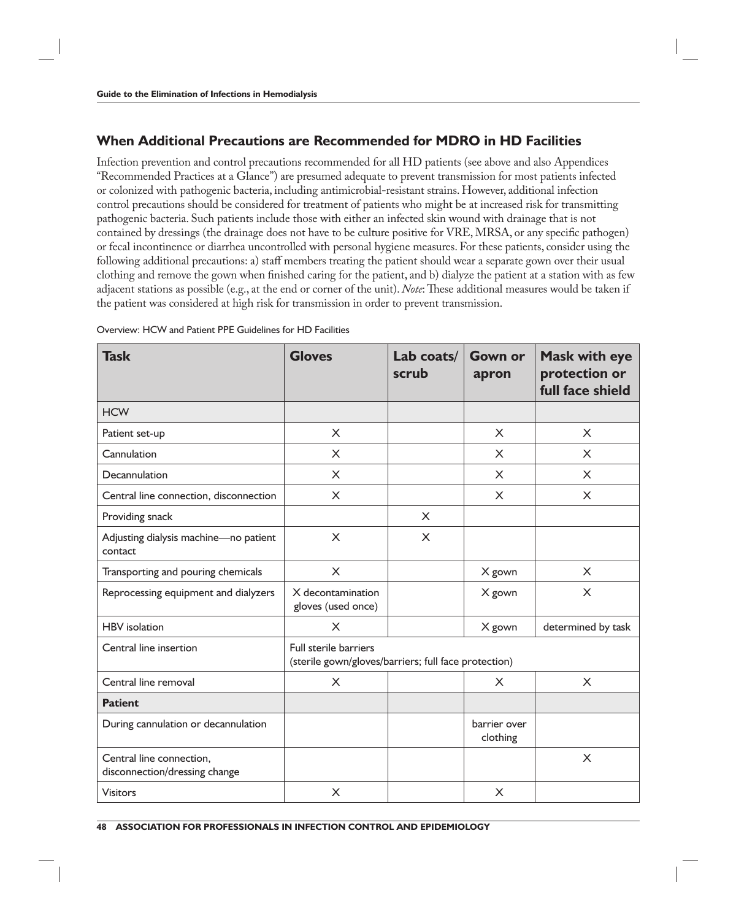## When Additional Precautions are Recommended for MDRO in HD Facilities

Infection prevention and control precautions recommended for all HD patients (see above and also Appendices "Recommended Practices at a Glance") are presumed adequate to prevent transmission for most patients infected or colonized with pathogenic bacteria, including antimicrobial-resistant strains. However, additional infection control precautions should be considered for treatment of patients who might be at increased risk for transmitting pathogenic bacteria. Such patients include those with either an infected skin wound with drainage that is not contained by dressings (the drainage does not have to be culture positive for VRE, MRSA, or any specific pathogen) or fecal incontinence or diarrhea uncontrolled with personal hygiene measures. For these patients, consider using the following additional precautions: a) staff members treating the patient should wear a separate gown over their usual clothing and remove the gown when finished caring for the patient, and b) dialyze the patient at a station with as few adjacent stations as possible (e.g., at the end or corner of the unit). *Note*: These additional measures would be taken if the patient was considered at high risk for transmission in order to prevent transmission.

Overview: HCW and Patient PPE Guidelines for HD Facilities

| Task | Gloves | Lab coats/ scrub | Gown or apron | Mask with eye protection or full face shield |
|---|---|---|---|---|
| HCW | | | | |
| Patient set-up | X | | X | X |
| Cannulation | X | | X | X |
| Decannulation | X | | X | X |
| Central line connection, disconnection | X | | X | X |
| Providing snack | | X | | |
| Adjusting dialysis machine—no patient contact | X | X | | |
| Transporting and pouring chemicals | X | | X gown | X |
| Reprocessing equipment and dialyzers | X decontamination gloves (used once) | | X gown | X |
| HBV isolation | X | | X gown | determined by task |
| Central line insertion | Full sterile barriers (sterile gown/gloves/barriers; full face protection) | | | |
| Central line removal | X | | X | X |
| **Patient** | | | | |
| During cannulation or decannulation | | | barrier over clothing | |
| Central line connection, disconnection/dressing change | | | | X |
| Visitors | X | | X | |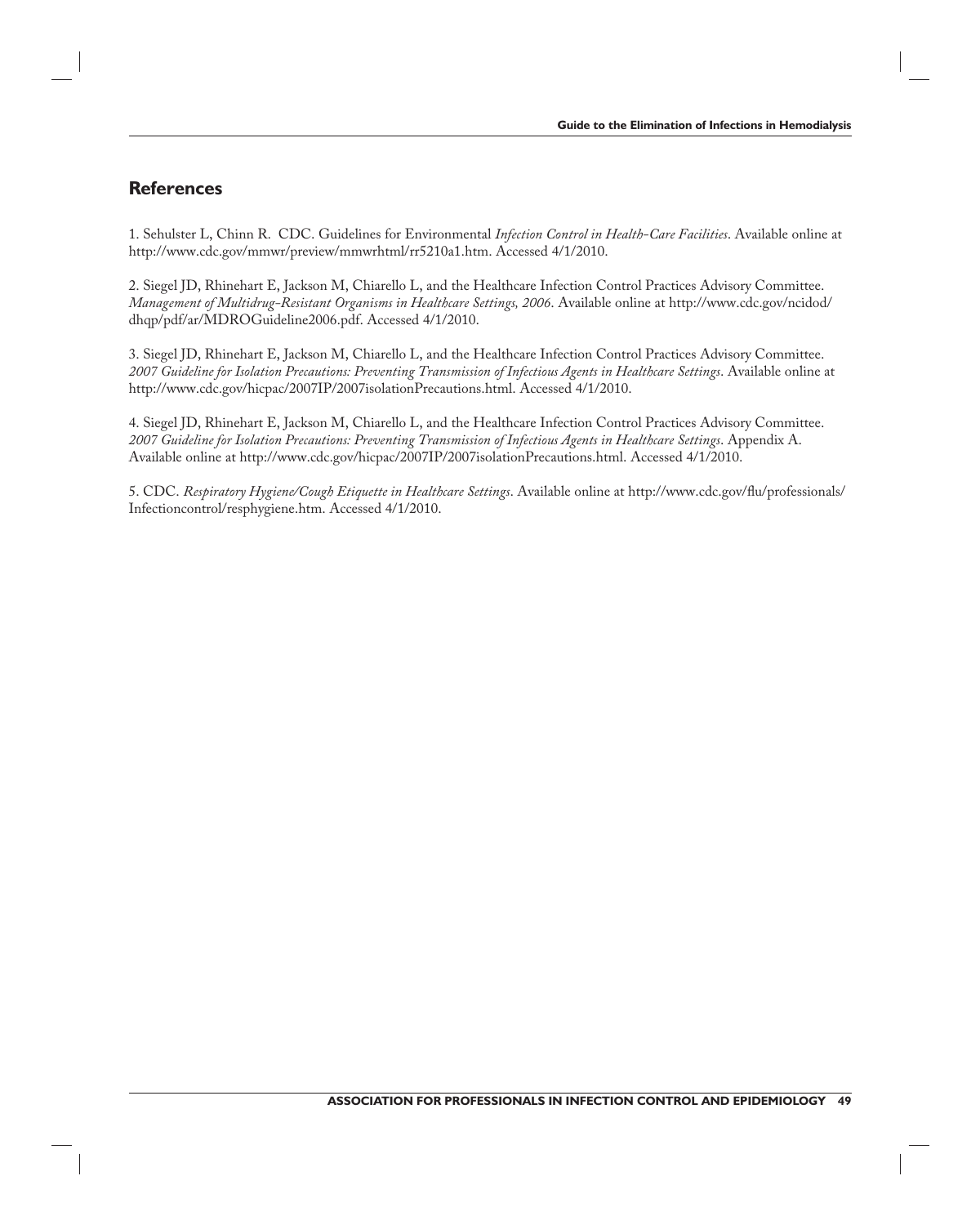## References

1. Sehulster L, Chinn R. CDC. Guidelines for Environmental *Infection Control in Health-Care Facilities*. Available online at http://www.cdc.gov/mmwr/preview/mmwrhtml/rr5210a1.htm. Accessed 4/1/2010.

2. Siegel JD, Rhinehart E, Jackson M, Chiarello L, and the Healthcare Infection Control Practices Advisory Committee. *Management of Multidrug-Resistant Organisms in Healthcare Settings, 2006*. Available online at http://www.cdc.gov/ncidod/dhqp/pdf/ar/MDROGuideline2006.pdf. Accessed 4/1/2010.

3. Siegel JD, Rhinehart E, Jackson M, Chiarello L, and the Healthcare Infection Control Practices Advisory Committee. *2007 Guideline for Isolation Precautions: Preventing Transmission of Infectious Agents in Healthcare Settings*. Available online at http://www.cdc.gov/hicpac/2007IP/2007isolationPrecautions.html. Accessed 4/1/2010.

4. Siegel JD, Rhinehart E, Jackson M, Chiarello L, and the Healthcare Infection Control Practices Advisory Committee. *2007 Guideline for Isolation Precautions: Preventing Transmission of Infectious Agents in Healthcare Settings*. Appendix A. Available online at http://www.cdc.gov/hicpac/2007IP/2007isolationPrecautions.html. Accessed 4/1/2010.

5. CDC. *Respiratory Hygiene/Cough Etiquette in Healthcare Settings*. Available online at http://www.cdc.gov/flu/professionals/Infectioncontrol/resphygiene.htm. Accessed 4/1/2010.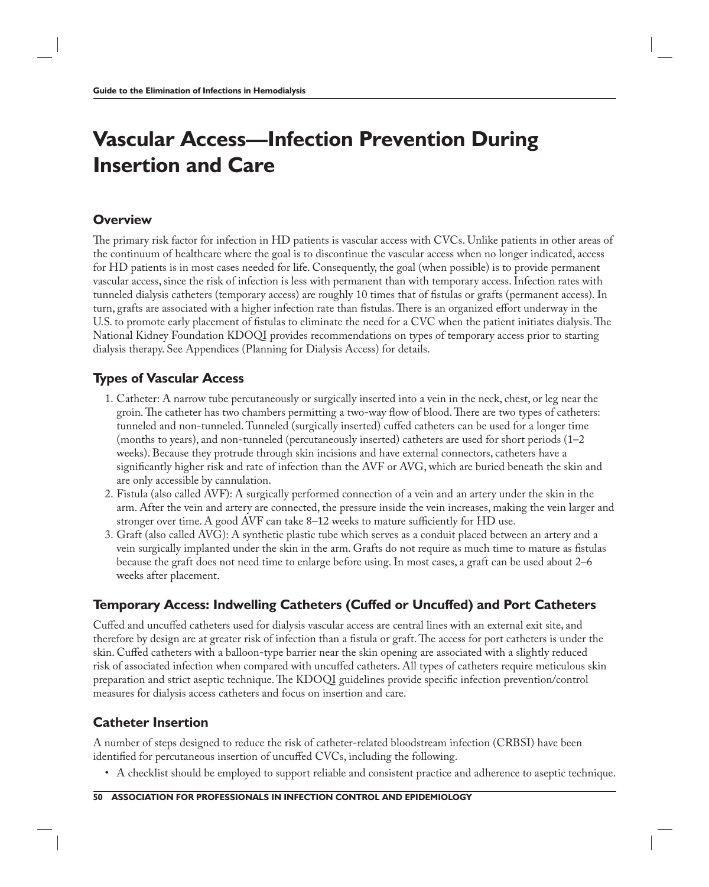# Vascular Access—Infection Prevention During Insertion and Care

## Overview

The primary risk factor for infection in HD patients is vascular access with CVCs. Unlike patients in other areas of the continuum of healthcare where the goal is to discontinue the vascular access when no longer indicated, access for HD patients is in most cases needed for life. Consequently, the goal (when possible) is to provide permanent vascular access, since the risk of infection is less with permanent than with temporary access. Infection rates with tunneled dialysis catheters (temporary access) are roughly 10 times that of fistulas or grafts (permanent access). In turn, grafts are associated with a higher infection rate than fistulas. There is an organized effort underway in the U.S. to promote early placement of fistulas to eliminate the need for a CVC when the patient initiates dialysis. The National Kidney Foundation KDOQI provides recommendations on types of temporary access prior to starting dialysis therapy. See Appendices (Planning for Dialysis Access) for details.

## Types of Vascular Access

1. Catheter: A narrow tube percutaneously or surgically inserted into a vein in the neck, chest, or leg near the groin. The catheter has two chambers permitting a two-way flow of blood. There are two types of catheters: tunneled and non-tunneled. Tunneled (surgically inserted) cuffed catheters can be used for a longer time (months to years), and non-tunneled (percutaneously inserted) catheters are used for short periods (1–2 weeks). Because they protrude through skin incisions and have external connectors, catheters have a significantly higher risk and rate of infection than the AVF or AVG, which are buried beneath the skin and are only accessible by cannulation.
2. Fistula (also called AVF): A surgically performed connection of a vein and an artery under the skin in the arm. After the vein and artery are connected, the pressure inside the vein increases, making the vein larger and stronger over time. A good AVF can take 8–12 weeks to mature sufficiently for HD use.
3. Graft (also called AVG): A synthetic plastic tube which serves as a conduit placed between an artery and a vein surgically implanted under the skin in the arm. Grafts do not require as much time to mature as fistulas because the graft does not need time to enlarge before using. In most cases, a graft can be used about 2–6 weeks after placement.

## Temporary Access: Indwelling Catheters (Cuffed or Uncuffed) and Port Catheters

Cuffed and uncuffed catheters used for dialysis vascular access are central lines with an external exit site, and therefore by design are at greater risk of infection than a fistula or graft. The access for port catheters is under the skin. Cuffed catheters with a balloon-type barrier near the skin opening are associated with a slightly reduced risk of associated infection when compared with uncuffed catheters. All types of catheters require meticulous skin preparation and strict aseptic technique. The KDOQI guidelines provide specific infection prevention/control measures for dialysis access catheters and focus on insertion and care.

## Catheter Insertion

A number of steps designed to reduce the risk of catheter-related bloodstream infection (CRBSI) have been identified for percutaneous insertion of uncuffed CVCs, including the following.

- A checklist should be employed to support reliable and consistent practice and adherence to aseptic technique.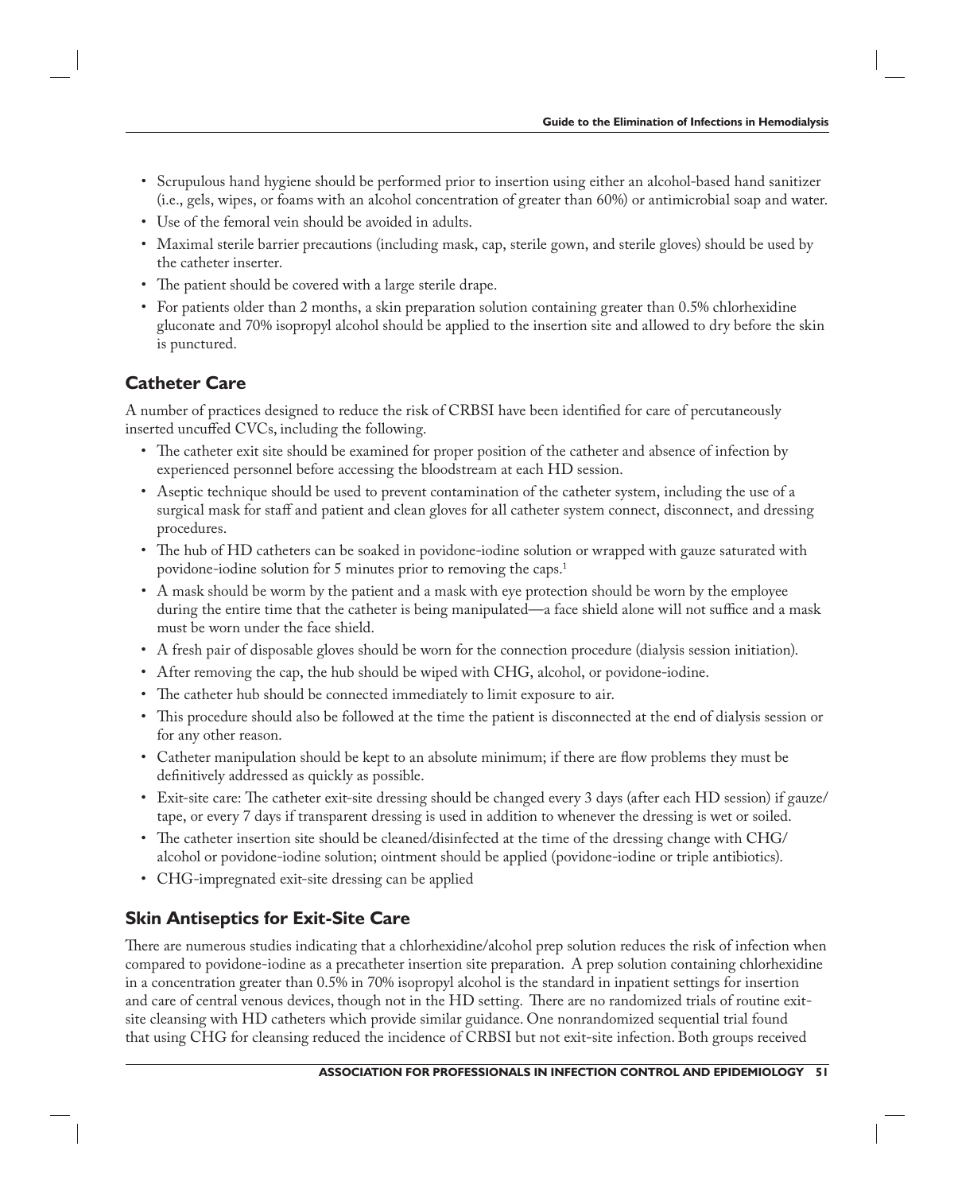- Scrupulous hand hygiene should be performed prior to insertion using either an alcohol-based hand sanitizer (i.e., gels, wipes, or foams with an alcohol concentration of greater than 60%) or antimicrobial soap and water.
- Use of the femoral vein should be avoided in adults.
- Maximal sterile barrier precautions (including mask, cap, sterile gown, and sterile gloves) should be used by the catheter inserter.
- The patient should be covered with a large sterile drape.
- For patients older than 2 months, a skin preparation solution containing greater than 0.5% chlorhexidine gluconate and 70% isopropyl alcohol should be applied to the insertion site and allowed to dry before the skin is punctured.

## Catheter Care

A number of practices designed to reduce the risk of CRBSI have been identified for care of percutaneously inserted uncuffed CVCs, including the following.

- The catheter exit site should be examined for proper position of the catheter and absence of infection by experienced personnel before accessing the bloodstream at each HD session.
- Aseptic technique should be used to prevent contamination of the catheter system, including the use of a surgical mask for staff and patient and clean gloves for all catheter system connect, disconnect, and dressing procedures.
- The hub of HD catheters can be soaked in povidone-iodine solution or wrapped with gauze saturated with povidone-iodine solution for 5 minutes prior to removing the caps.[1]
- A mask should be worm by the patient and a mask with eye protection should be worn by the employee during the entire time that the catheter is being manipulated—a face shield alone will not suffice and a mask must be worn under the face shield.
- A fresh pair of disposable gloves should be worn for the connection procedure (dialysis session initiation).
- After removing the cap, the hub should be wiped with CHG, alcohol, or povidone-iodine.
- The catheter hub should be connected immediately to limit exposure to air.
- This procedure should also be followed at the time the patient is disconnected at the end of dialysis session or for any other reason.
- Catheter manipulation should be kept to an absolute minimum; if there are flow problems they must be definitively addressed as quickly as possible.
- Exit-site care: The catheter exit-site dressing should be changed every 3 days (after each HD session) if gauze/tape, or every 7 days if transparent dressing is used in addition to whenever the dressing is wet or soiled.
- The catheter insertion site should be cleaned/disinfected at the time of the dressing change with CHG/alcohol or povidone-iodine solution; ointment should be applied (povidone-iodine or triple antibiotics).
- CHG-impregnated exit-site dressing can be applied

## Skin Antiseptics for Exit-Site Care

There are numerous studies indicating that a chlorhexidine/alcohol prep solution reduces the risk of infection when compared to povidone-iodine as a precatheter insertion site preparation. A prep solution containing chlorhexidine in a concentration greater than 0.5% in 70% isopropyl alcohol is the standard in inpatient settings for insertion and care of central venous devices, though not in the HD setting. There are no randomized trials of routine exit-site cleansing with HD catheters which provide similar guidance. One nonrandomized sequential trial found that using CHG for cleansing reduced the incidence of CRBSI but not exit-site infection. Both groups received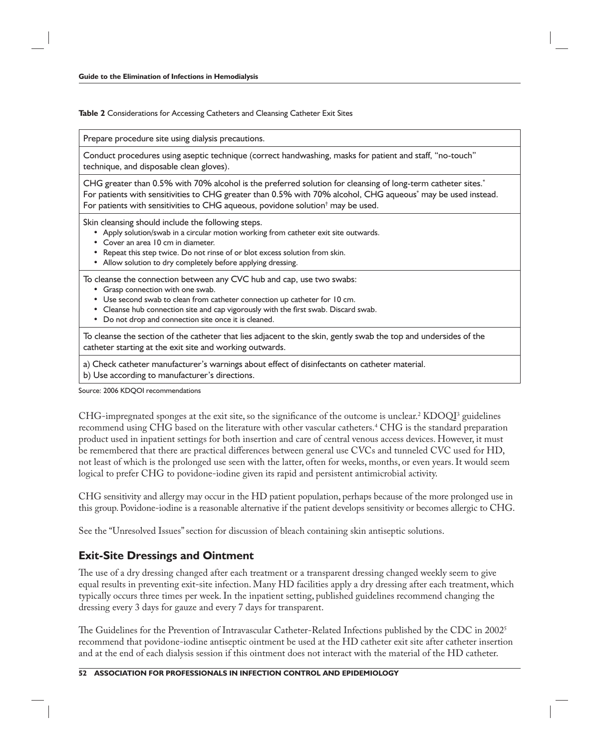**Table 2** Considerations for Accessing Catheters and Cleansing Catheter Exit Sites

| |
|---|
| Prepare procedure site using dialysis precautions. |
| Conduct procedures using aseptic technique (correct handwashing, masks for patient and staff, "no-touch" technique, and disposable clean gloves). |
| CHG greater than 0.5% with 70% alcohol is the preferred solution for cleansing of long-term catheter sites.* For patients with sensitivities to CHG greater than 0.5% with 70% alcohol, CHG aqueous* may be used instead. For patients with sensitivities to CHG aqueous, povidone solution† may be used. |
| Skin cleansing should include the following steps. <br>• Apply solution/swab in a circular motion working from catheter exit site outwards. <br>• Cover an area 10 cm in diameter. <br>• Repeat this step twice. Do not rinse of or blot excess solution from skin. <br>• Allow solution to dry completely before applying dressing. |
| To cleanse the connection between any CVC hub and cap, use two swabs: <br>• Grasp connection with one swab. <br>• Use second swab to clean from catheter connection up catheter for 10 cm. <br>• Cleanse hub connection site and cap vigorously with the first swab. Discard swab. <br>• Do not drop and connection site once it is cleaned. |
| To cleanse the section of the catheter that lies adjacent to the skin, gently swab the top and undersides of the catheter starting at the exit site and working outwards. |
| a) Check catheter manufacturer's warnings about effect of disinfectants on catheter material. <br>b) Use according to manufacturer's directions. |

Source: 2006 KDQOI recommendations

CHG-impregnated sponges at the exit site, so the significance of the outcome is unclear.[2] KDOQI[3] guidelines recommend using CHG based on the literature with other vascular catheters.[4] CHG is the standard preparation product used in inpatient settings for both insertion and care of central venous access devices. However, it must be remembered that there are practical differences between general use CVCs and tunneled CVC used for HD, not least of which is the prolonged use seen with the latter, often for weeks, months, or even years. It would seem logical to prefer CHG to povidone-iodine given its rapid and persistent antimicrobial activity.

CHG sensitivity and allergy may occur in the HD patient population, perhaps because of the more prolonged use in this group. Povidone-iodine is a reasonable alternative if the patient develops sensitivity or becomes allergic to CHG.

See the "Unresolved Issues" section for discussion of bleach containing skin antiseptic solutions.

## Exit-Site Dressings and Ointment

The use of a dry dressing changed after each treatment or a transparent dressing changed weekly seem to give equal results in preventing exit-site infection. Many HD facilities apply a dry dressing after each treatment, which typically occurs three times per week. In the inpatient setting, published guidelines recommend changing the dressing every 3 days for gauze and every 7 days for transparent.

The Guidelines for the Prevention of Intravascular Catheter-Related Infections published by the CDC in 2002[5] recommend that povidone-iodine antiseptic ointment be used at the HD catheter exit site after catheter insertion and at the end of each dialysis session if this ointment does not interact with the material of the HD catheter.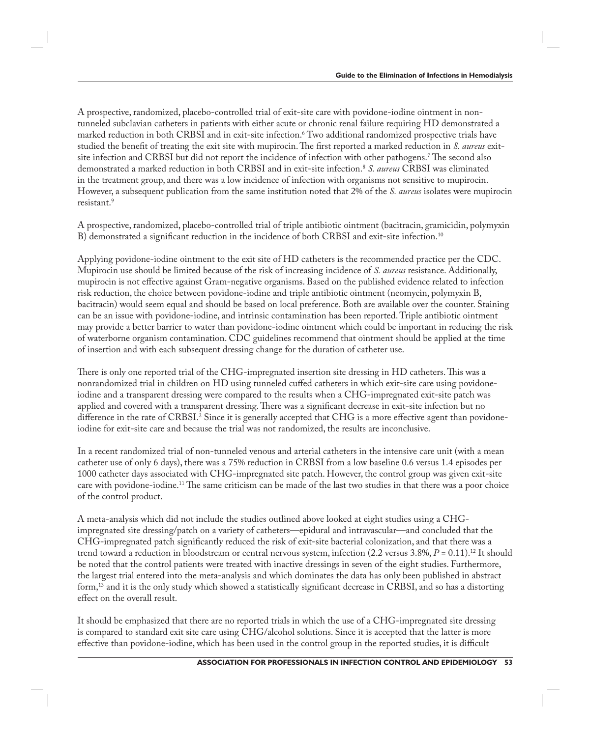A prospective, randomized, placebo-controlled trial of exit-site care with povidone-iodine ointment in non-tunneled subclavian catheters in patients with either acute or chronic renal failure requiring HD demonstrated a marked reduction in both CRBSI and in exit-site infection.[6] Two additional randomized prospective trials have studied the benefit of treating the exit site with mupirocin. The first reported a marked reduction in *S. aureus* exit-site infection and CRBSI but did not report the incidence of infection with other pathogens.[7] The second also demonstrated a marked reduction in both CRBSI and in exit-site infection.[8] *S. aureus* CRBSI was eliminated in the treatment group, and there was a low incidence of infection with organisms not sensitive to mupirocin. However, a subsequent publication from the same institution noted that 2% of the *S. aureus* isolates were mupirocin resistant.[9]

A prospective, randomized, placebo-controlled trial of triple antibiotic ointment (bacitracin, gramicidin, polymyxin B) demonstrated a significant reduction in the incidence of both CRBSI and exit-site infection.[10]

Applying povidone-iodine ointment to the exit site of HD catheters is the recommended practice per the CDC. Mupirocin use should be limited because of the risk of increasing incidence of *S. aureus* resistance. Additionally, mupirocin is not effective against Gram-negative organisms. Based on the published evidence related to infection risk reduction, the choice between povidone-iodine and triple antibiotic ointment (neomycin, polymyxin B, bacitracin) would seem equal and should be based on local preference. Both are available over the counter. Staining can be an issue with povidone-iodine, and intrinsic contamination has been reported. Triple antibiotic ointment may provide a better barrier to water than povidone-iodine ointment which could be important in reducing the risk of waterborne organism contamination. CDC guidelines recommend that ointment should be applied at the time of insertion and with each subsequent dressing change for the duration of catheter use.

There is only one reported trial of the CHG-impregnated insertion site dressing in HD catheters. This was a nonrandomized trial in children on HD using tunneled cuffed catheters in which exit-site care using povidone-iodine and a transparent dressing were compared to the results when a CHG-impregnated exit-site patch was applied and covered with a transparent dressing. There was a significant decrease in exit-site infection but no difference in the rate of CRBSI.[2] Since it is generally accepted that CHG is a more effective agent than povidone-iodine for exit-site care and because the trial was not randomized, the results are inconclusive.

In a recent randomized trial of non-tunneled venous and arterial catheters in the intensive care unit (with a mean catheter use of only 6 days), there was a 75% reduction in CRBSI from a low baseline 0.6 versus 1.4 episodes per 1000 catheter days associated with CHG-impregnated site patch. However, the control group was given exit-site care with povidone-iodine.[11] The same criticism can be made of the last two studies in that there was a poor choice of the control product.

A meta-analysis which did not include the studies outlined above looked at eight studies using a CHG-impregnated site dressing/patch on a variety of catheters—epidural and intravascular—and concluded that the CHG-impregnated patch significantly reduced the risk of exit-site bacterial colonization, and that there was a trend toward a reduction in bloodstream or central nervous system, infection (2.2 versus 3.8%, $P = 0.11$).[12] It should be noted that the control patients were treated with inactive dressings in seven of the eight studies. Furthermore, the largest trial entered into the meta-analysis and which dominates the data has only been published in abstract form,[13] and it is the only study which showed a statistically significant decrease in CRBSI, and so has a distorting effect on the overall result.

It should be emphasized that there are no reported trials in which the use of a CHG-impregnated site dressing is compared to standard exit site care using CHG/alcohol solutions. Since it is accepted that the latter is more effective than povidone-iodine, which has been used in the control group in the reported studies, it is difficult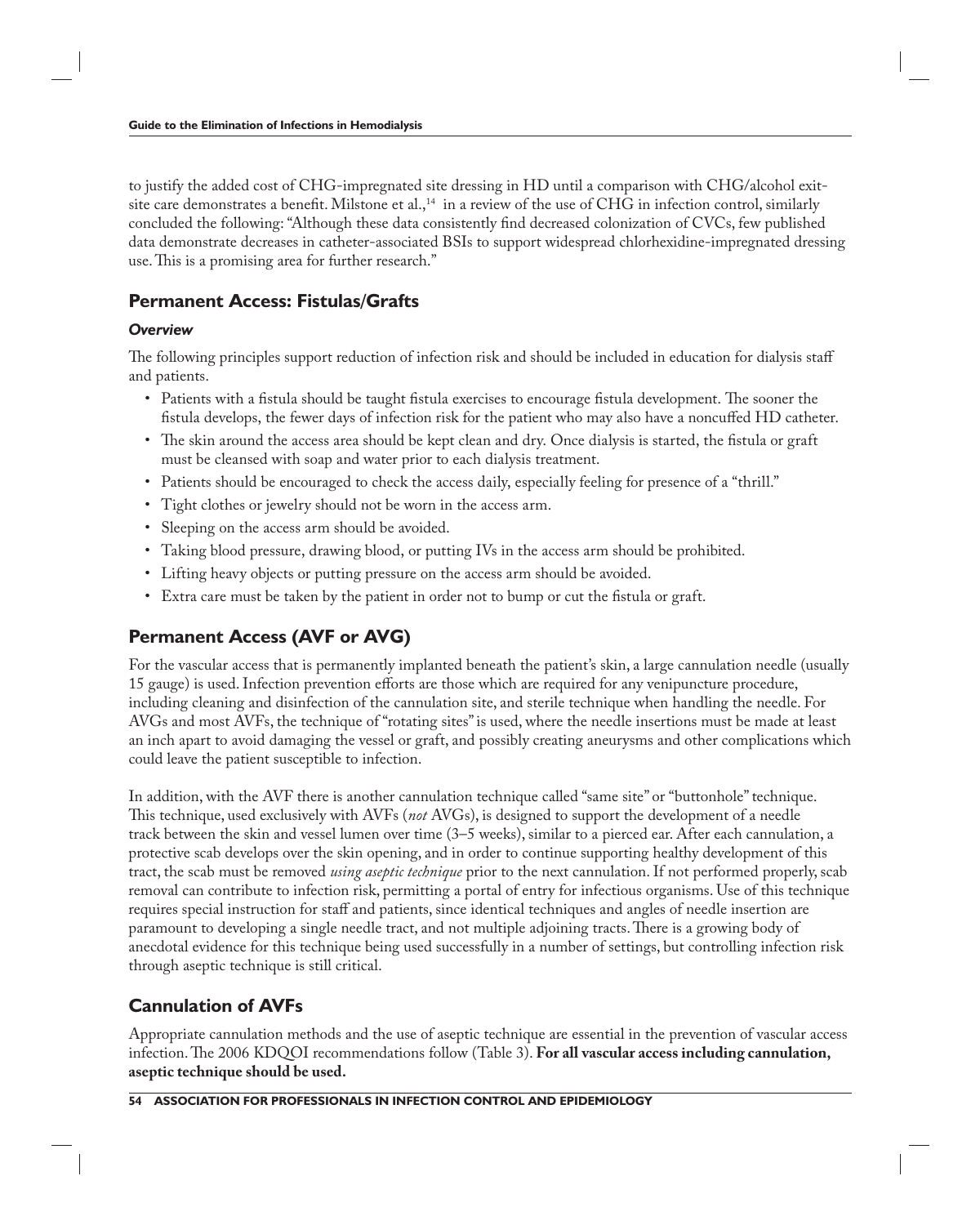to justify the added cost of CHG-impregnated site dressing in HD until a comparison with CHG/alcohol exit-site care demonstrates a benefit. Milstone et al.,[14] in a review of the use of CHG in infection control, similarly concluded the following: "Although these data consistently find decreased colonization of CVCs, few published data demonstrate decreases in catheter-associated BSIs to support widespread chlorhexidine-impregnated dressing use. This is a promising area for further research."

## Permanent Access: Fistulas/Grafts

### *Overview*

The following principles support reduction of infection risk and should be included in education for dialysis staff and patients.

- Patients with a fistula should be taught fistula exercises to encourage fistula development. The sooner the fistula develops, the fewer days of infection risk for the patient who may also have a noncuffed HD catheter.
- The skin around the access area should be kept clean and dry. Once dialysis is started, the fistula or graft must be cleansed with soap and water prior to each dialysis treatment.
- Patients should be encouraged to check the access daily, especially feeling for presence of a "thrill."
- Tight clothes or jewelry should not be worn in the access arm.
- Sleeping on the access arm should be avoided.
- Taking blood pressure, drawing blood, or putting IVs in the access arm should be prohibited.
- Lifting heavy objects or putting pressure on the access arm should be avoided.
- Extra care must be taken by the patient in order not to bump or cut the fistula or graft.

## Permanent Access (AVF or AVG)

For the vascular access that is permanently implanted beneath the patient's skin, a large cannulation needle (usually 15 gauge) is used. Infection prevention efforts are those which are required for any venipuncture procedure, including cleaning and disinfection of the cannulation site, and sterile technique when handling the needle. For AVGs and most AVFs, the technique of "rotating sites" is used, where the needle insertions must be made at least an inch apart to avoid damaging the vessel or graft, and possibly creating aneurysms and other complications which could leave the patient susceptible to infection.

In addition, with the AVF there is another cannulation technique called "same site" or "buttonhole" technique. This technique, used exclusively with AVFs (*not* AVGs), is designed to support the development of a needle track between the skin and vessel lumen over time (3–5 weeks), similar to a pierced ear. After each cannulation, a protective scab develops over the skin opening, and in order to continue supporting healthy development of this tract, the scab must be removed *using aseptic technique* prior to the next cannulation. If not performed properly, scab removal can contribute to infection risk, permitting a portal of entry for infectious organisms. Use of this technique requires special instruction for staff and patients, since identical techniques and angles of needle insertion are paramount to developing a single needle tract, and not multiple adjoining tracts. There is a growing body of anecdotal evidence for this technique being used successfully in a number of settings, but controlling infection risk through aseptic technique is still critical.

## Cannulation of AVFs

Appropriate cannulation methods and the use of aseptic technique are essential in the prevention of vascular access infection. The 2006 KDQOI recommendations follow (Table 3). **For all vascular access including cannulation, aseptic technique should be used.**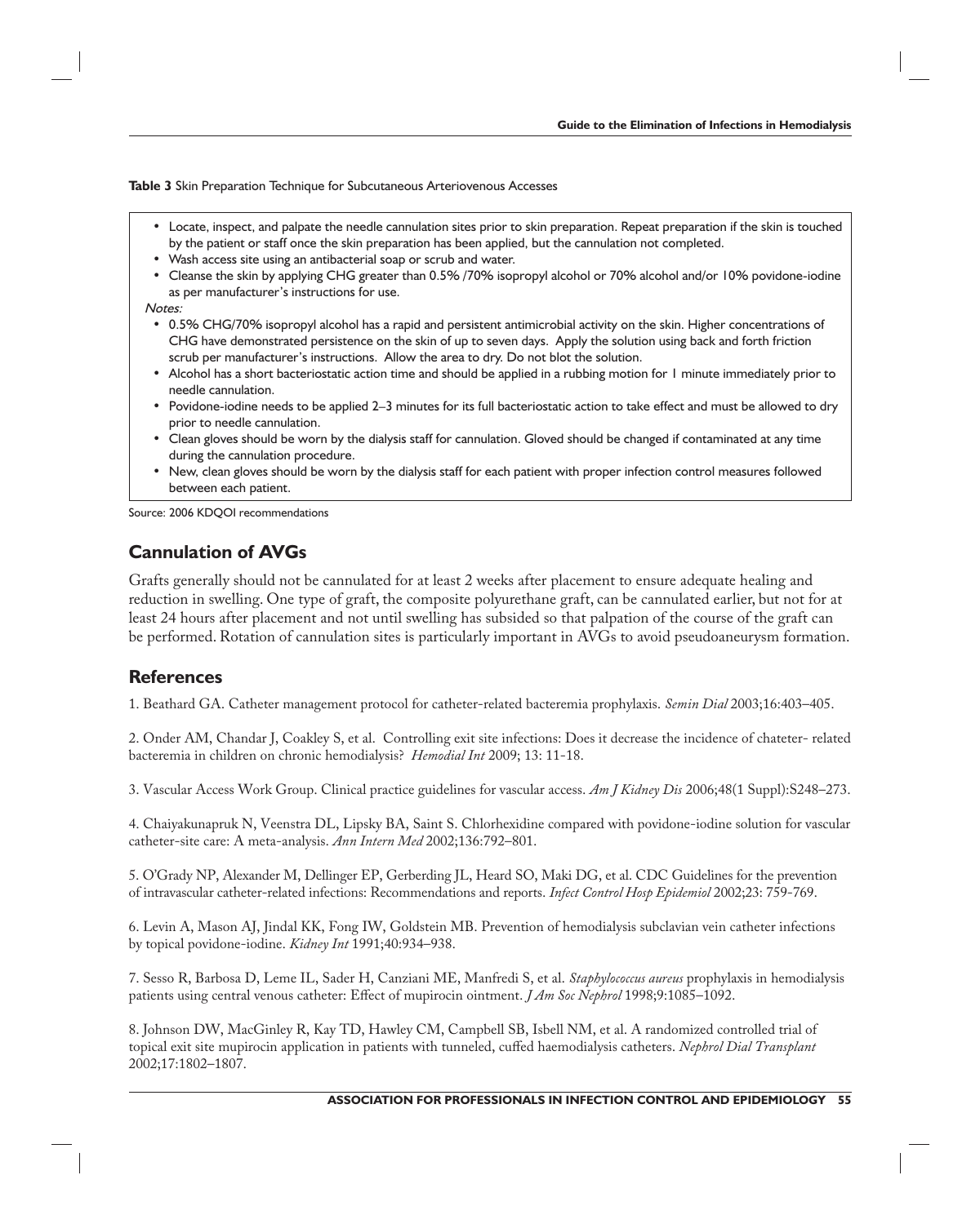**Table 3** Skin Preparation Technique for Subcutaneous Arteriovenous Accesses

- Locate, inspect, and palpate the needle cannulation sites prior to skin preparation. Repeat preparation if the skin is touched by the patient or staff once the skin preparation has been applied, but the cannulation not completed.
- Wash access site using an antibacterial soap or scrub and water.
- Cleanse the skin by applying CHG greater than 0.5% /70% isopropyl alcohol or 70% alcohol and/or 10% povidone-iodine as per manufacturer's instructions for use.

*Notes:*

- 0.5% CHG/70% isopropyl alcohol has a rapid and persistent antimicrobial activity on the skin. Higher concentrations of CHG have demonstrated persistence on the skin of up to seven days. Apply the solution using back and forth friction scrub per manufacturer's instructions. Allow the area to dry. Do not blot the solution.
- Alcohol has a short bacteriostatic action time and should be applied in a rubbing motion for 1 minute immediately prior to needle cannulation.
- Povidone-iodine needs to be applied 2–3 minutes for its full bacteriostatic action to take effect and must be allowed to dry prior to needle cannulation.
- Clean gloves should be worn by the dialysis staff for cannulation. Gloved should be changed if contaminated at any time during the cannulation procedure.
- New, clean gloves should be worn by the dialysis staff for each patient with proper infection control measures followed between each patient.

Source: 2006 KDQOI recommendations

## Cannulation of AVGs

Grafts generally should not be cannulated for at least 2 weeks after placement to ensure adequate healing and reduction in swelling. One type of graft, the composite polyurethane graft, can be cannulated earlier, but not for at least 24 hours after placement and not until swelling has subsided so that palpation of the course of the graft can be performed. Rotation of cannulation sites is particularly important in AVGs to avoid pseudoaneurysm formation.

## References

1. Beathard GA. Catheter management protocol for catheter-related bacteremia prophylaxis. *Semin Dial* 2003;16:403–405.

2. Onder AM, Chandar J, Coakley S, et al. Controlling exit site infections: Does it decrease the incidence of chateter- related bacteremia in children on chronic hemodialysis? *Hemodial Int* 2009; 13: 11-18.

3. Vascular Access Work Group. Clinical practice guidelines for vascular access. *Am J Kidney Dis* 2006;48(1 Suppl):S248–273.

4. Chaiyakunapruk N, Veenstra DL, Lipsky BA, Saint S. Chlorhexidine compared with povidone-iodine solution for vascular catheter-site care: A meta-analysis. *Ann Intern Med* 2002;136:792–801.

5. O'Grady NP, Alexander M, Dellinger EP, Gerberding JL, Heard SO, Maki DG, et al. CDC Guidelines for the prevention of intravascular catheter-related infections: Recommendations and reports. *Infect Control Hosp Epidemiol* 2002;23: 759-769.

6. Levin A, Mason AJ, Jindal KK, Fong IW, Goldstein MB. Prevention of hemodialysis subclavian vein catheter infections by topical povidone-iodine. *Kidney Int* 1991;40:934–938.

7. Sesso R, Barbosa D, Leme IL, Sader H, Canziani ME, Manfredi S, et al. *Staphylococcus aureus* prophylaxis in hemodialysis patients using central venous catheter: Effect of mupirocin ointment. *J Am Soc Nephrol* 1998;9:1085–1092.

8. Johnson DW, MacGinley R, Kay TD, Hawley CM, Campbell SB, Isbell NM, et al. A randomized controlled trial of topical exit site mupirocin application in patients with tunneled, cuffed haemodialysis catheters. *Nephrol Dial Transplant* 2002;17:1802–1807.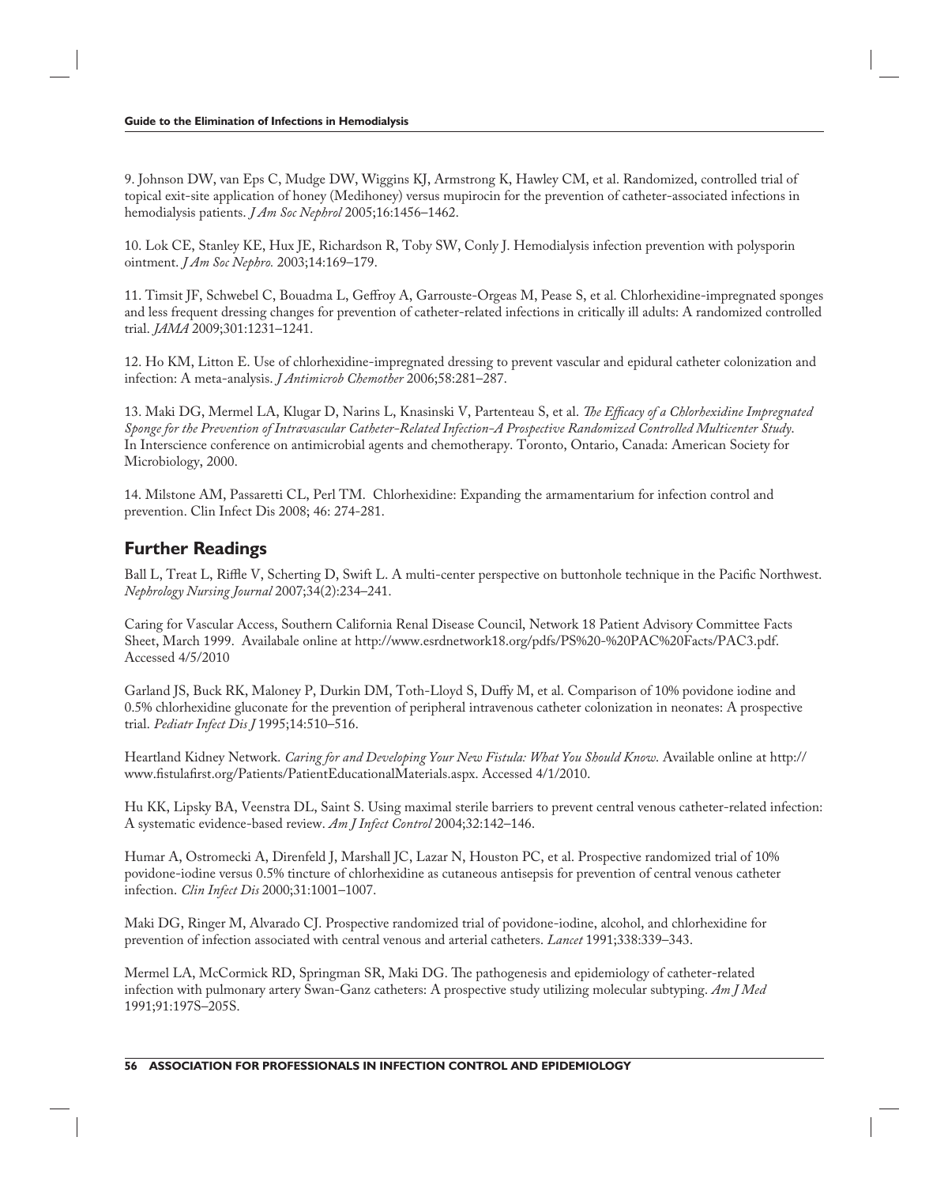9. Johnson DW, van Eps C, Mudge DW, Wiggins KJ, Armstrong K, Hawley CM, et al. Randomized, controlled trial of topical exit-site application of honey (Medihoney) versus mupirocin for the prevention of catheter-associated infections in hemodialysis patients. *J Am Soc Nephrol* 2005;16:1456–1462.

10. Lok CE, Stanley KE, Hux JE, Richardson R, Toby SW, Conly J. Hemodialysis infection prevention with polysporin ointment. *J Am Soc Nephro.* 2003;14:169–179.

11. Timsit JF, Schwebel C, Bouadma L, Geffroy A, Garrouste-Orgeas M, Pease S, et al. Chlorhexidine-impregnated sponges and less frequent dressing changes for prevention of catheter-related infections in critically ill adults: A randomized controlled trial. *JAMA* 2009;301:1231–1241.

12. Ho KM, Litton E. Use of chlorhexidine-impregnated dressing to prevent vascular and epidural catheter colonization and infection: A meta-analysis. *J Antimicrob Chemother* 2006;58:281–287.

13. Maki DG, Mermel LA, Klugar D, Narins L, Knasinski V, Partenteau S, et al. *The Efficacy of a Chlorhexidine Impregnated Sponge for the Prevention of Intravascular Catheter-Related Infection-A Prospective Randomized Controlled Multicenter Study*. In Interscience conference on antimicrobial agents and chemotherapy. Toronto, Ontario, Canada: American Society for Microbiology, 2000.

14. Milstone AM, Passaretti CL, Perl TM. Chlorhexidine: Expanding the armamentarium for infection control and prevention. Clin Infect Dis 2008; 46: 274-281.

## Further Readings

Ball L, Treat L, Riffle V, Scherting D, Swift L. A multi-center perspective on buttonhole technique in the Pacific Northwest. *Nephrology Nursing Journal* 2007;34(2):234–241.

Caring for Vascular Access, Southern California Renal Disease Council, Network 18 Patient Advisory Committee Facts Sheet, March 1999. Availabale online at http://www.esrdnetwork18.org/pdfs/PS%20-%20PAC%20Facts/PAC3.pdf. Accessed 4/5/2010

Garland JS, Buck RK, Maloney P, Durkin DM, Toth-Lloyd S, Duffy M, et al. Comparison of 10% povidone iodine and 0.5% chlorhexidine gluconate for the prevention of peripheral intravenous catheter colonization in neonates: A prospective trial. *Pediatr Infect Dis J* 1995;14:510–516.

Heartland Kidney Network. *Caring for and Developing Your New Fistula: What You Should Know*. Available online at http://www.fistulafirst.org/Patients/PatientEducationalMaterials.aspx. Accessed 4/1/2010.

Hu KK, Lipsky BA, Veenstra DL, Saint S. Using maximal sterile barriers to prevent central venous catheter-related infection: A systematic evidence-based review. *Am J Infect Control* 2004;32:142–146.

Humar A, Ostromecki A, Direnfeld J, Marshall JC, Lazar N, Houston PC, et al. Prospective randomized trial of 10% povidone-iodine versus 0.5% tincture of chlorhexidine as cutaneous antisepsis for prevention of central venous catheter infection. *Clin Infect Dis* 2000;31:1001–1007.

Maki DG, Ringer M, Alvarado CJ. Prospective randomized trial of povidone-iodine, alcohol, and chlorhexidine for prevention of infection associated with central venous and arterial catheters. *Lancet* 1991;338:339–343.

Mermel LA, McCormick RD, Springman SR, Maki DG. The pathogenesis and epidemiology of catheter-related infection with pulmonary artery Swan-Ganz catheters: A prospective study utilizing molecular subtyping. *Am J Med* 1991;91:197S–205S.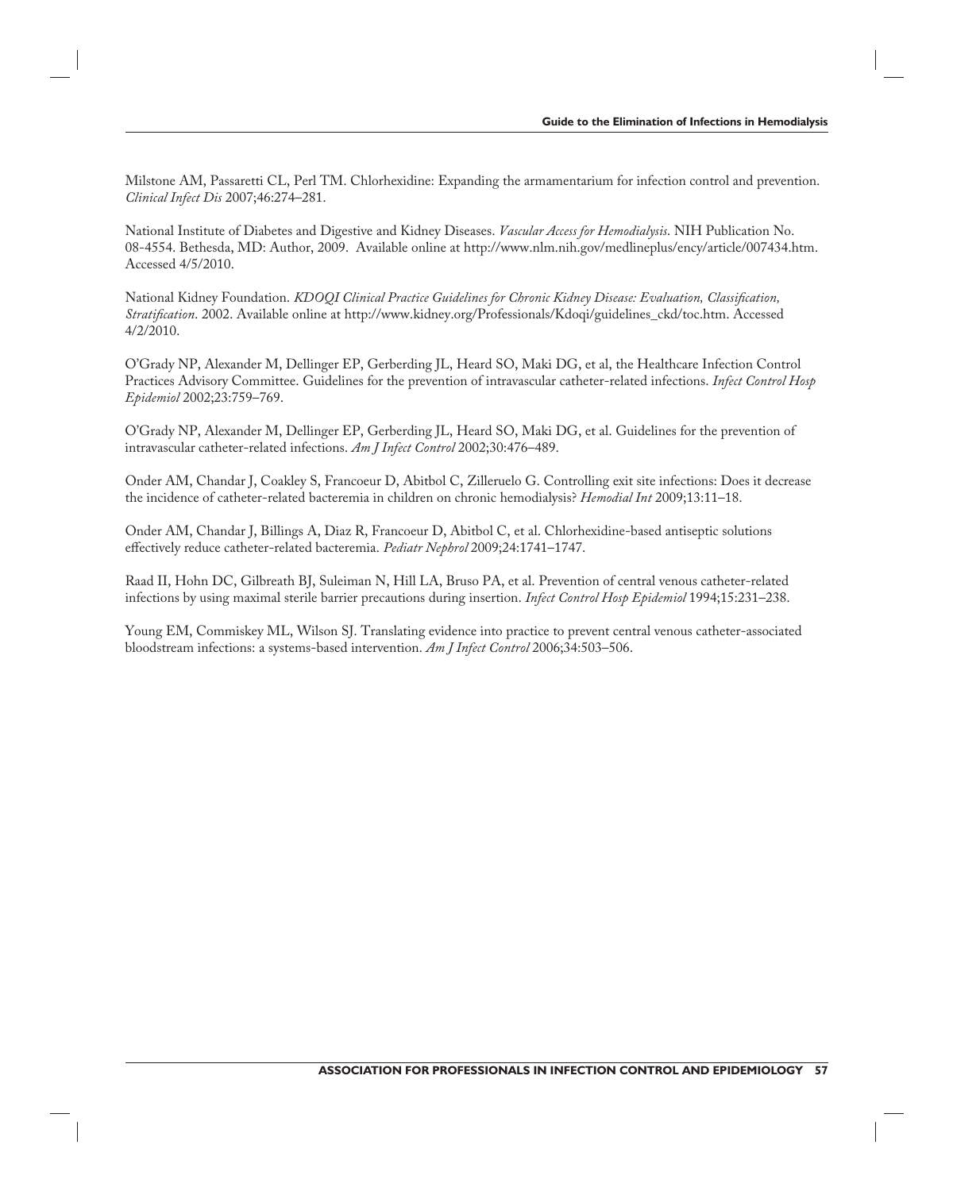Milstone AM, Passaretti CL, Perl TM. Chlorhexidine: Expanding the armamentarium for infection control and prevention. *Clinical Infect Dis* 2007;46:274–281.

National Institute of Diabetes and Digestive and Kidney Diseases. *Vascular Access for Hemodialysis*. NIH Publication No. 08-4554. Bethesda, MD: Author, 2009. Available online at http://www.nlm.nih.gov/medlineplus/ency/article/007434.htm. Accessed 4/5/2010.

National Kidney Foundation. *KDOQI Clinical Practice Guidelines for Chronic Kidney Disease: Evaluation, Classification, Stratification*. 2002. Available online at http://www.kidney.org/Professionals/Kdoqi/guidelines_ckd/toc.htm. Accessed 4/2/2010.

O'Grady NP, Alexander M, Dellinger EP, Gerberding JL, Heard SO, Maki DG, et al, the Healthcare Infection Control Practices Advisory Committee. Guidelines for the prevention of intravascular catheter-related infections. *Infect Control Hosp Epidemiol* 2002;23:759–769.

O'Grady NP, Alexander M, Dellinger EP, Gerberding JL, Heard SO, Maki DG, et al. Guidelines for the prevention of intravascular catheter-related infections. *Am J Infect Control* 2002;30:476–489.

Onder AM, Chandar J, Coakley S, Francoeur D, Abitbol C, Zilleruelo G. Controlling exit site infections: Does it decrease the incidence of catheter-related bacteremia in children on chronic hemodialysis? *Hemodial Int* 2009;13:11–18.

Onder AM, Chandar J, Billings A, Diaz R, Francoeur D, Abitbol C, et al. Chlorhexidine-based antiseptic solutions effectively reduce catheter-related bacteremia. *Pediatr Nephrol* 2009;24:1741–1747.

Raad II, Hohn DC, Gilbreath BJ, Suleiman N, Hill LA, Bruso PA, et al. Prevention of central venous catheter-related infections by using maximal sterile barrier precautions during insertion. *Infect Control Hosp Epidemiol* 1994;15:231–238.

Young EM, Commiskey ML, Wilson SJ. Translating evidence into practice to prevent central venous catheter-associated bloodstream infections: a systems-based intervention. *Am J Infect Control* 2006;34:503–506.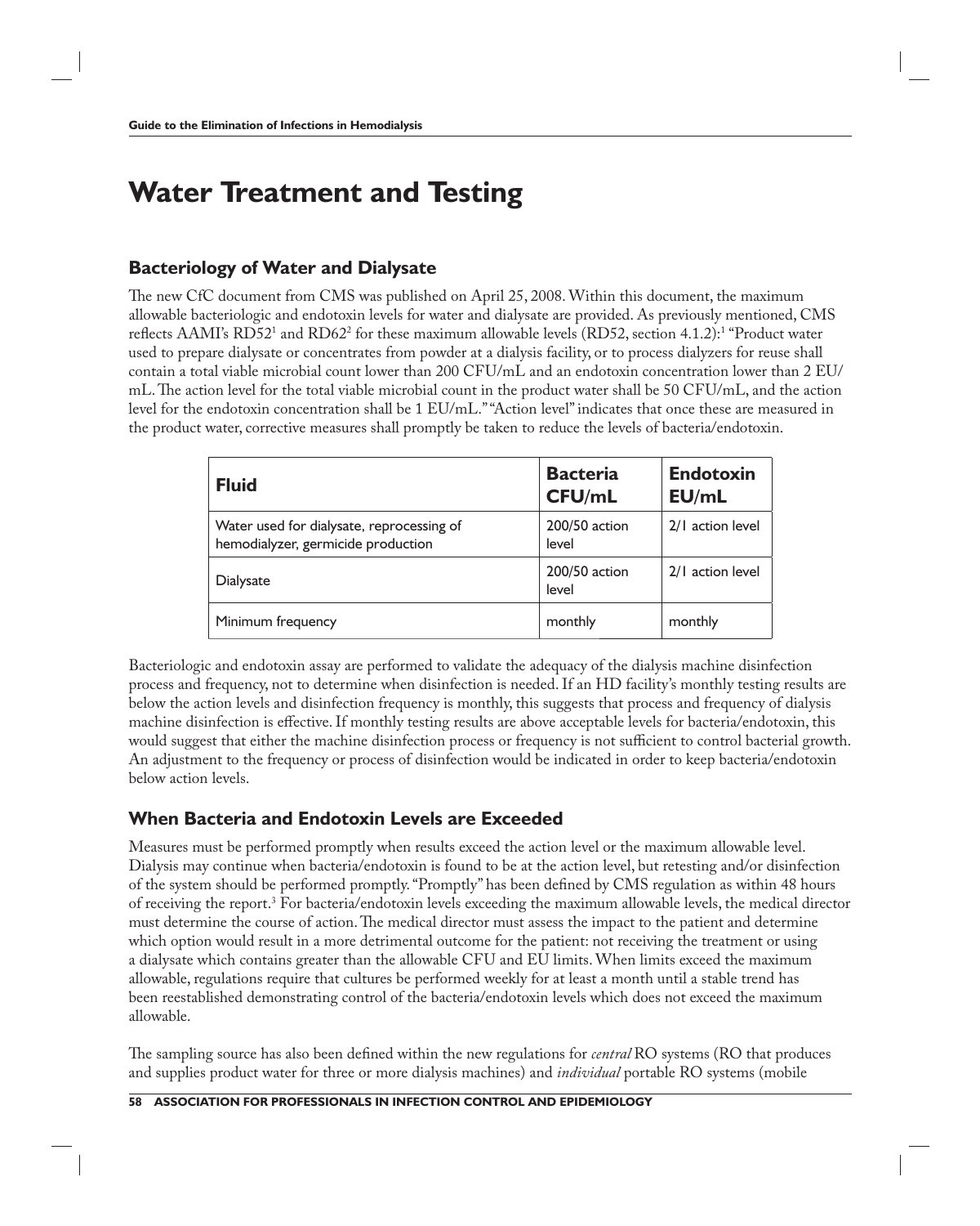# Water Treatment and Testing

## Bacteriology of Water and Dialysate

The new CfC document from CMS was published on April 25, 2008. Within this document, the maximum allowable bacteriologic and endotoxin levels for water and dialysate are provided. As previously mentioned, CMS reflects AAMI's RD52[1] and RD62[2] for these maximum allowable levels (RD52, section 4.1.2):[1] "Product water used to prepare dialysate or concentrates from powder at a dialysis facility, or to process dialyzers for reuse shall contain a total viable microbial count lower than 200 CFU/mL and an endotoxin concentration lower than 2 EU/mL. The action level for the total viable microbial count in the product water shall be 50 CFU/mL, and the action level for the endotoxin concentration shall be 1 EU/mL." "Action level" indicates that once these are measured in the product water, corrective measures shall promptly be taken to reduce the levels of bacteria/endotoxin.

| Fluid | Bacteria CFU/mL | Endotoxin EU/mL |
|---|---|---|
| Water used for dialysate, reprocessing of hemodialyzer, germicide production | 200/50 action level | 2/1 action level |
| Dialysate | 200/50 action level | 2/1 action level |
| Minimum frequency | monthly | monthly |

Bacteriologic and endotoxin assay are performed to validate the adequacy of the dialysis machine disinfection process and frequency, not to determine when disinfection is needed. If an HD facility's monthly testing results are below the action levels and disinfection frequency is monthly, this suggests that process and frequency of dialysis machine disinfection is effective. If monthly testing results are above acceptable levels for bacteria/endotoxin, this would suggest that either the machine disinfection process or frequency is not sufficient to control bacterial growth. An adjustment to the frequency or process of disinfection would be indicated in order to keep bacteria/endotoxin below action levels.

## When Bacteria and Endotoxin Levels are Exceeded

Measures must be performed promptly when results exceed the action level or the maximum allowable level. Dialysis may continue when bacteria/endotoxin is found to be at the action level, but retesting and/or disinfection of the system should be performed promptly. "Promptly" has been defined by CMS regulation as within 48 hours of receiving the report.[3] For bacteria/endotoxin levels exceeding the maximum allowable levels, the medical director must determine the course of action. The medical director must assess the impact to the patient and determine which option would result in a more detrimental outcome for the patient: not receiving the treatment or using a dialysate which contains greater than the allowable CFU and EU limits. When limits exceed the maximum allowable, regulations require that cultures be performed weekly for at least a month until a stable trend has been reestablished demonstrating control of the bacteria/endotoxin levels which does not exceed the maximum allowable.

The sampling source has also been defined within the new regulations for *central* RO systems (RO that produces and supplies product water for three or more dialysis machines) and *individual* portable RO systems (mobile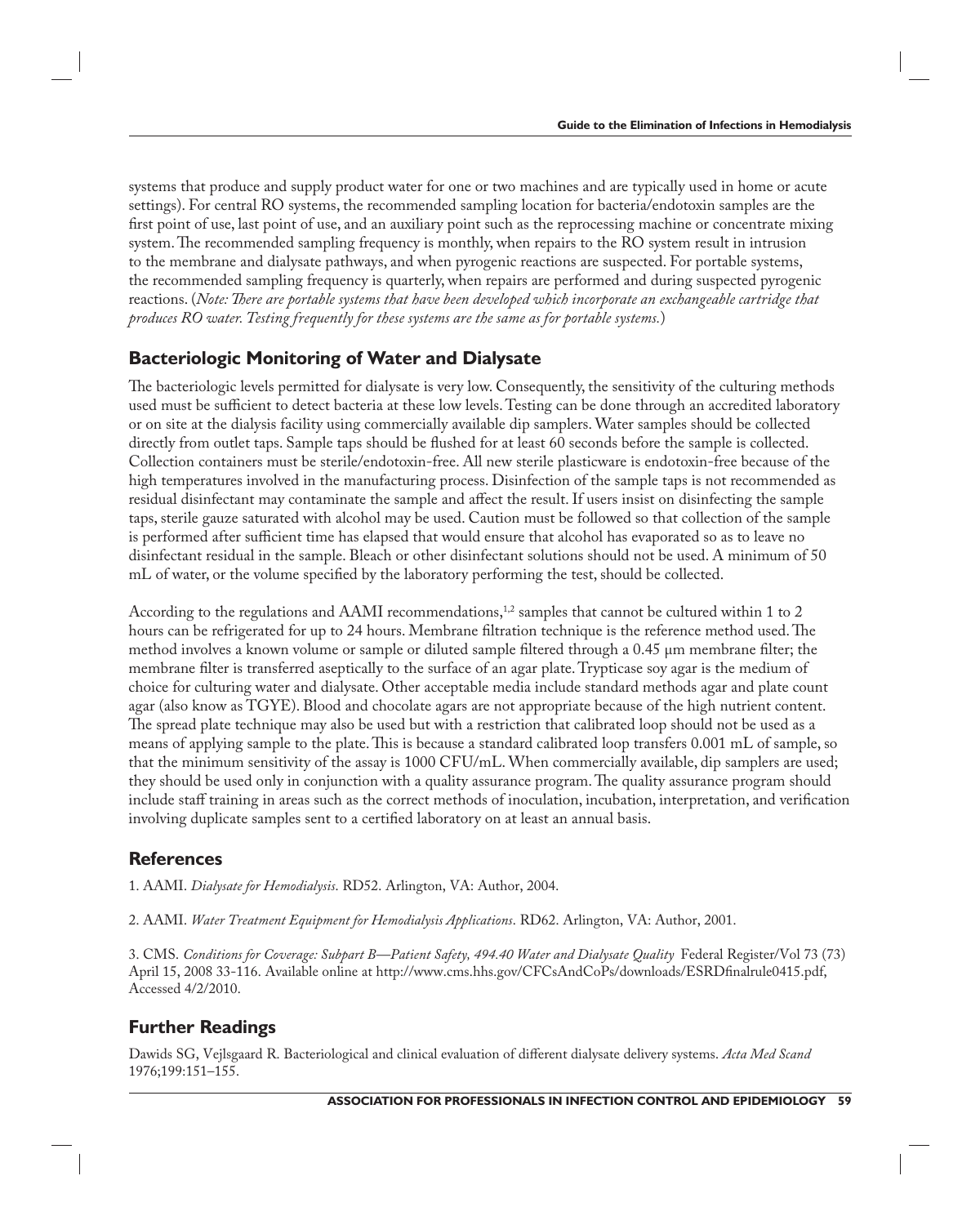systems that produce and supply product water for one or two machines and are typically used in home or acute settings). For central RO systems, the recommended sampling location for bacteria/endotoxin samples are the first point of use, last point of use, and an auxiliary point such as the reprocessing machine or concentrate mixing system. The recommended sampling frequency is monthly, when repairs to the RO system result in intrusion to the membrane and dialysate pathways, and when pyrogenic reactions are suspected. For portable systems, the recommended sampling frequency is quarterly, when repairs are performed and during suspected pyrogenic reactions. (*Note: There are portable systems that have been developed which incorporate an exchangeable cartridge that produces RO water. Testing frequently for these systems are the same as for portable systems.*)

## Bacteriologic Monitoring of Water and Dialysate

The bacteriologic levels permitted for dialysate is very low. Consequently, the sensitivity of the culturing methods used must be sufficient to detect bacteria at these low levels. Testing can be done through an accredited laboratory or on site at the dialysis facility using commercially available dip samplers. Water samples should be collected directly from outlet taps. Sample taps should be flushed for at least 60 seconds before the sample is collected. Collection containers must be sterile/endotoxin-free. All new sterile plasticware is endotoxin-free because of the high temperatures involved in the manufacturing process. Disinfection of the sample taps is not recommended as residual disinfectant may contaminate the sample and affect the result. If users insist on disinfecting the sample taps, sterile gauze saturated with alcohol may be used. Caution must be followed so that collection of the sample is performed after sufficient time has elapsed that would ensure that alcohol has evaporated so as to leave no disinfectant residual in the sample. Bleach or other disinfectant solutions should not be used. A minimum of 50 mL of water, or the volume specified by the laboratory performing the test, should be collected.

According to the regulations and AAMI recommendations,[1,2] samples that cannot be cultured within 1 to 2 hours can be refrigerated for up to 24 hours. Membrane filtration technique is the reference method used. The method involves a known volume or sample or diluted sample filtered through a 0.45 µm membrane filter; the membrane filter is transferred aseptically to the surface of an agar plate. Trypticase soy agar is the medium of choice for culturing water and dialysate. Other acceptable media include standard methods agar and plate count agar (also know as TGYE). Blood and chocolate agars are not appropriate because of the high nutrient content. The spread plate technique may also be used but with a restriction that calibrated loop should not be used as a means of applying sample to the plate. This is because a standard calibrated loop transfers 0.001 mL of sample, so that the minimum sensitivity of the assay is 1000 CFU/mL. When commercially available, dip samplers are used; they should be used only in conjunction with a quality assurance program. The quality assurance program should include staff training in areas such as the correct methods of inoculation, incubation, interpretation, and verification involving duplicate samples sent to a certified laboratory on at least an annual basis.

## References

1. AAMI. *Dialysate for Hemodialysis*. RD52. Arlington, VA: Author, 2004.

2. AAMI. *Water Treatment Equipment for Hemodialysis Applications*. RD62. Arlington, VA: Author, 2001.

3. CMS. *Conditions for Coverage: Subpart B—Patient Safety, 494.40 Water and Dialysate Quality* Federal Register/Vol 73 (73) April 15, 2008 33-116. Available online at http://www.cms.hhs.gov/CFCsAndCoPs/downloads/ESRDfinalrule0415.pdf, Accessed 4/2/2010.

## Further Readings

Dawids SG, Vejlsgaard R. Bacteriological and clinical evaluation of different dialysate delivery systems. *Acta Med Scand* 1976;199:151–155.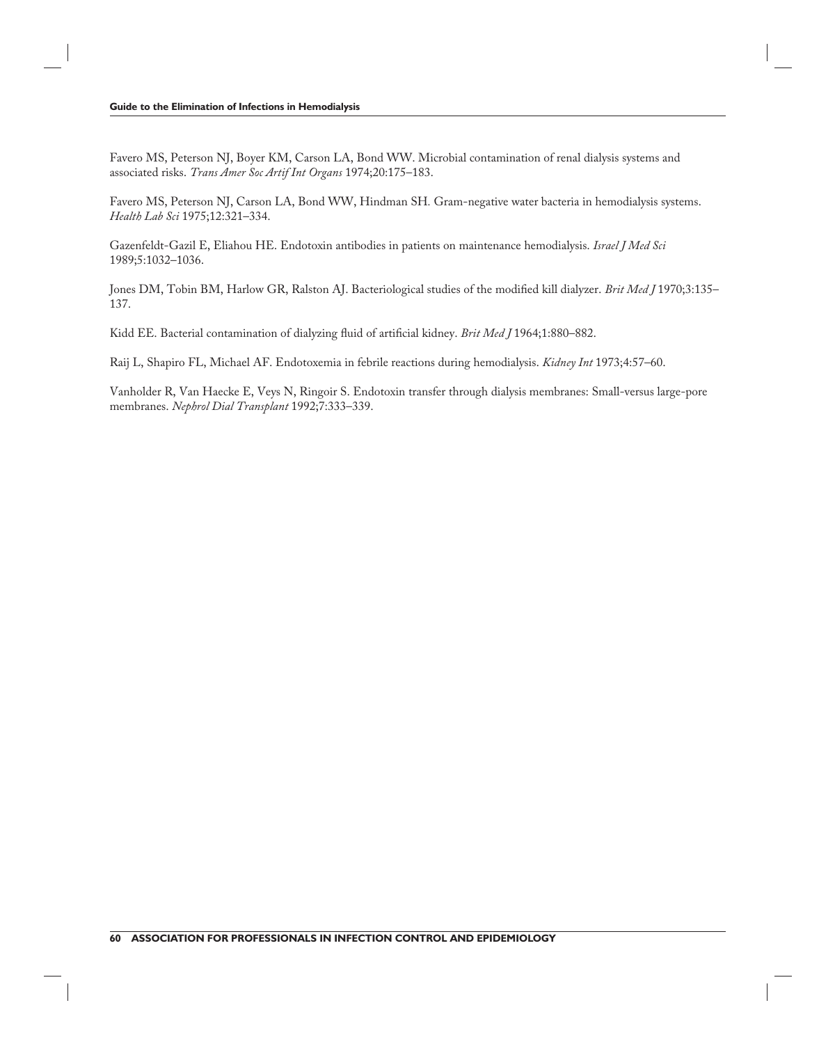Favero MS, Peterson NJ, Boyer KM, Carson LA, Bond WW. Microbial contamination of renal dialysis systems and associated risks. *Trans Amer Soc Artif Int Organs* 1974;20:175–183.

Favero MS, Peterson NJ, Carson LA, Bond WW, Hindman SH. Gram-negative water bacteria in hemodialysis systems. *Health Lab Sci* 1975;12:321–334.

Gazenfeldt-Gazil E, Eliahou HE. Endotoxin antibodies in patients on maintenance hemodialysis. *Israel J Med Sci* 1989;5:1032–1036.

Jones DM, Tobin BM, Harlow GR, Ralston AJ. Bacteriological studies of the modified kill dialyzer. *Brit Med J* 1970;3:135–137.

Kidd EE. Bacterial contamination of dialyzing fluid of artificial kidney. *Brit Med J* 1964;1:880–882.

Raij L, Shapiro FL, Michael AF. Endotoxemia in febrile reactions during hemodialysis. *Kidney Int* 1973;4:57–60.

Vanholder R, Van Haecke E, Veys N, Ringoir S. Endotoxin transfer through dialysis membranes: Small-versus large-pore membranes. *Nephrol Dial Transplant* 1992;7:333–339.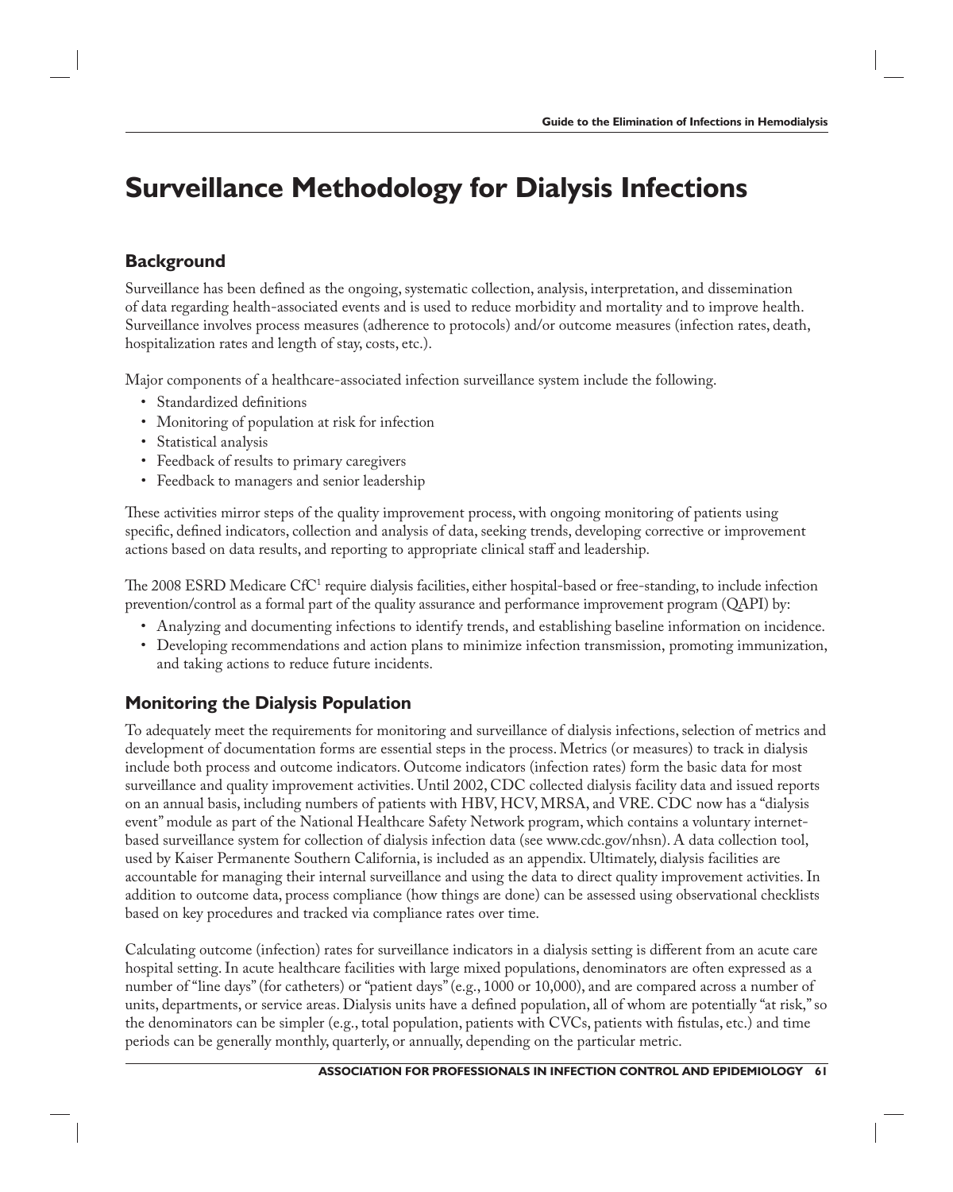# Surveillance Methodology for Dialysis Infections

## Background

Surveillance has been defined as the ongoing, systematic collection, analysis, interpretation, and dissemination of data regarding health-associated events and is used to reduce morbidity and mortality and to improve health. Surveillance involves process measures (adherence to protocols) and/or outcome measures (infection rates, death, hospitalization rates and length of stay, costs, etc.).

Major components of a healthcare-associated infection surveillance system include the following.

- Standardized definitions
- Monitoring of population at risk for infection
- Statistical analysis
- Feedback of results to primary caregivers
- Feedback to managers and senior leadership

These activities mirror steps of the quality improvement process, with ongoing monitoring of patients using specific, defined indicators, collection and analysis of data, seeking trends, developing corrective or improvement actions based on data results, and reporting to appropriate clinical staff and leadership.

The 2008 ESRD Medicare CfC[1] require dialysis facilities, either hospital-based or free-standing, to include infection prevention/control as a formal part of the quality assurance and performance improvement program (QAPI) by:

- Analyzing and documenting infections to identify trends, and establishing baseline information on incidence.
- Developing recommendations and action plans to minimize infection transmission, promoting immunization, and taking actions to reduce future incidents.

## Monitoring the Dialysis Population

To adequately meet the requirements for monitoring and surveillance of dialysis infections, selection of metrics and development of documentation forms are essential steps in the process. Metrics (or measures) to track in dialysis include both process and outcome indicators. Outcome indicators (infection rates) form the basic data for most surveillance and quality improvement activities. Until 2002, CDC collected dialysis facility data and issued reports on an annual basis, including numbers of patients with HBV, HCV, MRSA, and VRE. CDC now has a "dialysis event" module as part of the National Healthcare Safety Network program, which contains a voluntary internet-based surveillance system for collection of dialysis infection data (see www.cdc.gov/nhsn). A data collection tool, used by Kaiser Permanente Southern California, is included as an appendix. Ultimately, dialysis facilities are accountable for managing their internal surveillance and using the data to direct quality improvement activities. In addition to outcome data, process compliance (how things are done) can be assessed using observational checklists based on key procedures and tracked via compliance rates over time.

Calculating outcome (infection) rates for surveillance indicators in a dialysis setting is different from an acute care hospital setting. In acute healthcare facilities with large mixed populations, denominators are often expressed as a number of "line days" (for catheters) or "patient days" (e.g., 1000 or 10,000), and are compared across a number of units, departments, or service areas. Dialysis units have a defined population, all of whom are potentially "at risk," so the denominators can be simpler (e.g., total population, patients with CVCs, patients with fistulas, etc.) and time periods can be generally monthly, quarterly, or annually, depending on the particular metric.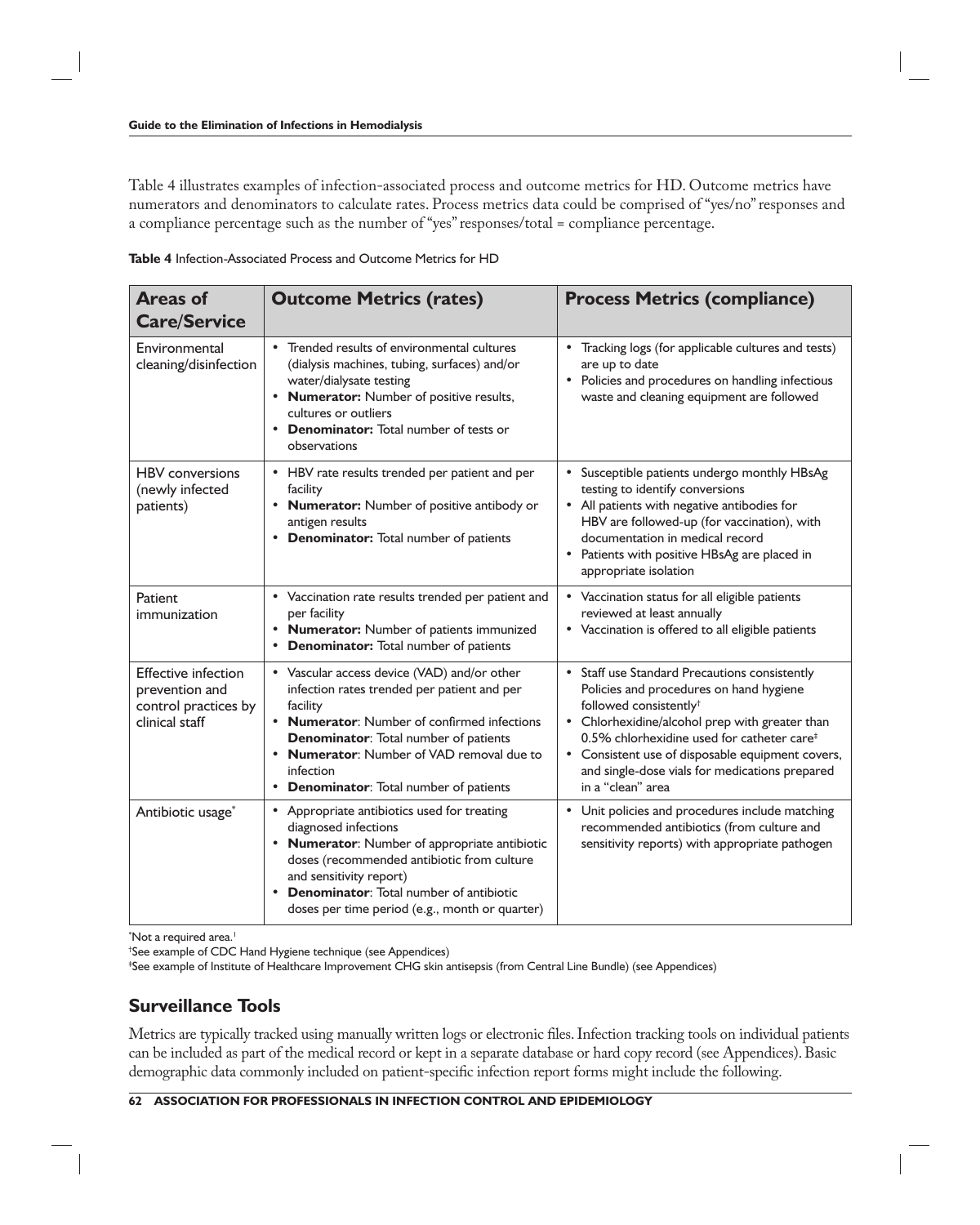Table 4 illustrates examples of infection-associated process and outcome metrics for HD. Outcome metrics have numerators and denominators to calculate rates. Process metrics data could be comprised of "yes/no" responses and a compliance percentage such as the number of "yes" responses/total = compliance percentage.

**Table 4** Infection-Associated Process and Outcome Metrics for HD

| Areas of Care/Service | Outcome Metrics (rates) | Process Metrics (compliance) |
|---|---|---|
| Environmental cleaning/disinfection | • Trended results of environmental cultures (dialysis machines, tubing, surfaces) and/or water/dialysate testing<br>• **Numerator:** Number of positive results, cultures or outliers<br>• **Denominator:** Total number of tests or observations | • Tracking logs (for applicable cultures and tests) are up to date<br>• Policies and procedures on handling infectious waste and cleaning equipment are followed |
| HBV conversions (newly infected patients) | • HBV rate results trended per patient and per facility<br>• **Numerator:** Number of positive antibody or antigen results<br>• **Denominator:** Total number of patients | • Susceptible patients undergo monthly HBsAg testing to identify conversions<br>• All patients with negative antibodies for HBV are followed-up (for vaccination), with documentation in medical record<br>• Patients with positive HBsAg are placed in appropriate isolation |
| Patient immunization | • Vaccination rate results trended per patient and per facility<br>• **Numerator:** Number of patients immunized<br>• **Denominator:** Total number of patients | • Vaccination status for all eligible patients reviewed at least annually<br>• Vaccination is offered to all eligible patients |
| Effective infection prevention and control practices by clinical staff | • Vascular access device (VAD) and/or other infection rates trended per patient and per facility<br>• **Numerator**: Number of confirmed infections **Denominator**: Total number of patients<br>• **Numerator**: Number of VAD removal due to infection<br>• **Denominator**: Total number of patients | • Staff use Standard Precautions consistently Policies and procedures on hand hygiene followed consistently[†]<br>• Chlorhexidine/alcohol prep with greater than 0.5% chlorhexidine used for catheter care[‡]<br>• Consistent use of disposable equipment covers, and single-dose vials for medications prepared in a "clean" area |
| Antibiotic usage[*] | • Appropriate antibiotics used for treating diagnosed infections<br>• **Numerator**: Number of appropriate antibiotic doses (recommended antibiotic from culture and sensitivity report)<br>• **Denominator**: Total number of antibiotic doses per time period (e.g., month or quarter) | • Unit policies and procedures include matching recommended antibiotics (from culture and sensitivity reports) with appropriate pathogen |

[*]Not a required area.[1]
[†]See example of CDC Hand Hygiene technique (see Appendices)
[‡]See example of Institute of Healthcare Improvement CHG skin antisepsis (from Central Line Bundle) (see Appendices)

## Surveillance Tools

Metrics are typically tracked using manually written logs or electronic files. Infection tracking tools on individual patients can be included as part of the medical record or kept in a separate database or hard copy record (see Appendices). Basic demographic data commonly included on patient-specific infection report forms might include the following.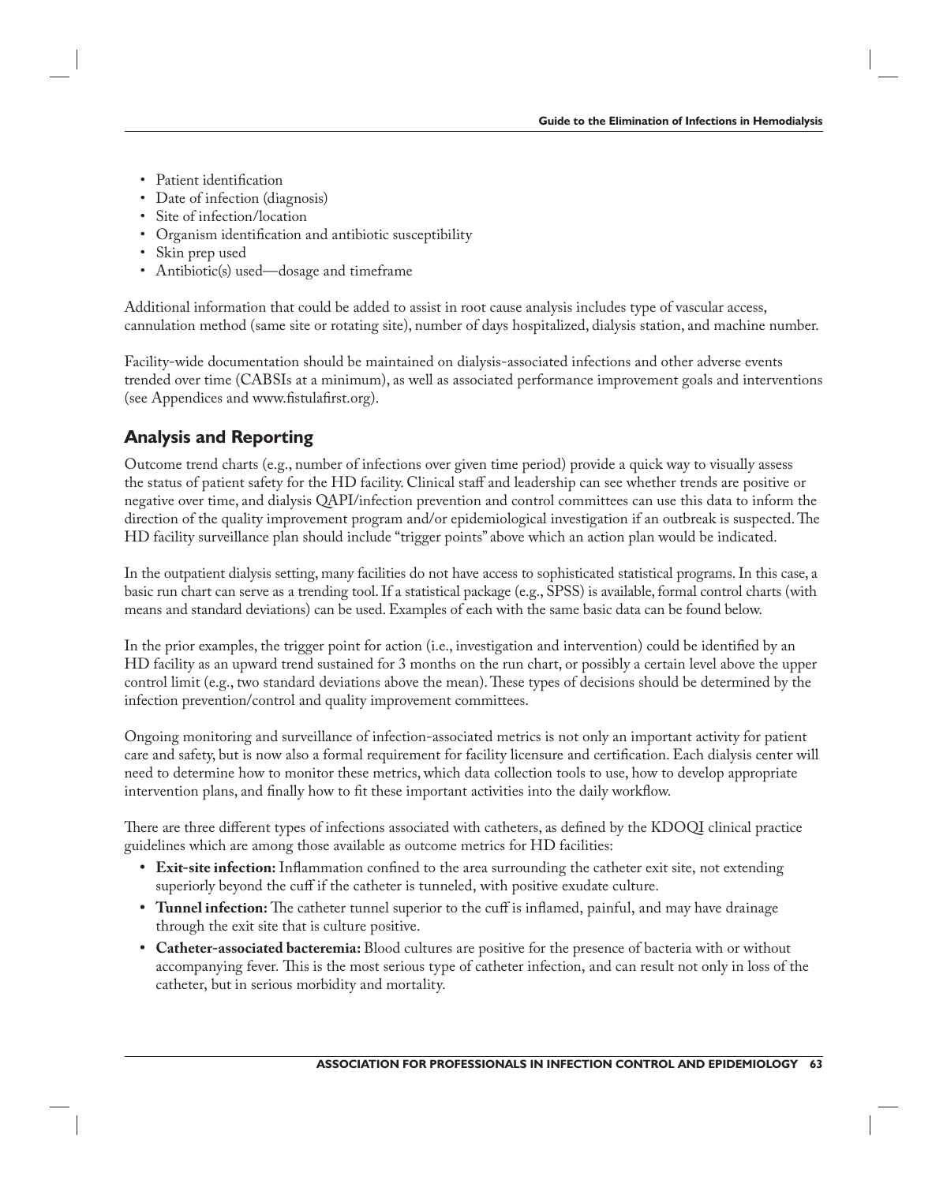- Patient identification
- Date of infection (diagnosis)
- Site of infection/location
- Organism identification and antibiotic susceptibility
- Skin prep used
- Antibiotic(s) used—dosage and timeframe

Additional information that could be added to assist in root cause analysis includes type of vascular access, cannulation method (same site or rotating site), number of days hospitalized, dialysis station, and machine number.

Facility-wide documentation should be maintained on dialysis-associated infections and other adverse events trended over time (CABSIs at a minimum), as well as associated performance improvement goals and interventions (see Appendices and www.fistulafirst.org).

## Analysis and Reporting

Outcome trend charts (e.g., number of infections over given time period) provide a quick way to visually assess the status of patient safety for the HD facility. Clinical staff and leadership can see whether trends are positive or negative over time, and dialysis QAPI/infection prevention and control committees can use this data to inform the direction of the quality improvement program and/or epidemiological investigation if an outbreak is suspected. The HD facility surveillance plan should include "trigger points" above which an action plan would be indicated.

In the outpatient dialysis setting, many facilities do not have access to sophisticated statistical programs. In this case, a basic run chart can serve as a trending tool. If a statistical package (e.g., SPSS) is available, formal control charts (with means and standard deviations) can be used. Examples of each with the same basic data can be found below.

In the prior examples, the trigger point for action (i.e., investigation and intervention) could be identified by an HD facility as an upward trend sustained for 3 months on the run chart, or possibly a certain level above the upper control limit (e.g., two standard deviations above the mean). These types of decisions should be determined by the infection prevention/control and quality improvement committees.

Ongoing monitoring and surveillance of infection-associated metrics is not only an important activity for patient care and safety, but is now also a formal requirement for facility licensure and certification. Each dialysis center will need to determine how to monitor these metrics, which data collection tools to use, how to develop appropriate intervention plans, and finally how to fit these important activities into the daily workflow.

There are three different types of infections associated with catheters, as defined by the KDOQI clinical practice guidelines which are among those available as outcome metrics for HD facilities:

- **Exit-site infection:** Inflammation confined to the area surrounding the catheter exit site, not extending superiorly beyond the cuff if the catheter is tunneled, with positive exudate culture.
- **Tunnel infection:** The catheter tunnel superior to the cuff is inflamed, painful, and may have drainage through the exit site that is culture positive.
- **Catheter-associated bacteremia:** Blood cultures are positive for the presence of bacteria with or without accompanying fever. This is the most serious type of catheter infection, and can result not only in loss of the catheter, but in serious morbidity and mortality.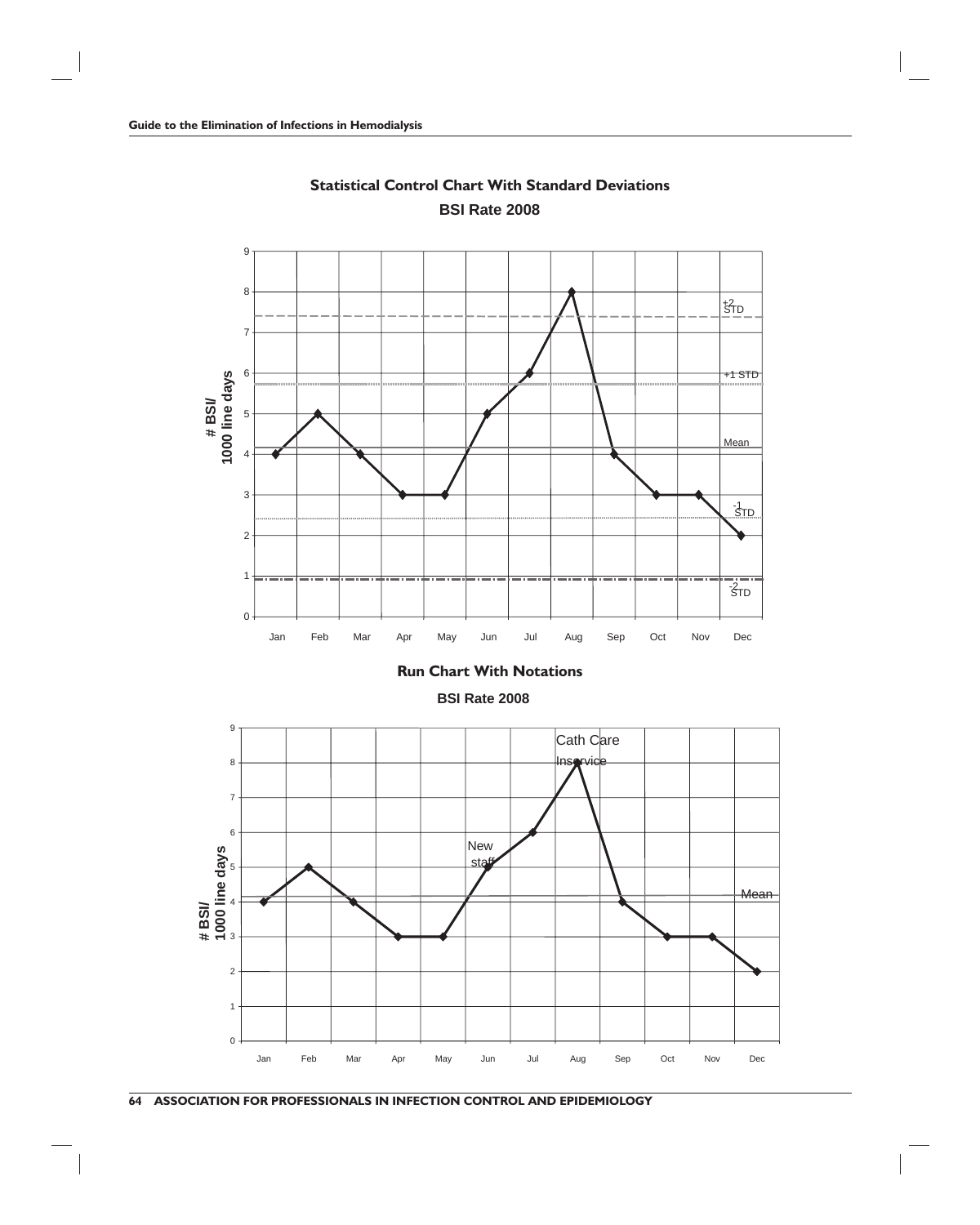## Statistical Control Chart With Standard Deviations

**BSI Rate 2008**

| Month | # BSI/1000 line days |
|---|---|
| Jan | 4 |
| Feb | 5 |
| Mar | 4 |
| Apr | 3 |
| May | 3 |
| Jun | 5 |
| Jul | 6 |
| Aug | 8 |
| Sep | 4 |
| Oct | 3 |
| Nov | 3 |
| Dec | 2 |

Reference lines: +2 STD, +1 STD, Mean, -1 STD, -2 STD

## Run Chart With Notations

**BSI Rate 2008**

| Month | # BSI/1000 line days | Notation |
|---|---|---|
| Jan | 4 | |
| Feb | 5 | |
| Mar | 4 | |
| Apr | 3 | |
| May | 3 | |
| Jun | 5 | New staff |
| Jul | 6 | |
| Aug | 8 | Cath Care Inservice |
| Sep | 4 | |
| Oct | 3 | |
| Nov | 3 | |
| Dec | 2 | |

Reference line: Mean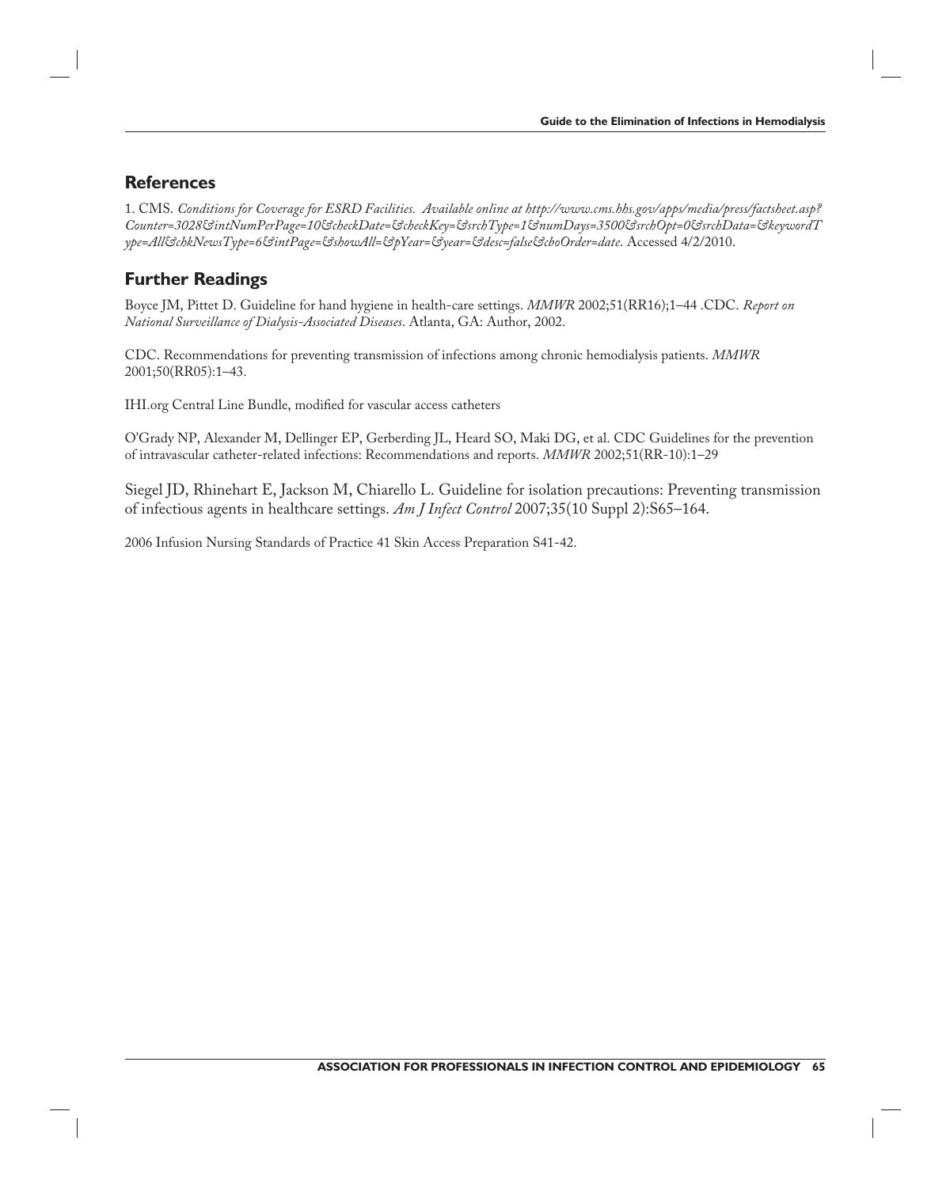## References

1. CMS. *Conditions for Coverage for ESRD Facilities. Available online at http://www.cms.hhs.gov/apps/media/press/factsheet.asp?Counter=3028&intNumPerPage=10&checkDate=&checkKey=&srchType=1&numDays=3500&srchOpt=0&srchData=&keywordType=All&chkNewsType=6&intPage=&showAll=&pYear=&year=&desc=false&cboOrder=date*. Accessed 4/2/2010.

## Further Readings

Boyce JM, Pittet D. Guideline for hand hygiene in health-care settings. *MMWR* 2002;51(RR16);1–44 .CDC. *Report on National Surveillance of Dialysis-Associated Diseases*. Atlanta, GA: Author, 2002.

CDC. Recommendations for preventing transmission of infections among chronic hemodialysis patients. *MMWR* 2001;50(RR05):1–43.

IHI.org Central Line Bundle, modified for vascular access catheters

O'Grady NP, Alexander M, Dellinger EP, Gerberding JL, Heard SO, Maki DG, et al. CDC Guidelines for the prevention of intravascular catheter-related infections: Recommendations and reports. *MMWR* 2002;51(RR-10):1–29

Siegel JD, Rhinehart E, Jackson M, Chiarello L. Guideline for isolation precautions: Preventing transmission of infectious agents in healthcare settings. *Am J Infect Control* 2007;35(10 Suppl 2):S65–164.

2006 Infusion Nursing Standards of Practice 41 Skin Access Preparation S41-42.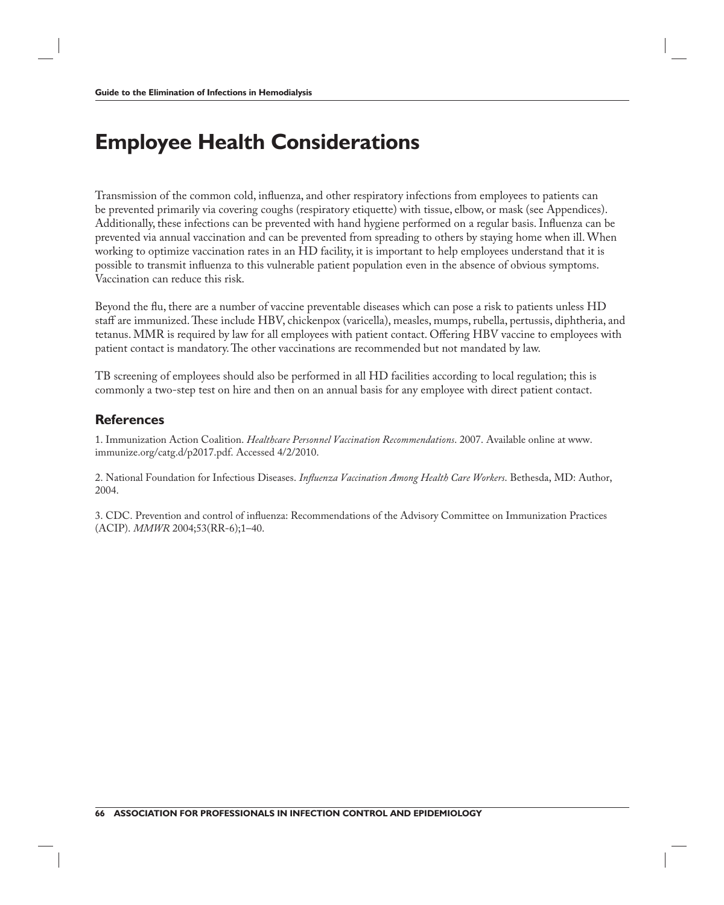# Employee Health Considerations

Transmission of the common cold, influenza, and other respiratory infections from employees to patients can be prevented primarily via covering coughs (respiratory etiquette) with tissue, elbow, or mask (see Appendices). Additionally, these infections can be prevented with hand hygiene performed on a regular basis. Influenza can be prevented via annual vaccination and can be prevented from spreading to others by staying home when ill. When working to optimize vaccination rates in an HD facility, it is important to help employees understand that it is possible to transmit influenza to this vulnerable patient population even in the absence of obvious symptoms. Vaccination can reduce this risk.

Beyond the flu, there are a number of vaccine preventable diseases which can pose a risk to patients unless HD staff are immunized. These include HBV, chickenpox (varicella), measles, mumps, rubella, pertussis, diphtheria, and tetanus. MMR is required by law for all employees with patient contact. Offering HBV vaccine to employees with patient contact is mandatory. The other vaccinations are recommended but not mandated by law.

TB screening of employees should also be performed in all HD facilities according to local regulation; this is commonly a two-step test on hire and then on an annual basis for any employee with direct patient contact.

## References

1. Immunization Action Coalition. *Healthcare Personnel Vaccination Recommendations*. 2007. Available online at www.immunize.org/catg.d/p2017.pdf. Accessed 4/2/2010.

2. National Foundation for Infectious Diseases. *Influenza Vaccination Among Health Care Workers*. Bethesda, MD: Author, 2004.

3. CDC. Prevention and control of influenza: Recommendations of the Advisory Committee on Immunization Practices (ACIP). *MMWR* 2004;53(RR-6);1–40.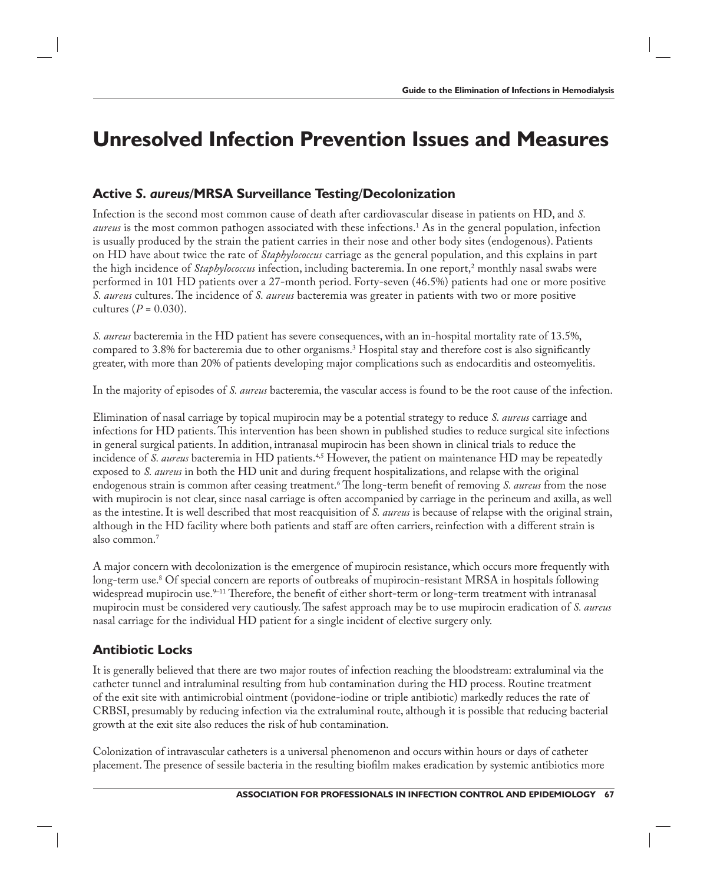# Unresolved Infection Prevention Issues and Measures

## Active *S. aureus*/MRSA Surveillance Testing/Decolonization

Infection is the second most common cause of death after cardiovascular disease in patients on HD, and *S. aureus* is the most common pathogen associated with these infections.[1] As in the general population, infection is usually produced by the strain the patient carries in their nose and other body sites (endogenous). Patients on HD have about twice the rate of *Staphylococcus* carriage as the general population, and this explains in part the high incidence of *Staphylococcus* infection, including bacteremia. In one report,[2] monthly nasal swabs were performed in 101 HD patients over a 27-month period. Forty-seven (46.5%) patients had one or more positive *S. aureus* cultures. The incidence of *S. aureus* bacteremia was greater in patients with two or more positive cultures ($P = 0.030$).

*S. aureus* bacteremia in the HD patient has severe consequences, with an in-hospital mortality rate of 13.5%, compared to 3.8% for bacteremia due to other organisms.[3] Hospital stay and therefore cost is also significantly greater, with more than 20% of patients developing major complications such as endocarditis and osteomyelitis.

In the majority of episodes of *S. aureus* bacteremia, the vascular access is found to be the root cause of the infection.

Elimination of nasal carriage by topical mupirocin may be a potential strategy to reduce *S. aureus* carriage and infections for HD patients. This intervention has been shown in published studies to reduce surgical site infections in general surgical patients. In addition, intranasal mupirocin has been shown in clinical trials to reduce the incidence of *S. aureus* bacteremia in HD patients.[4,5] However, the patient on maintenance HD may be repeatedly exposed to *S. aureus* in both the HD unit and during frequent hospitalizations, and relapse with the original endogenous strain is common after ceasing treatment.[6] The long-term benefit of removing *S. aureus* from the nose with mupirocin is not clear, since nasal carriage is often accompanied by carriage in the perineum and axilla, as well as the intestine. It is well described that most reacquisition of *S. aureus* is because of relapse with the original strain, although in the HD facility where both patients and staff are often carriers, reinfection with a different strain is also common.[7]

A major concern with decolonization is the emergence of mupirocin resistance, which occurs more frequently with long-term use.[8] Of special concern are reports of outbreaks of mupirocin-resistant MRSA in hospitals following widespread mupirocin use.[9–11] Therefore, the benefit of either short-term or long-term treatment with intranasal mupirocin must be considered very cautiously. The safest approach may be to use mupirocin eradication of *S. aureus* nasal carriage for the individual HD patient for a single incident of elective surgery only.

## Antibiotic Locks

It is generally believed that there are two major routes of infection reaching the bloodstream: extraluminal via the catheter tunnel and intraluminal resulting from hub contamination during the HD process. Routine treatment of the exit site with antimicrobial ointment (povidone-iodine or triple antibiotic) markedly reduces the rate of CRBSI, presumably by reducing infection via the extraluminal route, although it is possible that reducing bacterial growth at the exit site also reduces the risk of hub contamination.

Colonization of intravascular catheters is a universal phenomenon and occurs within hours or days of catheter placement. The presence of sessile bacteria in the resulting biofilm makes eradication by systemic antibiotics more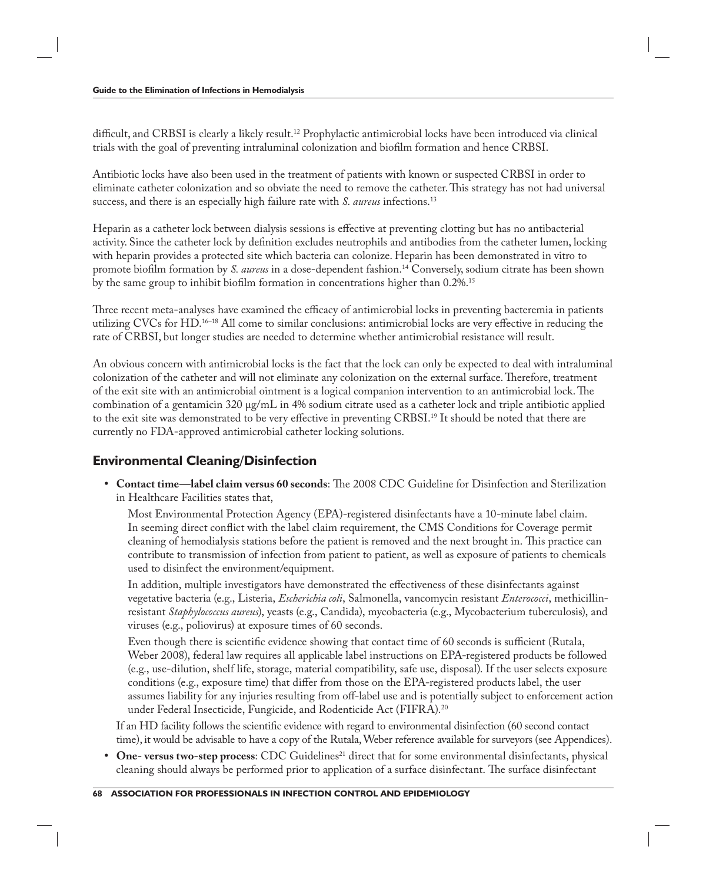difficult, and CRBSI is clearly a likely result.[12] Prophylactic antimicrobial locks have been introduced via clinical trials with the goal of preventing intraluminal colonization and biofilm formation and hence CRBSI.

Antibiotic locks have also been used in the treatment of patients with known or suspected CRBSI in order to eliminate catheter colonization and so obviate the need to remove the catheter. This strategy has not had universal success, and there is an especially high failure rate with *S. aureus* infections.[13]

Heparin as a catheter lock between dialysis sessions is effective at preventing clotting but has no antibacterial activity. Since the catheter lock by definition excludes neutrophils and antibodies from the catheter lumen, locking with heparin provides a protected site which bacteria can colonize. Heparin has been demonstrated in vitro to promote biofilm formation by *S. aureus* in a dose-dependent fashion.[14] Conversely, sodium citrate has been shown by the same group to inhibit biofilm formation in concentrations higher than 0.2%.[15]

Three recent meta-analyses have examined the efficacy of antimicrobial locks in preventing bacteremia in patients utilizing CVCs for HD.[16–18] All come to similar conclusions: antimicrobial locks are very effective in reducing the rate of CRBSI, but longer studies are needed to determine whether antimicrobial resistance will result.

An obvious concern with antimicrobial locks is the fact that the lock can only be expected to deal with intraluminal colonization of the catheter and will not eliminate any colonization on the external surface. Therefore, treatment of the exit site with an antimicrobial ointment is a logical companion intervention to an antimicrobial lock. The combination of a gentamicin 320 μg/mL in 4% sodium citrate used as a catheter lock and triple antibiotic applied to the exit site was demonstrated to be very effective in preventing CRBSI.[19] It should be noted that there are currently no FDA-approved antimicrobial catheter locking solutions.

## Environmental Cleaning/Disinfection

- **Contact time—label claim versus 60 seconds**: The 2008 CDC Guideline for Disinfection and Sterilization in Healthcare Facilities states that,

  Most Environmental Protection Agency (EPA)-registered disinfectants have a 10-minute label claim. In seeming direct conflict with the label claim requirement, the CMS Conditions for Coverage permit cleaning of hemodialysis stations before the patient is removed and the next brought in. This practice can contribute to transmission of infection from patient to patient, as well as exposure of patients to chemicals used to disinfect the environment/equipment.

  In addition, multiple investigators have demonstrated the effectiveness of these disinfectants against vegetative bacteria (e.g., Listeria, *Escherichia coli*, Salmonella, vancomycin resistant *Enterococci*, methicillin-resistant *Staphylococcus aureus*), yeasts (e.g., Candida), mycobacteria (e.g., Mycobacterium tuberculosis), and viruses (e.g., poliovirus) at exposure times of 60 seconds.

  Even though there is scientific evidence showing that contact time of 60 seconds is sufficient (Rutala, Weber 2008), federal law requires all applicable label instructions on EPA-registered products be followed (e.g., use-dilution, shelf life, storage, material compatibility, safe use, disposal). If the user selects exposure conditions (e.g., exposure time) that differ from those on the EPA-registered products label, the user assumes liability for any injuries resulting from off-label use and is potentially subject to enforcement action under Federal Insecticide, Fungicide, and Rodenticide Act (FIFRA).[20]

  If an HD facility follows the scientific evidence with regard to environmental disinfection (60 second contact time), it would be advisable to have a copy of the Rutala, Weber reference available for surveyors (see Appendices).

- **One- versus two-step process**: CDC Guidelines[21] direct that for some environmental disinfectants, physical cleaning should always be performed prior to application of a surface disinfectant. The surface disinfectant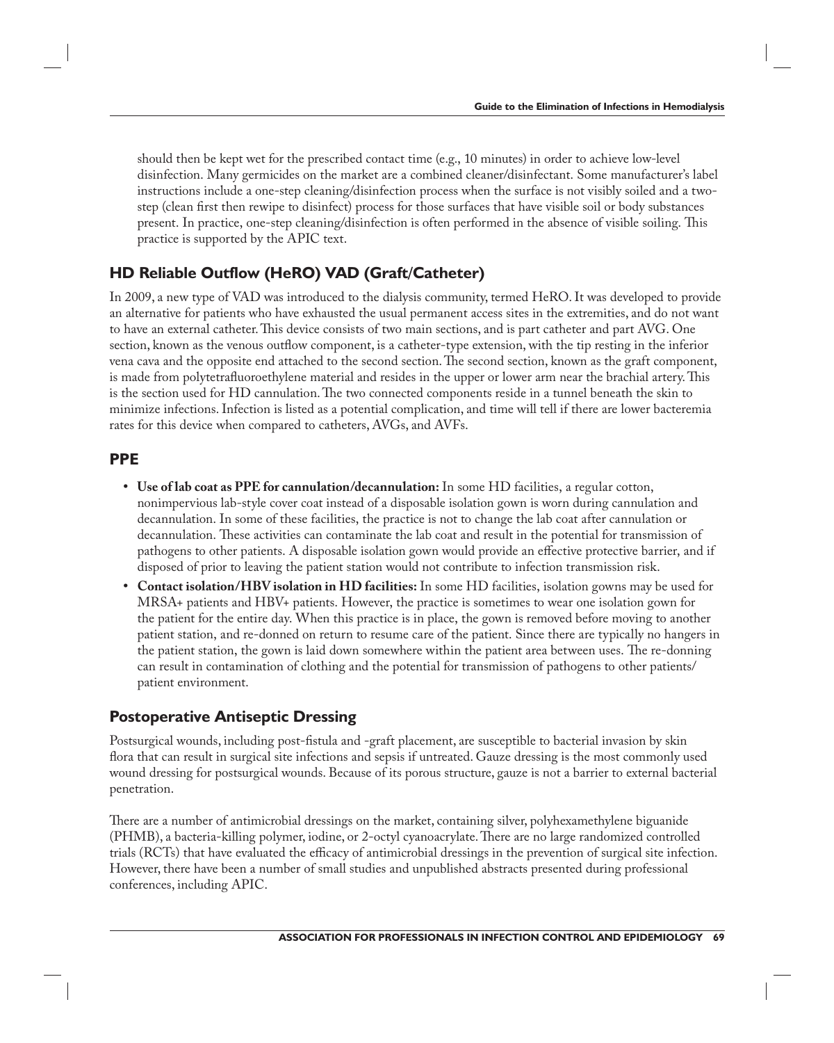should then be kept wet for the prescribed contact time (e.g., 10 minutes) in order to achieve low-level disinfection. Many germicides on the market are a combined cleaner/disinfectant. Some manufacturer's label instructions include a one-step cleaning/disinfection process when the surface is not visibly soiled and a two-step (clean first then rewipe to disinfect) process for those surfaces that have visible soil or body substances present. In practice, one-step cleaning/disinfection is often performed in the absence of visible soiling. This practice is supported by the APIC text.

## HD Reliable Outflow (HeRO) VAD (Graft/Catheter)

In 2009, a new type of VAD was introduced to the dialysis community, termed HeRO. It was developed to provide an alternative for patients who have exhausted the usual permanent access sites in the extremities, and do not want to have an external catheter. This device consists of two main sections, and is part catheter and part AVG. One section, known as the venous outflow component, is a catheter-type extension, with the tip resting in the inferior vena cava and the opposite end attached to the second section. The second section, known as the graft component, is made from polytetrafluoroethylene material and resides in the upper or lower arm near the brachial artery. This is the section used for HD cannulation. The two connected components reside in a tunnel beneath the skin to minimize infections. Infection is listed as a potential complication, and time will tell if there are lower bacteremia rates for this device when compared to catheters, AVGs, and AVFs.

## PPE

- **Use of lab coat as PPE for cannulation/decannulation:** In some HD facilities, a regular cotton, nonimpervious lab-style cover coat instead of a disposable isolation gown is worn during cannulation and decannulation. In some of these facilities, the practice is not to change the lab coat after cannulation or decannulation. These activities can contaminate the lab coat and result in the potential for transmission of pathogens to other patients. A disposable isolation gown would provide an effective protective barrier, and if disposed of prior to leaving the patient station would not contribute to infection transmission risk.
- **Contact isolation/HBV isolation in HD facilities:** In some HD facilities, isolation gowns may be used for MRSA+ patients and HBV+ patients. However, the practice is sometimes to wear one isolation gown for the patient for the entire day. When this practice is in place, the gown is removed before moving to another patient station, and re-donned on return to resume care of the patient. Since there are typically no hangers in the patient station, the gown is laid down somewhere within the patient area between uses. The re-donning can result in contamination of clothing and the potential for transmission of pathogens to other patients/patient environment.

## Postoperative Antiseptic Dressing

Postsurgical wounds, including post-fistula and -graft placement, are susceptible to bacterial invasion by skin flora that can result in surgical site infections and sepsis if untreated. Gauze dressing is the most commonly used wound dressing for postsurgical wounds. Because of its porous structure, gauze is not a barrier to external bacterial penetration.

There are a number of antimicrobial dressings on the market, containing silver, polyhexamethylene biguanide (PHMB), a bacteria-killing polymer, iodine, or 2-octyl cyanoacrylate. There are no large randomized controlled trials (RCTs) that have evaluated the efficacy of antimicrobial dressings in the prevention of surgical site infection. However, there have been a number of small studies and unpublished abstracts presented during professional conferences, including APIC.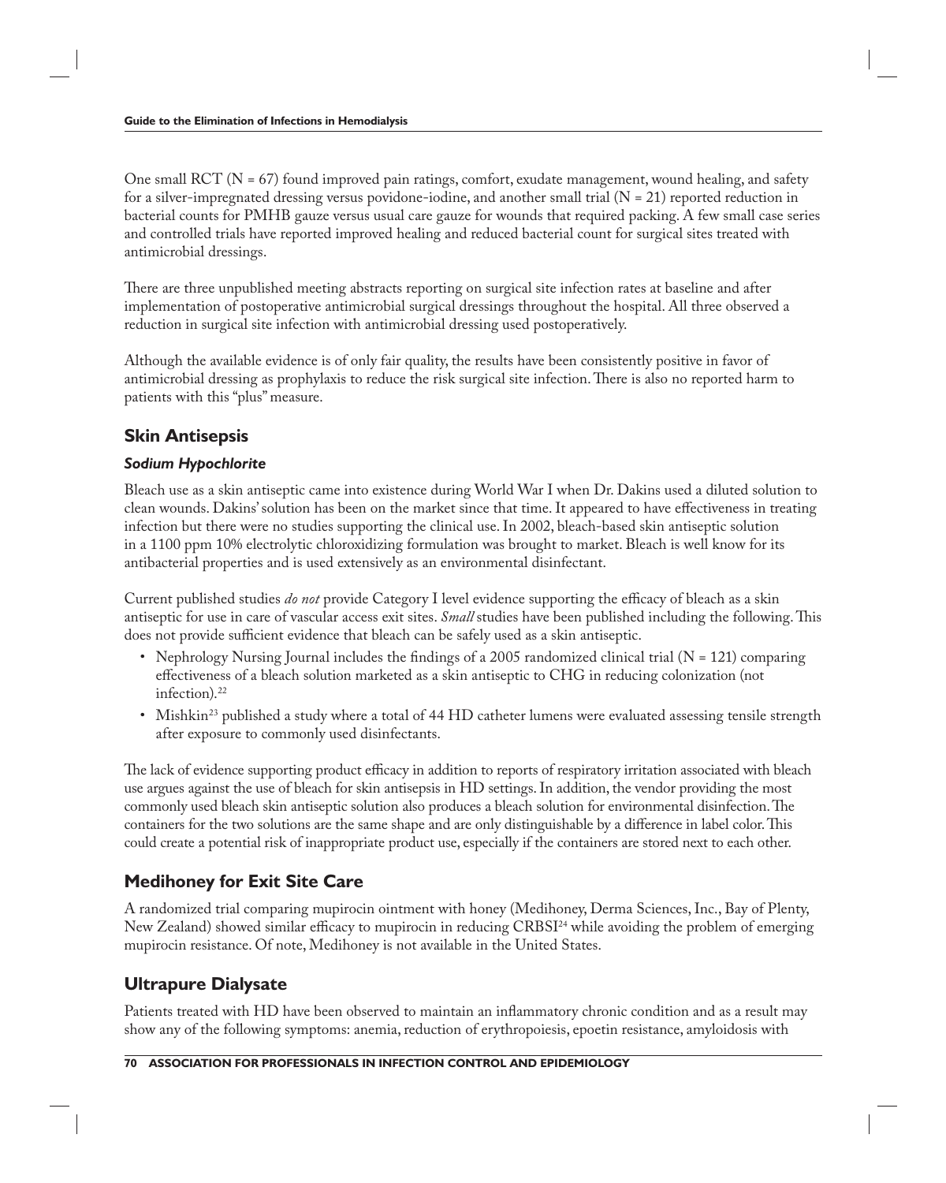One small RCT (N = 67) found improved pain ratings, comfort, exudate management, wound healing, and safety for a silver-impregnated dressing versus povidone-iodine, and another small trial (N = 21) reported reduction in bacterial counts for PMHB gauze versus usual care gauze for wounds that required packing. A few small case series and controlled trials have reported improved healing and reduced bacterial count for surgical sites treated with antimicrobial dressings.

There are three unpublished meeting abstracts reporting on surgical site infection rates at baseline and after implementation of postoperative antimicrobial surgical dressings throughout the hospital. All three observed a reduction in surgical site infection with antimicrobial dressing used postoperatively.

Although the available evidence is of only fair quality, the results have been consistently positive in favor of antimicrobial dressing as prophylaxis to reduce the risk surgical site infection. There is also no reported harm to patients with this "plus" measure.

## Skin Antisepsis

### *Sodium Hypochlorite*

Bleach use as a skin antiseptic came into existence during World War I when Dr. Dakins used a diluted solution to clean wounds. Dakins' solution has been on the market since that time. It appeared to have effectiveness in treating infection but there were no studies supporting the clinical use. In 2002, bleach-based skin antiseptic solution in a 1100 ppm 10% electrolytic chloroxidizing formulation was brought to market. Bleach is well know for its antibacterial properties and is used extensively as an environmental disinfectant.

Current published studies *do not* provide Category I level evidence supporting the efficacy of bleach as a skin antiseptic for use in care of vascular access exit sites. *Small* studies have been published including the following. This does not provide sufficient evidence that bleach can be safely used as a skin antiseptic.

- Nephrology Nursing Journal includes the findings of a 2005 randomized clinical trial (N = 121) comparing effectiveness of a bleach solution marketed as a skin antiseptic to CHG in reducing colonization (not infection).[22]
- Mishkin[23] published a study where a total of 44 HD catheter lumens were evaluated assessing tensile strength after exposure to commonly used disinfectants.

The lack of evidence supporting product efficacy in addition to reports of respiratory irritation associated with bleach use argues against the use of bleach for skin antisepsis in HD settings. In addition, the vendor providing the most commonly used bleach skin antiseptic solution also produces a bleach solution for environmental disinfection. The containers for the two solutions are the same shape and are only distinguishable by a difference in label color. This could create a potential risk of inappropriate product use, especially if the containers are stored next to each other.

## Medihoney for Exit Site Care

A randomized trial comparing mupirocin ointment with honey (Medihoney, Derma Sciences, Inc., Bay of Plenty, New Zealand) showed similar efficacy to mupirocin in reducing CRBSI[24] while avoiding the problem of emerging mupirocin resistance. Of note, Medihoney is not available in the United States.

## Ultrapure Dialysate

Patients treated with HD have been observed to maintain an inflammatory chronic condition and as a result may show any of the following symptoms: anemia, reduction of erythropoiesis, epoetin resistance, amyloidosis with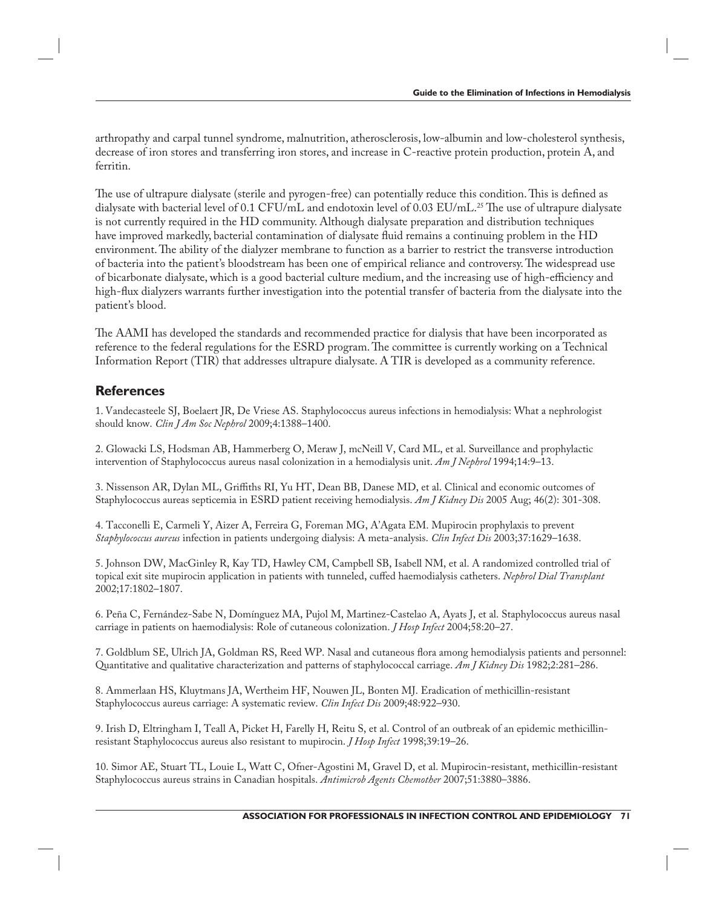arthropathy and carpal tunnel syndrome, malnutrition, atherosclerosis, low-albumin and low-cholesterol synthesis, decrease of iron stores and transferring iron stores, and increase in C-reactive protein production, protein A, and ferritin.

The use of ultrapure dialysate (sterile and pyrogen-free) can potentially reduce this condition. This is defined as dialysate with bacterial level of 0.1 CFU/mL and endotoxin level of 0.03 EU/mL.[25] The use of ultrapure dialysate is not currently required in the HD community. Although dialysate preparation and distribution techniques have improved markedly, bacterial contamination of dialysate fluid remains a continuing problem in the HD environment. The ability of the dialyzer membrane to function as a barrier to restrict the transverse introduction of bacteria into the patient's bloodstream has been one of empirical reliance and controversy. The widespread use of bicarbonate dialysate, which is a good bacterial culture medium, and the increasing use of high-efficiency and high-flux dialyzers warrants further investigation into the potential transfer of bacteria from the dialysate into the patient's blood.

The AAMI has developed the standards and recommended practice for dialysis that have been incorporated as reference to the federal regulations for the ESRD program. The committee is currently working on a Technical Information Report (TIR) that addresses ultrapure dialysate. A TIR is developed as a community reference.

## References

1. Vandecasteele SJ, Boelaert JR, De Vriese AS. Staphylococcus aureus infections in hemodialysis: What a nephrologist should know. *Clin J Am Soc Nephrol* 2009;4:1388–1400.

2. Glowacki LS, Hodsman AB, Hammerberg O, Meraw J, mcNeill V, Card ML, et al. Surveillance and prophylactic intervention of Staphylococcus aureus nasal colonization in a hemodialysis unit. *Am J Nephrol* 1994;14:9–13.

3. Nissenson AR, Dylan ML, Griffiths RI, Yu HT, Dean BB, Danese MD, et al. Clinical and economic outcomes of Staphylococcus aureas septicemia in ESRD patient receiving hemodialysis. *Am J Kidney Dis* 2005 Aug; 46(2): 301-308.

4. Tacconelli E, Carmeli Y, Aizer A, Ferreira G, Foreman MG, A'Agata EM. Mupirocin prophylaxis to prevent *Staphylococcus aureus* infection in patients undergoing dialysis: A meta-analysis. *Clin Infect Dis* 2003;37:1629–1638.

5. Johnson DW, MacGinley R, Kay TD, Hawley CM, Campbell SB, Isabell NM, et al. A randomized controlled trial of topical exit site mupirocin application in patients with tunneled, cuffed haemodialysis catheters. *Nephrol Dial Transplant* 2002;17:1802–1807.

6. Peña C, Fernández-Sabe N, Domínguez MA, Pujol M, Martinez-Castelao A, Ayats J, et al. Staphylococcus aureus nasal carriage in patients on haemodialysis: Role of cutaneous colonization. *J Hosp Infect* 2004;58:20–27.

7. Goldblum SE, Ulrich JA, Goldman RS, Reed WP. Nasal and cutaneous flora among hemodialysis patients and personnel: Quantitative and qualitative characterization and patterns of staphylococcal carriage. *Am J Kidney Dis* 1982;2:281–286.

8. Ammerlaan HS, Kluytmans JA, Wertheim HF, Nouwen JL, Bonten MJ. Eradication of methicillin-resistant Staphylococcus aureus carriage: A systematic review. *Clin Infect Dis* 2009;48:922–930.

9. Irish D, Eltringham I, Teall A, Picket H, Farelly H, Reitu S, et al. Control of an outbreak of an epidemic methicillin-resistant Staphylococcus aureus also resistant to mupirocin. *J Hosp Infect* 1998;39:19–26.

10. Simor AE, Stuart TL, Louie L, Watt C, Ofner-Agostini M, Gravel D, et al. Mupirocin-resistant, methicillin-resistant Staphylococcus aureus strains in Canadian hospitals. *Antimicrob Agents Chemother* 2007;51:3880–3886.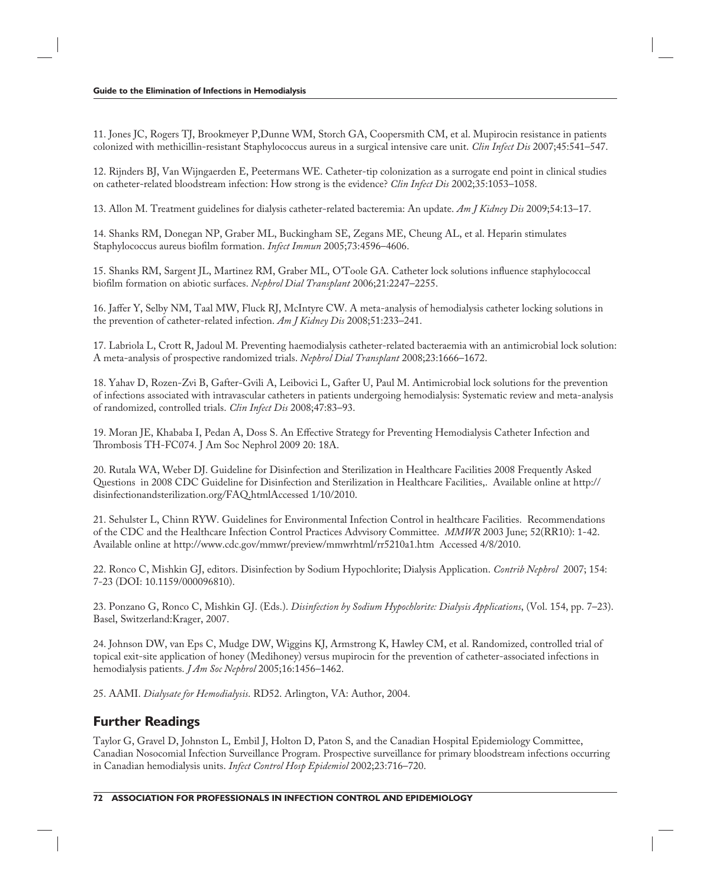11. Jones JC, Rogers TJ, Brookmeyer P,Dunne WM, Storch GA, Coopersmith CM, et al. Mupirocin resistance in patients colonized with methicillin-resistant Staphylococcus aureus in a surgical intensive care unit. *Clin Infect Dis* 2007;45:541–547.

12. Rijnders BJ, Van Wijngaerden E, Peetermans WE. Catheter-tip colonization as a surrogate end point in clinical studies on catheter-related bloodstream infection: How strong is the evidence? *Clin Infect Dis* 2002;35:1053–1058.

13. Allon M. Treatment guidelines for dialysis catheter-related bacteremia: An update. *Am J Kidney Dis* 2009;54:13–17.

14. Shanks RM, Donegan NP, Graber ML, Buckingham SE, Zegans ME, Cheung AL, et al. Heparin stimulates Staphylococcus aureus biofilm formation. *Infect Immun* 2005;73:4596–4606.

15. Shanks RM, Sargent JL, Martinez RM, Graber ML, O'Toole GA. Catheter lock solutions influence staphylococcal biofilm formation on abiotic surfaces. *Nephrol Dial Transplant* 2006;21:2247–2255.

16. Jaffer Y, Selby NM, Taal MW, Fluck RJ, McIntyre CW. A meta-analysis of hemodialysis catheter locking solutions in the prevention of catheter-related infection. *Am J Kidney Dis* 2008;51:233–241.

17. Labriola L, Crott R, Jadoul M. Preventing haemodialysis catheter-related bacteraemia with an antimicrobial lock solution: A meta-analysis of prospective randomized trials. *Nephrol Dial Transplant* 2008;23:1666–1672.

18. Yahav D, Rozen-Zvi B, Gafter-Gvili A, Leibovici L, Gafter U, Paul M. Antimicrobial lock solutions for the prevention of infections associated with intravascular catheters in patients undergoing hemodialysis: Systematic review and meta-analysis of randomized, controlled trials. *Clin Infect Dis* 2008;47:83–93.

19. Moran JE, Khababa I, Pedan A, Doss S. An Effective Strategy for Preventing Hemodialysis Catheter Infection and Thrombosis TH-FC074. J Am Soc Nephrol 2009 20: 18A.

20. Rutala WA, Weber DJ. Guideline for Disinfection and Sterilization in Healthcare Facilities 2008 Frequently Asked Questions in 2008 CDC Guideline for Disinfection and Sterilization in Healthcare Facilities,. Available online at http://disinfectionandsterilization.org/FAQ.htmlAccessed 1/10/2010.

21. Sehulster L, Chinn RYW. Guidelines for Environmental Infection Control in healthcare Facilities. Recommendations of the CDC and the Healthcare Infection Control Practices Advvisory Committee. *MMWR* 2003 June; 52(RR10): 1-42. Available online at http://www.cdc.gov/mmwr/preview/mmwrhtml/rr5210a1.htm Accessed 4/8/2010.

22. Ronco C, Mishkin GJ, editors. Disinfection by Sodium Hypochlorite; Dialysis Application. *Contrib Nephrol* 2007; 154: 7-23 (DOI: 10.1159/000096810).

23. Ponzano G, Ronco C, Mishkin GJ. (Eds.). *Disinfection by Sodium Hypochlorite: Dialysis Applications*, (Vol. 154, pp. 7–23). Basel, Switzerland:Krager, 2007.

24. Johnson DW, van Eps C, Mudge DW, Wiggins KJ, Armstrong K, Hawley CM, et al. Randomized, controlled trial of topical exit-site application of honey (Medihoney) versus mupirocin for the prevention of catheter-associated infections in hemodialysis patients. *J Am Soc Nephrol* 2005;16:1456–1462.

25. AAMI. *Dialysate for Hemodialysis.* RD52. Arlington, VA: Author, 2004.

## Further Readings

Taylor G, Gravel D, Johnston L, Embil J, Holton D, Paton S, and the Canadian Hospital Epidemiology Committee, Canadian Nosocomial Infection Surveillance Program. Prospective surveillance for primary bloodstream infections occurring in Canadian hemodialysis units. *Infect Control Hosp Epidemiol* 2002;23:716–720.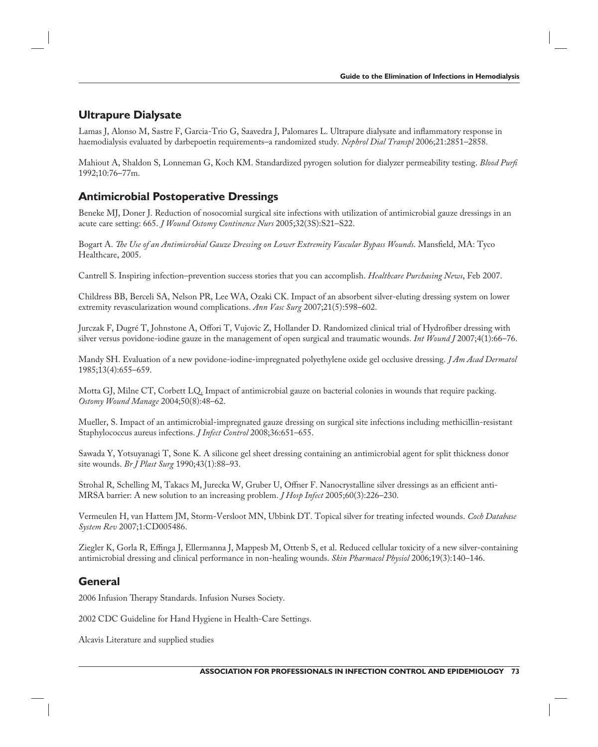## Ultrapure Dialysate

Lamas J, Alonso M, Sastre F, Garcia-Trio G, Saavedra J, Palomares L. Ultrapure dialysate and inflammatory response in haemodialysis evaluated by darbepoetin requirements–a randomized study. *Nephrol Dial Transpl* 2006;21:2851–2858.

Mahiout A, Shaldon S, Lonneman G, Koch KM. Standardized pyrogen solution for dialyzer permeability testing. *Blood Purfi* 1992;10:76–77m.

## Antimicrobial Postoperative Dressings

Beneke MJ, Doner J. Reduction of nosocomial surgical site infections with utilization of antimicrobial gauze dressings in an acute care setting: 665. *J Wound Ostomy Continence Nurs* 2005;32(3S):S21–S22.

Bogart A. *The Use of an Antimicrobial Gauze Dressing on Lower Extremity Vascular Bypass Wounds*. Mansfield, MA: Tyco Healthcare, 2005.

Cantrell S. Inspiring infection–prevention success stories that you can accomplish. *Healthcare Purchasing News*, Feb 2007.

Childress BB, Berceli SA, Nelson PR, Lee WA, Ozaki CK. Impact of an absorbent silver-eluting dressing system on lower extremity revascularization wound complications. *Ann Vasc Surg* 2007;21(5):598–602.

Jurczak F, Dugré T, Johnstone A, Offori T, Vujovic Z, Hollander D. Randomized clinical trial of Hydrofiber dressing with silver versus povidone-iodine gauze in the management of open surgical and traumatic wounds. *Int Wound J* 2007;4(1):66–76.

Mandy SH. Evaluation of a new povidone-iodine-impregnated polyethylene oxide gel occlusive dressing. *J Am Acad Dermatol* 1985;13(4):655–659.

Motta GJ, Milne CT, Corbett LQ. Impact of antimicrobial gauze on bacterial colonies in wounds that require packing. *Ostomy Wound Manage* 2004;50(8):48–62.

Mueller, S. Impact of an antimicrobial-impregnated gauze dressing on surgical site infections including methicillin-resistant Staphylococcus aureus infections. *J Infect Control* 2008;36:651–655.

Sawada Y, Yotsuyanagi T, Sone K. A silicone gel sheet dressing containing an antimicrobial agent for split thickness donor site wounds. *Br J Plast Surg* 1990;43(1):88–93.

Strohal R, Schelling M, Takacs M, Jurecka W, Gruber U, Offner F. Nanocrystalline silver dressings as an efficient anti-MRSA barrier: A new solution to an increasing problem. *J Hosp Infect* 2005;60(3):226–230.

Vermeulen H, van Hattem JM, Storm-Versloot MN, Ubbink DT. Topical silver for treating infected wounds. *Coch Database System Rev* 2007;1:CD005486.

Ziegler K, Gorla R, Effinga J, Ellermanna J, Mappesb M, Ottenb S, et al. Reduced cellular toxicity of a new silver-containing antimicrobial dressing and clinical performance in non-healing wounds. *Skin Pharmacol Physiol* 2006;19(3):140–146.

## General

2006 Infusion Therapy Standards. Infusion Nurses Society.

2002 CDC Guideline for Hand Hygiene in Health-Care Settings.

Alcavis Literature and supplied studies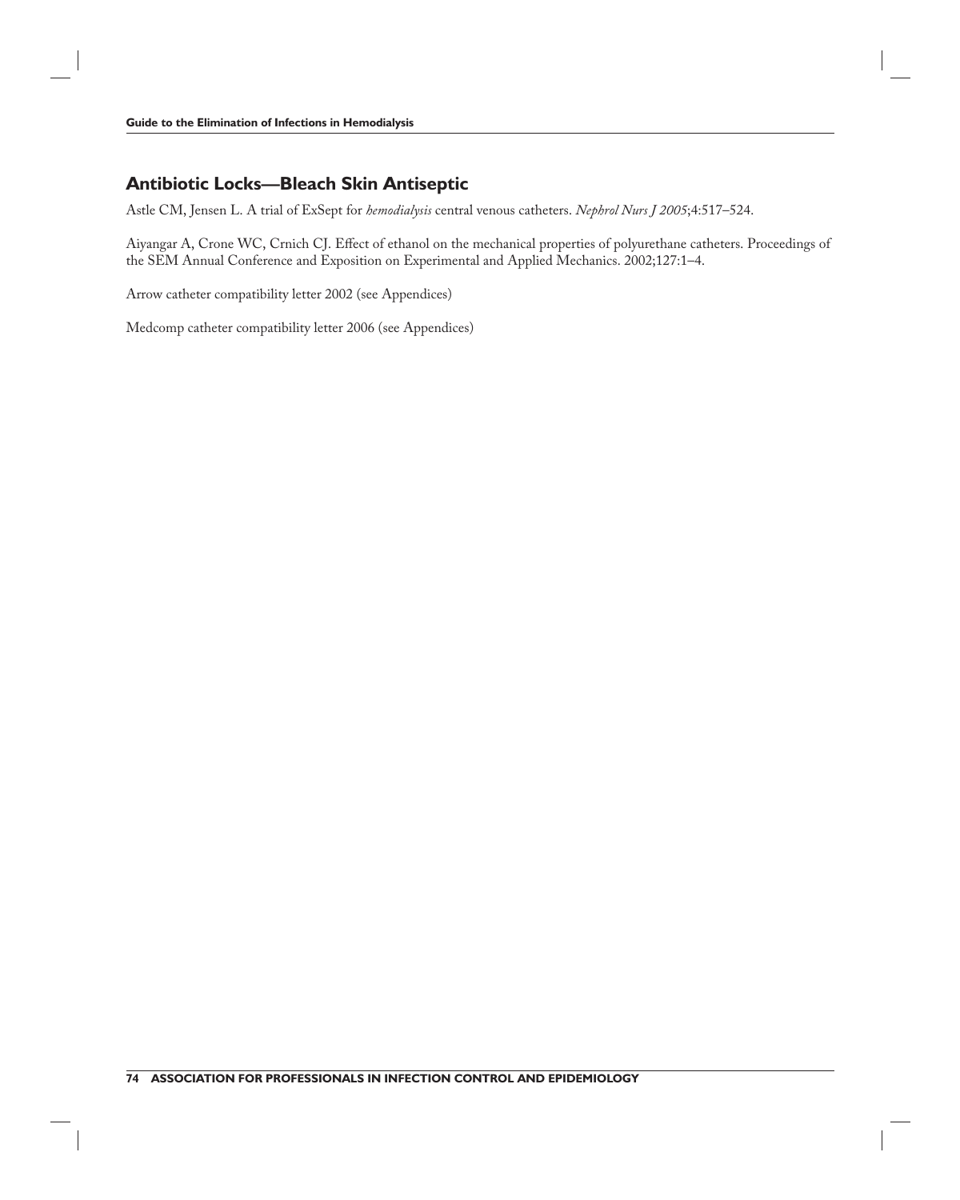## Antibiotic Locks—Bleach Skin Antiseptic

Astle CM, Jensen L. A trial of ExSept for *hemodialysis* central venous catheters. *Nephrol Nurs J 2005*;4:517–524.

Aiyangar A, Crone WC, Crnich CJ. Effect of ethanol on the mechanical properties of polyurethane catheters. Proceedings of the SEM Annual Conference and Exposition on Experimental and Applied Mechanics. 2002;127:1–4.

Arrow catheter compatibility letter 2002 (see Appendices)

Medcomp catheter compatibility letter 2006 (see Appendices)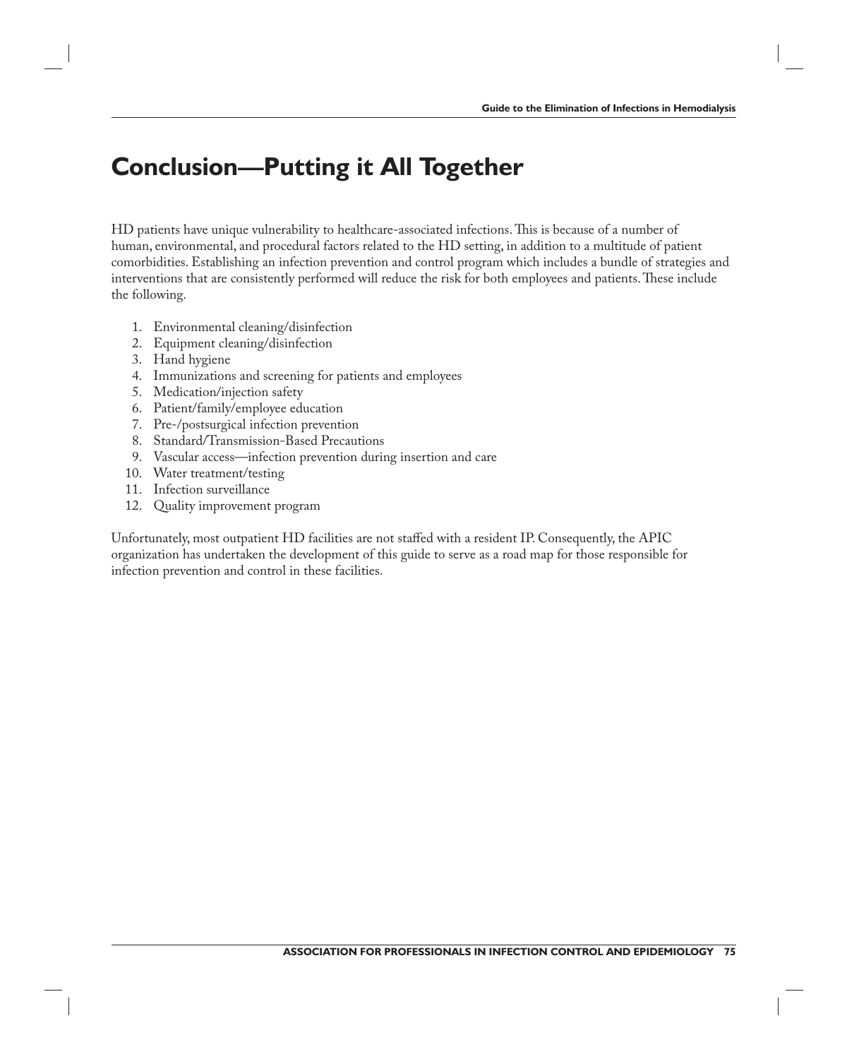# Conclusion—Putting it All Together

HD patients have unique vulnerability to healthcare-associated infections. This is because of a number of human, environmental, and procedural factors related to the HD setting, in addition to a multitude of patient comorbidities. Establishing an infection prevention and control program which includes a bundle of strategies and interventions that are consistently performed will reduce the risk for both employees and patients. These include the following.

1. Environmental cleaning/disinfection
2. Equipment cleaning/disinfection
3. Hand hygiene
4. Immunizations and screening for patients and employees
5. Medication/injection safety
6. Patient/family/employee education
7. Pre-/postsurgical infection prevention
8. Standard/Transmission-Based Precautions
9. Vascular access—infection prevention during insertion and care
10. Water treatment/testing
11. Infection surveillance
12. Quality improvement program

Unfortunately, most outpatient HD facilities are not staffed with a resident IP. Consequently, the APIC organization has undertaken the development of this guide to serve as a road map for those responsible for infection prevention and control in these facilities.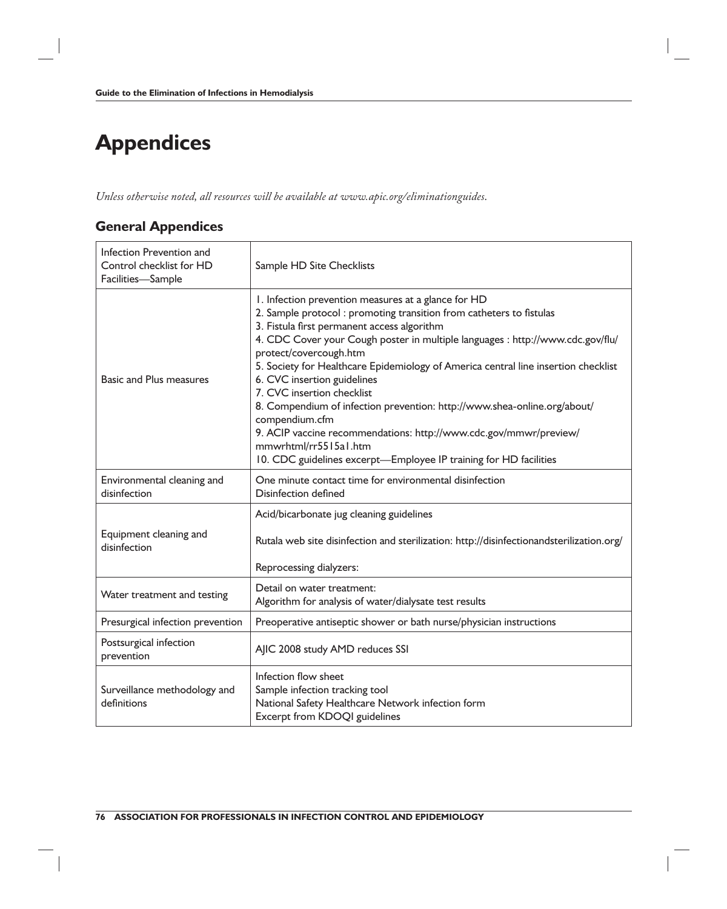# Appendices

*Unless otherwise noted, all resources will be available at www.apic.org/eliminationguides.*

## General Appendices

| | |
|---|---|
| Infection Prevention and Control checklist for HD Facilities—Sample | Sample HD Site Checklists |
| Basic and Plus measures | 1. Infection prevention measures at a glance for HD<br>2. Sample protocol : promoting transition from catheters to fistulas<br>3. Fistula first permanent access algorithm<br>4. CDC Cover your Cough poster in multiple languages : http://www.cdc.gov/flu/protect/covercough.htm<br>5. Society for Healthcare Epidemiology of America central line insertion checklist<br>6. CVC insertion guidelines<br>7. CVC insertion checklist<br>8. Compendium of infection prevention: http://www.shea-online.org/about/compendium.cfm<br>9. ACIP vaccine recommendations: http://www.cdc.gov/mmwr/preview/mmwrhtml/rr5515a1.htm<br>10. CDC guidelines excerpt—Employee IP training for HD facilities |
| Environmental cleaning and disinfection | One minute contact time for environmental disinfection<br>Disinfection defined |
| Equipment cleaning and disinfection | Acid/bicarbonate jug cleaning guidelines<br><br>Rutala web site disinfection and sterilization: http://disinfectionandsterilization.org/<br><br>Reprocessing dialyzers: |
| Water treatment and testing | Detail on water treatment:<br>Algorithm for analysis of water/dialysate test results |
| Presurgical infection prevention | Preoperative antiseptic shower or bath nurse/physician instructions |
| Postsurgical infection prevention | AJIC 2008 study AMD reduces SSI |
| Surveillance methodology and definitions | Infection flow sheet<br>Sample infection tracking tool<br>National Safety Healthcare Network infection form<br>Excerpt from KDOQI guidelines |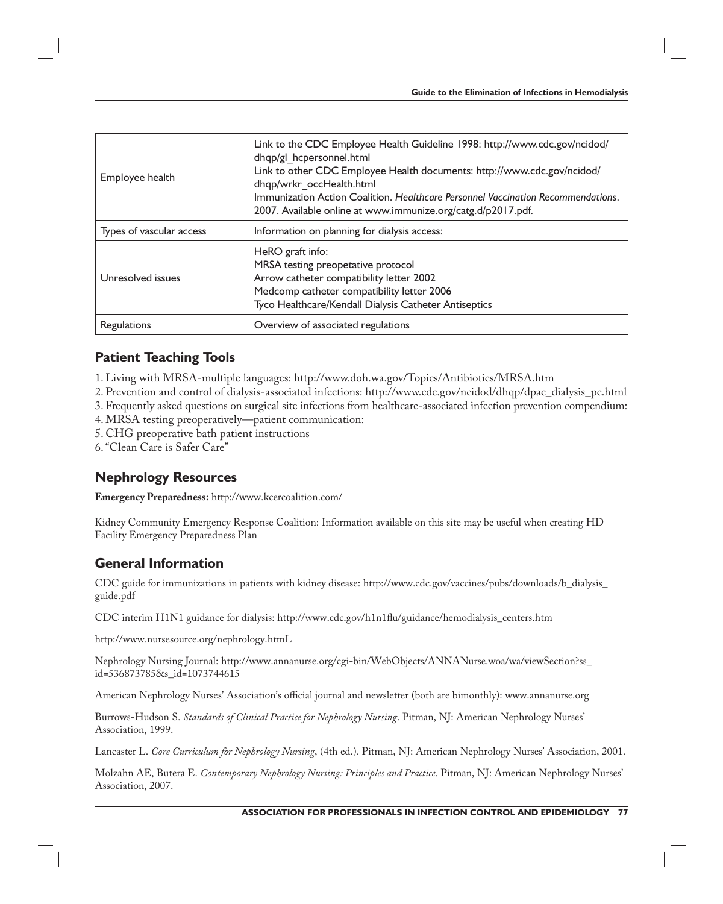| | |
|---|---|
| Employee health | Link to the CDC Employee Health Guideline 1998: http://www.cdc.gov/ncidod/dhqp/gl_hcpersonnel.html<br>Link to other CDC Employee Health documents: http://www.cdc.gov/ncidod/dhqp/wrkr_occHealth.html<br>Immunization Action Coalition. *Healthcare Personnel Vaccination Recommendations*. 2007. Available online at www.immunize.org/catg.d/p2017.pdf. |
| Types of vascular access | Information on planning for dialysis access: |
| Unresolved issues | HeRO graft info:<br>MRSA testing preopetative protocol<br>Arrow catheter compatibility letter 2002<br>Medcomp catheter compatibility letter 2006<br>Tyco Healthcare/Kendall Dialysis Catheter Antiseptics |
| Regulations | Overview of associated regulations |

## Patient Teaching Tools

1. Living with MRSA-multiple languages: http://www.doh.wa.gov/Topics/Antibiotics/MRSA.htm
2. Prevention and control of dialysis-associated infections: http://www.cdc.gov/ncidod/dhqp/dpac_dialysis_pc.html
3. Frequently asked questions on surgical site infections from healthcare-associated infection prevention compendium:
4. MRSA testing preoperatively—patient communication:
5. CHG preoperative bath patient instructions
6. "Clean Care is Safer Care"

## Nephrology Resources

**Emergency Preparedness:** http://www.kcercoalition.com/

Kidney Community Emergency Response Coalition: Information available on this site may be useful when creating HD Facility Emergency Preparedness Plan

## General Information

CDC guide for immunizations in patients with kidney disease: http://www.cdc.gov/vaccines/pubs/downloads/b_dialysis_guide.pdf

CDC interim H1N1 guidance for dialysis: http://www.cdc.gov/h1n1flu/guidance/hemodialysis_centers.htm

http://www.nursesource.org/nephrology.htmL

Nephrology Nursing Journal: http://www.annanurse.org/cgi-bin/WebObjects/ANNANurse.woa/wa/viewSection?ss_id=536873785&s_id=1073744615

American Nephrology Nurses' Association's official journal and newsletter (both are bimonthly): www.annanurse.org

Burrows-Hudson S. *Standards of Clinical Practice for Nephrology Nursing*. Pitman, NJ: American Nephrology Nurses' Association, 1999.

Lancaster L. *Core Curriculum for Nephrology Nursing*, (4th ed.). Pitman, NJ: American Nephrology Nurses' Association, 2001.

Molzahn AE, Butera E. *Contemporary Nephrology Nursing: Principles and Practice*. Pitman, NJ: American Nephrology Nurses' Association, 2007.